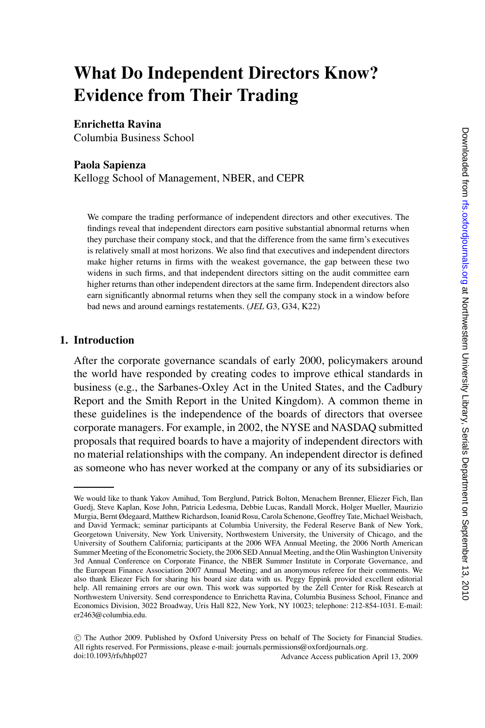# What Do Independent Directors Know? Evidence from Their Trading

**Enrichetta Ravina**
Columbia Business School

**Paola Sapienza**
Kellogg School of Management, NBER, and CEPR

We compare the trading performance of independent directors and other executives. The findings reveal that independent directors earn positive substantial abnormal returns when they purchase their company stock, and that the difference from the same firm's executives is relatively small at most horizons. We also find that executives and independent directors make higher returns in firms with the weakest governance, the gap between these two widens in such firms, and that independent directors sitting on the audit committee earn higher returns than other independent directors at the same firm. Independent directors also earn significantly abnormal returns when they sell the company stock in a window before bad news and around earnings restatements. (*JEL* G3, G34, K22)

## 1. Introduction

After the corporate governance scandals of early 2000, policymakers around the world have responded by creating codes to improve ethical standards in business (e.g., the Sarbanes-Oxley Act in the United States, and the Cadbury Report and the Smith Report in the United Kingdom). A common theme in these guidelines is the independence of the boards of directors that oversee corporate managers. For example, in 2002, the NYSE and NASDAQ submitted proposals that required boards to have a majority of independent directors with no material relationships with the company. An independent director is defined as someone who has never worked at the company or any of its subsidiaries or

---

We would like to thank Yakov Amihud, Tom Berglund, Patrick Bolton, Menachem Brenner, Eliezer Fich, Ilan Guedj, Steve Kaplan, Kose John, Patricia Ledesma, Debbie Lucas, Randall Morck, Holger Mueller, Maurizio Murgia, Bernt Ødegaard, Matthew Richardson, Ioanid Rosu, Carola Schenone, Geoffrey Tate, Michael Weisbach, and David Yermack; seminar participants at Columbia University, the Federal Reserve Bank of New York, Georgetown University, New York University, Northwestern University, the University of Chicago, and the University of Southern California; participants at the 2006 WFA Annual Meeting, the 2006 North American Summer Meeting of the Econometric Society, the 2006 SED Annual Meeting, and the Olin Washington University 3rd Annual Conference on Corporate Finance, the NBER Summer Institute in Corporate Governance, and the European Finance Association 2007 Annual Meeting; and an anonymous referee for their comments. We also thank Eliezer Fich for sharing his board size data with us. Peggy Eppink provided excellent editorial help. All remaining errors are our own. This work was supported by the Zell Center for Risk Research at Northwestern University. Send correspondence to Enrichetta Ravina, Columbia Business School, Finance and Economics Division, 3022 Broadway, Uris Hall 822, New York, NY 10023; telephone: 212-854-1031. E-mail: er2463@columbia.edu.

© The Author 2009. Published by Oxford University Press on behalf of The Society for Financial Studies. All rights reserved. For Permissions, please e-mail: journals.permissions@oxfordjournals.org.
doi:10.1093/rfs/hhp027 Advance Access publication April 13, 2009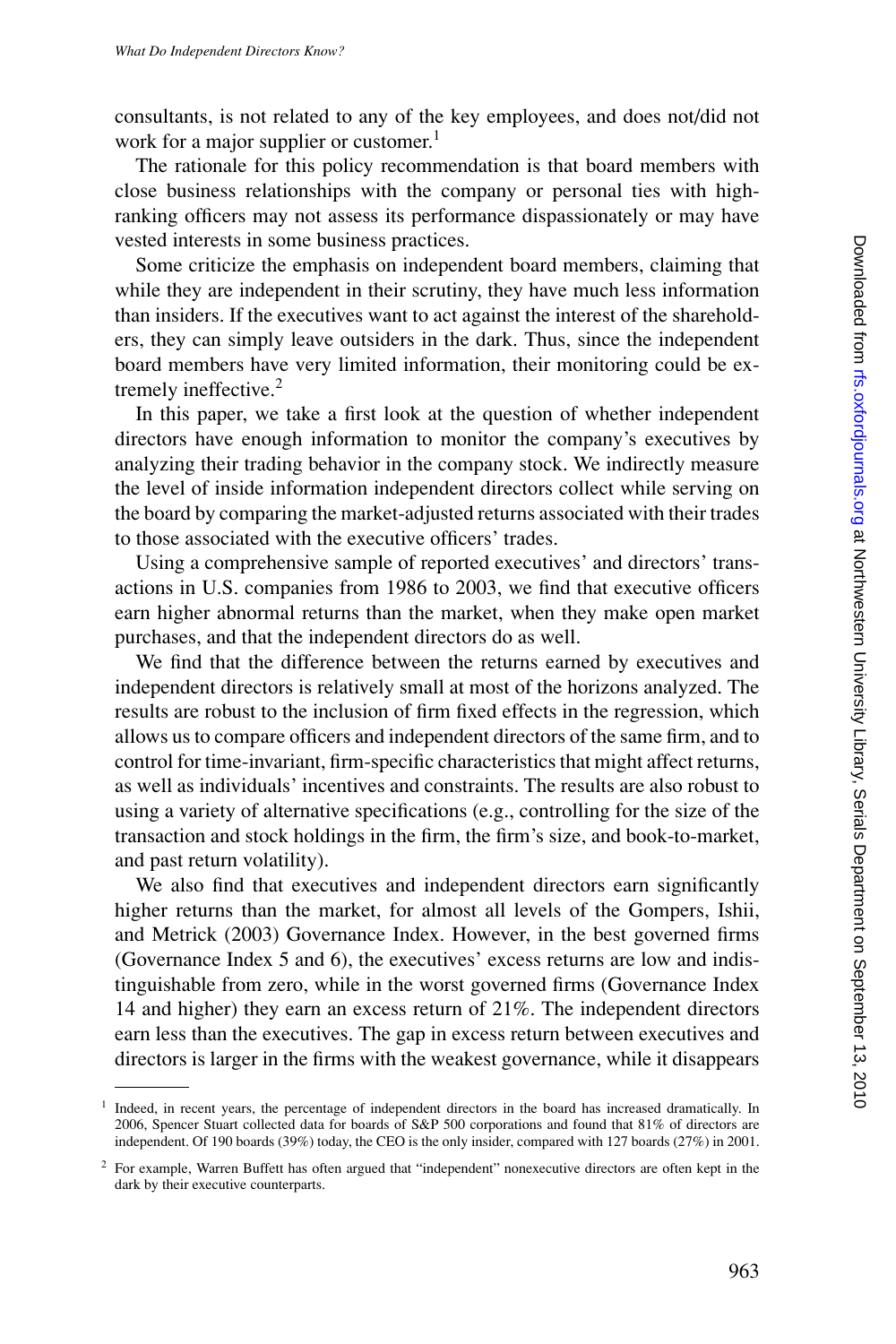consultants, is not related to any of the key employees, and does not/did not work for a major supplier or customer.[1]

The rationale for this policy recommendation is that board members with close business relationships with the company or personal ties with high-ranking officers may not assess its performance dispassionately or may have vested interests in some business practices.

Some criticize the emphasis on independent board members, claiming that while they are independent in their scrutiny, they have much less information than insiders. If the executives want to act against the interest of the shareholders, they can simply leave outsiders in the dark. Thus, since the independent board members have very limited information, their monitoring could be extremely ineffective.[2]

In this paper, we take a first look at the question of whether independent directors have enough information to monitor the company's executives by analyzing their trading behavior in the company stock. We indirectly measure the level of inside information independent directors collect while serving on the board by comparing the market-adjusted returns associated with their trades to those associated with the executive officers' trades.

Using a comprehensive sample of reported executives' and directors' transactions in U.S. companies from 1986 to 2003, we find that executive officers earn higher abnormal returns than the market, when they make open market purchases, and that the independent directors do as well.

We find that the difference between the returns earned by executives and independent directors is relatively small at most of the horizons analyzed. The results are robust to the inclusion of firm fixed effects in the regression, which allows us to compare officers and independent directors of the same firm, and to control for time-invariant, firm-specific characteristics that might affect returns, as well as individuals' incentives and constraints. The results are also robust to using a variety of alternative specifications (e.g., controlling for the size of the transaction and stock holdings in the firm, the firm's size, and book-to-market, and past return volatility).

We also find that executives and independent directors earn significantly higher returns than the market, for almost all levels of the Gompers, Ishii, and Metrick (2003) Governance Index. However, in the best governed firms (Governance Index 5 and 6), the executives' excess returns are low and indistinguishable from zero, while in the worst governed firms (Governance Index 14 and higher) they earn an excess return of 21%. The independent directors earn less than the executives. The gap in excess return between executives and directors is larger in the firms with the weakest governance, while it disappears

---

[1] Indeed, in recent years, the percentage of independent directors in the board has increased dramatically. In 2006, Spencer Stuart collected data for boards of S&P 500 corporations and found that 81% of directors are independent. Of 190 boards (39%) today, the CEO is the only insider, compared with 127 boards (27%) in 2001.

[2] For example, Warren Buffett has often argued that "independent" nonexecutive directors are often kept in the dark by their executive counterparts.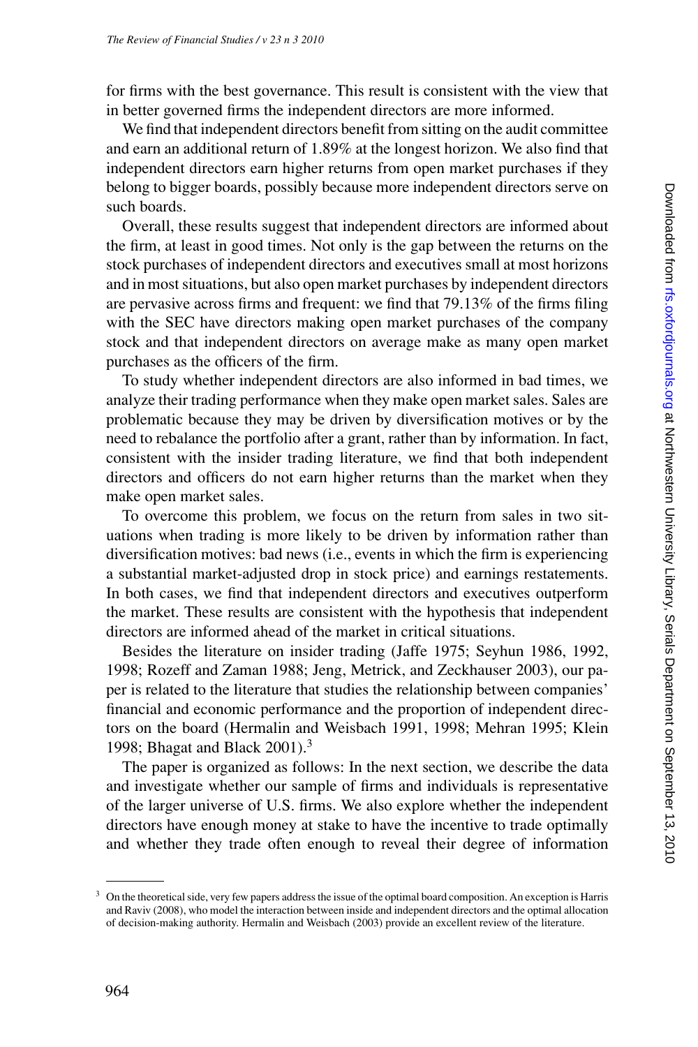for firms with the best governance. This result is consistent with the view that in better governed firms the independent directors are more informed.

We find that independent directors benefit from sitting on the audit committee and earn an additional return of 1.89% at the longest horizon. We also find that independent directors earn higher returns from open market purchases if they belong to bigger boards, possibly because more independent directors serve on such boards.

Overall, these results suggest that independent directors are informed about the firm, at least in good times. Not only is the gap between the returns on the stock purchases of independent directors and executives small at most horizons and in most situations, but also open market purchases by independent directors are pervasive across firms and frequent: we find that 79.13% of the firms filing with the SEC have directors making open market purchases of the company stock and that independent directors on average make as many open market purchases as the officers of the firm.

To study whether independent directors are also informed in bad times, we analyze their trading performance when they make open market sales. Sales are problematic because they may be driven by diversification motives or by the need to rebalance the portfolio after a grant, rather than by information. In fact, consistent with the insider trading literature, we find that both independent directors and officers do not earn higher returns than the market when they make open market sales.

To overcome this problem, we focus on the return from sales in two situations when trading is more likely to be driven by information rather than diversification motives: bad news (i.e., events in which the firm is experiencing a substantial market-adjusted drop in stock price) and earnings restatements. In both cases, we find that independent directors and executives outperform the market. These results are consistent with the hypothesis that independent directors are informed ahead of the market in critical situations.

Besides the literature on insider trading (Jaffe 1975; Seyhun 1986, 1992, 1998; Rozeff and Zaman 1988; Jeng, Metrick, and Zeckhauser 2003), our paper is related to the literature that studies the relationship between companies' financial and economic performance and the proportion of independent directors on the board (Hermalin and Weisbach 1991, 1998; Mehran 1995; Klein 1998; Bhagat and Black 2001).[3]

The paper is organized as follows: In the next section, we describe the data and investigate whether our sample of firms and individuals is representative of the larger universe of U.S. firms. We also explore whether the independent directors have enough money at stake to have the incentive to trade optimally and whether they trade often enough to reveal their degree of information

[3] On the theoretical side, very few papers address the issue of the optimal board composition. An exception is Harris and Raviv (2008), who model the interaction between inside and independent directors and the optimal allocation of decision-making authority. Hermalin and Weisbach (2003) provide an excellent review of the literature.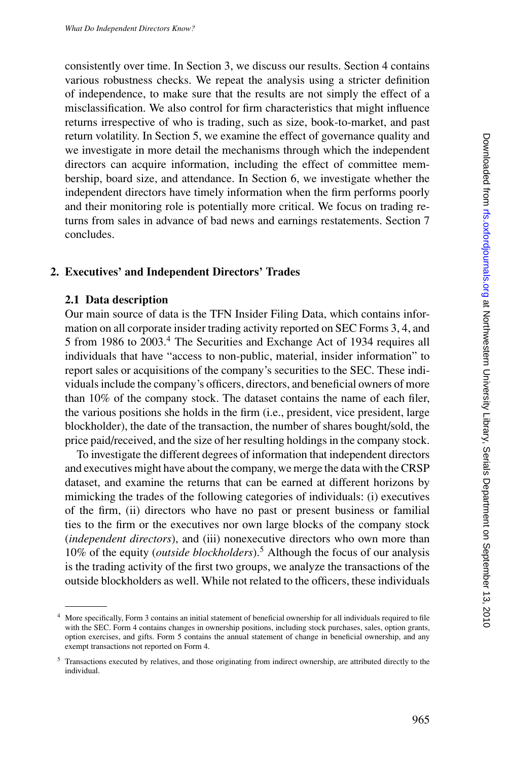consistently over time. In Section 3, we discuss our results. Section 4 contains various robustness checks. We repeat the analysis using a stricter definition of independence, to make sure that the results are not simply the effect of a misclassification. We also control for firm characteristics that might influence returns irrespective of who is trading, such as size, book-to-market, and past return volatility. In Section 5, we examine the effect of governance quality and we investigate in more detail the mechanisms through which the independent directors can acquire information, including the effect of committee membership, board size, and attendance. In Section 6, we investigate whether the independent directors have timely information when the firm performs poorly and their monitoring role is potentially more critical. We focus on trading returns from sales in advance of bad news and earnings restatements. Section 7 concludes.

## 2. Executives' and Independent Directors' Trades

### 2.1 Data description

Our main source of data is the TFN Insider Filing Data, which contains information on all corporate insider trading activity reported on SEC Forms 3, 4, and 5 from 1986 to 2003.[4] The Securities and Exchange Act of 1934 requires all individuals that have "access to non-public, material, insider information" to report sales or acquisitions of the company's securities to the SEC. These individuals include the company's officers, directors, and beneficial owners of more than 10% of the company stock. The dataset contains the name of each filer, the various positions she holds in the firm (i.e., president, vice president, large blockholder), the date of the transaction, the number of shares bought/sold, the price paid/received, and the size of her resulting holdings in the company stock.

To investigate the different degrees of information that independent directors and executives might have about the company, we merge the data with the CRSP dataset, and examine the returns that can be earned at different horizons by mimicking the trades of the following categories of individuals: (i) executives of the firm, (ii) directors who have no past or present business or familial ties to the firm or the executives nor own large blocks of the company stock (*independent directors*), and (iii) nonexecutive directors who own more than 10% of the equity (*outside blockholders*).[5] Although the focus of our analysis is the trading activity of the first two groups, we analyze the transactions of the outside blockholders as well. While not related to the officers, these individuals

---

[4] More specifically, Form 3 contains an initial statement of beneficial ownership for all individuals required to file with the SEC. Form 4 contains changes in ownership positions, including stock purchases, sales, option grants, option exercises, and gifts. Form 5 contains the annual statement of change in beneficial ownership, and any exempt transactions not reported on Form 4.

[5] Transactions executed by relatives, and those originating from indirect ownership, are attributed directly to the individual.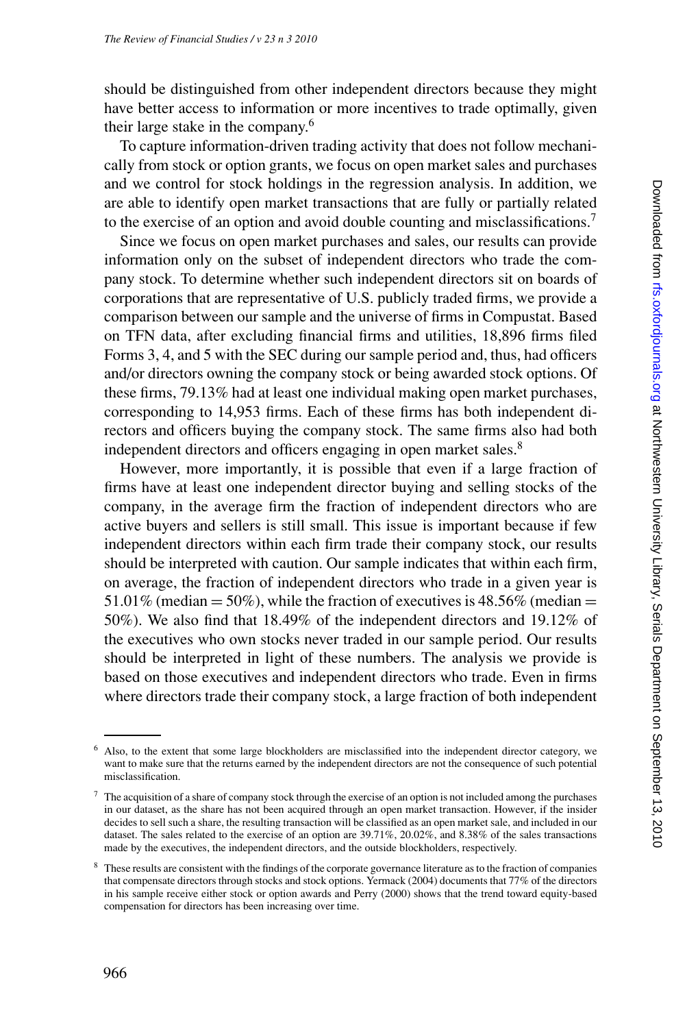should be distinguished from other independent directors because they might have better access to information or more incentives to trade optimally, given their large stake in the company.[6]

To capture information-driven trading activity that does not follow mechanically from stock or option grants, we focus on open market sales and purchases and we control for stock holdings in the regression analysis. In addition, we are able to identify open market transactions that are fully or partially related to the exercise of an option and avoid double counting and misclassifications.[7]

Since we focus on open market purchases and sales, our results can provide information only on the subset of independent directors who trade the company stock. To determine whether such independent directors sit on boards of corporations that are representative of U.S. publicly traded firms, we provide a comparison between our sample and the universe of firms in Compustat. Based on TFN data, after excluding financial firms and utilities, 18,896 firms filed Forms 3, 4, and 5 with the SEC during our sample period and, thus, had officers and/or directors owning the company stock or being awarded stock options. Of these firms, 79.13% had at least one individual making open market purchases, corresponding to 14,953 firms. Each of these firms has both independent directors and officers buying the company stock. The same firms also had both independent directors and officers engaging in open market sales.[8]

However, more importantly, it is possible that even if a large fraction of firms have at least one independent director buying and selling stocks of the company, in the average firm the fraction of independent directors who are active buyers and sellers is still small. This issue is important because if few independent directors within each firm trade their company stock, our results should be interpreted with caution. Our sample indicates that within each firm, on average, the fraction of independent directors who trade in a given year is 51.01% (median = 50%), while the fraction of executives is 48.56% (median = 50%). We also find that 18.49% of the independent directors and 19.12% of the executives who own stocks never traded in our sample period. Our results should be interpreted in light of these numbers. The analysis we provide is based on those executives and independent directors who trade. Even in firms where directors trade their company stock, a large fraction of both independent

---

[6] Also, to the extent that some large blockholders are misclassified into the independent director category, we want to make sure that the returns earned by the independent directors are not the consequence of such potential misclassification.

[7] The acquisition of a share of company stock through the exercise of an option is not included among the purchases in our dataset, as the share has not been acquired through an open market transaction. However, if the insider decides to sell such a share, the resulting transaction will be classified as an open market sale, and included in our dataset. The sales related to the exercise of an option are 39.71%, 20.02%, and 8.38% of the sales transactions made by the executives, the independent directors, and the outside blockholders, respectively.

[8] These results are consistent with the findings of the corporate governance literature as to the fraction of companies that compensate directors through stocks and stock options. Yermack (2004) documents that 77% of the directors in his sample receive either stock or option awards and Perry (2000) shows that the trend toward equity-based compensation for directors has been increasing over time.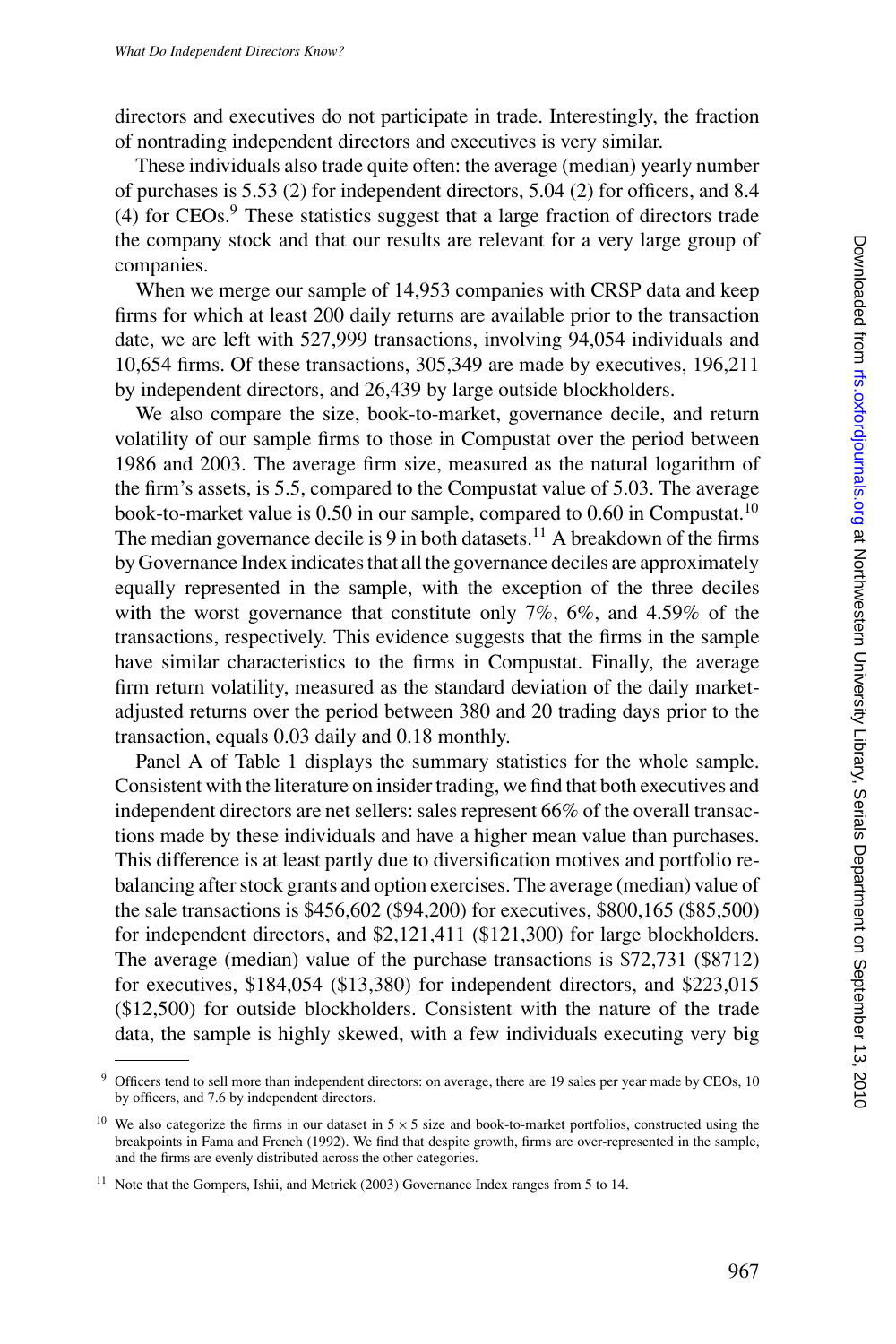directors and executives do not participate in trade. Interestingly, the fraction of nontrading independent directors and executives is very similar.

These individuals also trade quite often: the average (median) yearly number of purchases is 5.53 (2) for independent directors, 5.04 (2) for officers, and 8.4 (4) for CEOs.[9] These statistics suggest that a large fraction of directors trade the company stock and that our results are relevant for a very large group of companies.

When we merge our sample of 14,953 companies with CRSP data and keep firms for which at least 200 daily returns are available prior to the transaction date, we are left with 527,999 transactions, involving 94,054 individuals and 10,654 firms. Of these transactions, 305,349 are made by executives, 196,211 by independent directors, and 26,439 by large outside blockholders.

We also compare the size, book-to-market, governance decile, and return volatility of our sample firms to those in Compustat over the period between 1986 and 2003. The average firm size, measured as the natural logarithm of the firm's assets, is 5.5, compared to the Compustat value of 5.03. The average book-to-market value is 0.50 in our sample, compared to 0.60 in Compustat.[10] The median governance decile is 9 in both datasets.[11] A breakdown of the firms by Governance Index indicates that all the governance deciles are approximately equally represented in the sample, with the exception of the three deciles with the worst governance that constitute only 7%, 6%, and 4.59% of the transactions, respectively. This evidence suggests that the firms in the sample have similar characteristics to the firms in Compustat. Finally, the average firm return volatility, measured as the standard deviation of the daily market-adjusted returns over the period between 380 and 20 trading days prior to the transaction, equals 0.03 daily and 0.18 monthly.

Panel A of Table 1 displays the summary statistics for the whole sample. Consistent with the literature on insider trading, we find that both executives and independent directors are net sellers: sales represent 66% of the overall transactions made by these individuals and have a higher mean value than purchases. This difference is at least partly due to diversification motives and portfolio rebalancing after stock grants and option exercises. The average (median) value of the sale transactions is \$456,602 (\$94,200) for executives, \$800,165 (\$85,500) for independent directors, and \$2,121,411 (\$121,300) for large blockholders. The average (median) value of the purchase transactions is \$72,731 (\$8712) for executives, \$184,054 (\$13,380) for independent directors, and \$223,015 (\$12,500) for outside blockholders. Consistent with the nature of the trade data, the sample is highly skewed, with a few individuals executing very big

---

[9] Officers tend to sell more than independent directors: on average, there are 19 sales per year made by CEOs, 10 by officers, and 7.6 by independent directors.

[10] We also categorize the firms in our dataset in $5 \times 5$ size and book-to-market portfolios, constructed using the breakpoints in Fama and French (1992). We find that despite growth, firms are over-represented in the sample, and the firms are evenly distributed across the other categories.

[11] Note that the Gompers, Ishii, and Metrick (2003) Governance Index ranges from 5 to 14.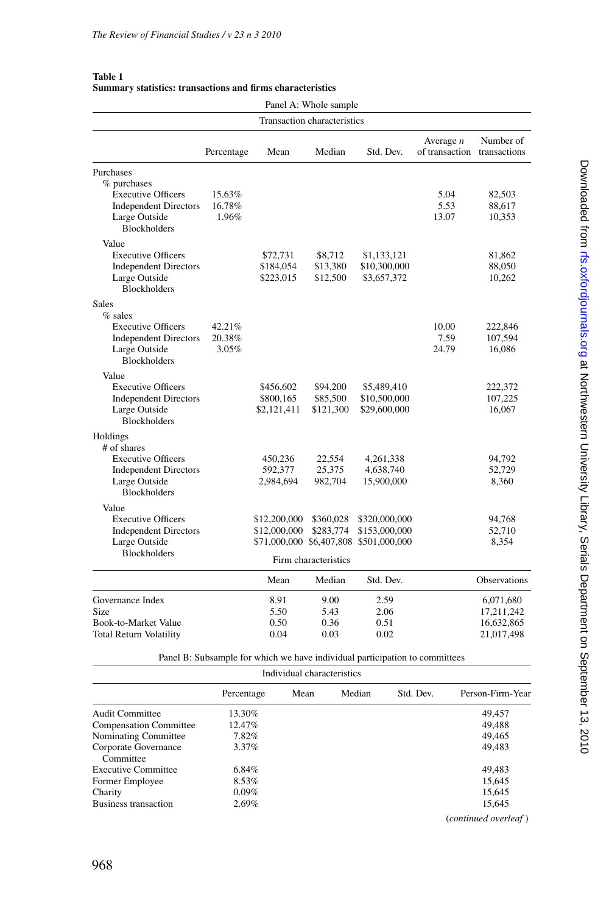**Table 1**
**Summary statistics: transactions and firms characteristics**

Panel A: Whole sample

| Transaction characteristics | | | | | | |
|---|---|---|---|---|---|---|
| | Percentage | Mean | Median | Std. Dev. | Average *n* of transaction | Number of transactions |
| Purchases | | | | | | |
| % purchases | | | | | | |
| Executive Officers | 15.63% | | | | 5.04 | 82,503 |
| Independent Directors | 16.78% | | | | 5.53 | 88,617 |
| Large Outside Blockholders | 1.96% | | | | 13.07 | 10,353 |
| Value | | | | | | |
| Executive Officers | | \$72,731 | \$8,712 | \$1,133,121 | | 81,862 |
| Independent Directors | | \$184,054 | \$13,380 | \$10,300,000 | | 88,050 |
| Large Outside Blockholders | | \$223,015 | \$12,500 | \$3,657,372 | | 10,262 |
| Sales | | | | | | |
| % sales | | | | | | |
| Executive Officers | 42.21% | | | | 10.00 | 222,846 |
| Independent Directors | 20.38% | | | | 7.59 | 107,594 |
| Large Outside Blockholders | 3.05% | | | | 24.79 | 16,086 |
| Value | | | | | | |
| Executive Officers | | \$456,602 | \$94,200 | \$5,489,410 | | 222,372 |
| Independent Directors | | \$800,165 | \$85,500 | \$10,500,000 | | 107,225 |
| Large Outside Blockholders | | \$2,121,411 | \$121,300 | \$29,600,000 | | 16,067 |
| Holdings | | | | | | |
| # of shares | | | | | | |
| Executive Officers | | 450,236 | 22,554 | 4,261,338 | | 94,792 |
| Independent Directors | | 592,377 | 25,375 | 4,638,740 | | 52,729 |
| Large Outside Blockholders | | 2,984,694 | 982,704 | 15,900,000 | | 8,360 |
| Value | | | | | | |
| Executive Officers | | \$12,200,000 | \$360,028 | \$320,000,000 | | 94,768 |
| Independent Directors | | \$12,000,000 | \$283,774 | \$153,000,000 | | 52,710 |
| Large Outside Blockholders | | \$71,000,000 | \$6,407,808 | \$501,000,000 | | 8,354 |

| Firm characteristics | | | | |
|---|---|---|---|---|
| | Mean | Median | Std. Dev. | Observations |
| Governance Index | 8.91 | 9.00 | 2.59 | 6,071,680 |
| Size | 5.50 | 5.43 | 2.06 | 17,211,242 |
| Book-to-Market Value | 0.50 | 0.36 | 0.51 | 16,632,865 |
| Total Return Volatility | 0.04 | 0.03 | 0.02 | 21,017,498 |

Panel B: Subsample for which we have individual participation to committees

| Individual characteristics | | | | | |
|---|---|---|---|---|---|
| | Percentage | Mean | Median | Std. Dev. | Person-Firm-Year |
| Audit Committee | 13.30% | | | | 49,457 |
| Compensation Committee | 12.47% | | | | 49,488 |
| Nominating Committee | 7.82% | | | | 49,465 |
| Corporate Governance Committee | 3.37% | | | | 49,483 |
| Executive Committee | 6.84% | | | | 49,483 |
| Former Employee | 8.53% | | | | 15,645 |
| Charity | 0.09% | | | | 15,645 |
| Business transaction | 2.69% | | | | 15,645 |

(*continued overleaf*)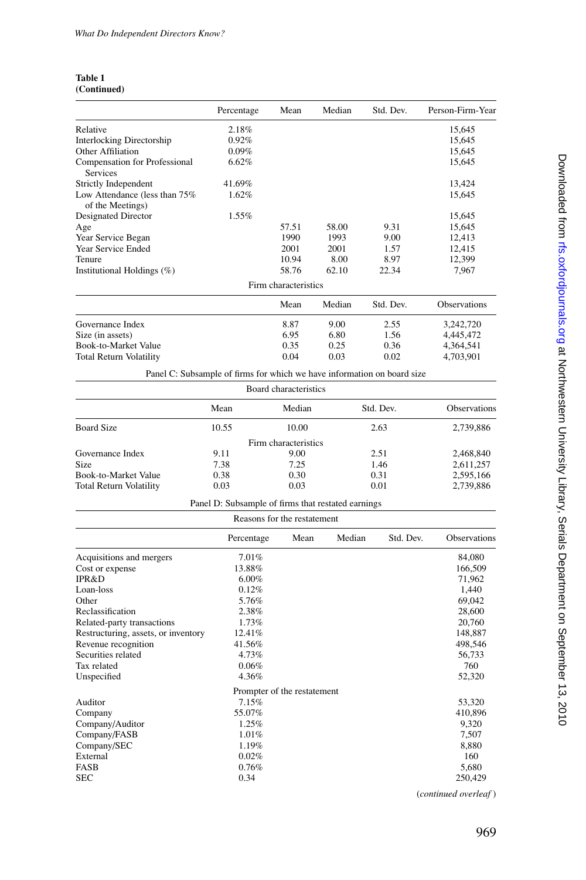**Table 1**
**(Continued)**

| | Percentage | Mean | Median | Std. Dev. | Person-Firm-Year |
|---|---|---|---|---|---|
| Relative | 2.18% | | | | 15,645 |
| Interlocking Directorship | 0.92% | | | | 15,645 |
| Other Affiliation | 0.09% | | | | 15,645 |
| Compensation for Professional Services | 6.62% | | | | 15,645 |
| Strictly Independent | 41.69% | | | | 13,424 |
| Low Attendance (less than 75% of the Meetings) | 1.62% | | | | 15,645 |
| Designated Director | 1.55% | | | | 15,645 |
| Age | | 57.51 | 58.00 | 9.31 | 15,645 |
| Year Service Began | | 1990 | 1993 | 9.00 | 12,413 |
| Year Service Ended | | 2001 | 2001 | 1.57 | 12,415 |
| Tenure | | 10.94 | 8.00 | 8.97 | 12,399 |
| Institutional Holdings (%) | | 58.76 | 62.10 | 22.34 | 7,967 |

Firm characteristics

| | Mean | Median | Std. Dev. | Observations |
|---|---|---|---|---|
| Governance Index | 8.87 | 9.00 | 2.55 | 3,242,720 |
| Size (in assets) | 6.95 | 6.80 | 1.56 | 4,445,472 |
| Book-to-Market Value | 0.35 | 0.25 | 0.36 | 4,364,541 |
| Total Return Volatility | 0.04 | 0.03 | 0.02 | 4,703,901 |

Panel C: Subsample of firms for which we have information on board size

| | Mean | Median | Std. Dev. | Observations |
|---|---|---|---|---|
| *Board characteristics* | | | | |
| Board Size | 10.55 | 10.00 | 2.63 | 2,739,886 |
| *Firm characteristics* | | | | |
| Governance Index | 9.11 | 9.00 | 2.51 | 2,468,840 |
| Size | 7.38 | 7.25 | 1.46 | 2,611,257 |
| Book-to-Market Value | 0.38 | 0.30 | 0.31 | 2,595,166 |
| Total Return Volatility | 0.03 | 0.03 | 0.01 | 2,739,886 |

Panel D: Subsample of firms that restated earnings

| | Percentage | Mean | Median | Std. Dev. | Observations |
|---|---|---|---|---|---|
| *Reasons for the restatement* | | | | | |
| Acquisitions and mergers | 7.01% | | | | 84,080 |
| Cost or expense | 13.88% | | | | 166,509 |
| IPR&D | 6.00% | | | | 71,962 |
| Loan-loss | 0.12% | | | | 1,440 |
| Other | 5.76% | | | | 69,042 |
| Reclassification | 2.38% | | | | 28,600 |
| Related-party transactions | 1.73% | | | | 20,760 |
| Restructuring, assets, or inventory | 12.41% | | | | 148,887 |
| Revenue recognition | 41.56% | | | | 498,546 |
| Securities related | 4.73% | | | | 56,733 |
| Tax related | 0.06% | | | | 760 |
| Unspecified | 4.36% | | | | 52,320 |
| *Prompter of the restatement* | | | | | |
| Auditor | 7.15% | | | | 53,320 |
| Company | 55.07% | | | | 410,896 |
| Company/Auditor | 1.25% | | | | 9,320 |
| Company/FASB | 1.01% | | | | 7,507 |
| Company/SEC | 1.19% | | | | 8,880 |
| External | 0.02% | | | | 160 |
| FASB | 0.76% | | | | 5,680 |
| SEC | 0.34 | | | | 250,429 |

(*continued overleaf*)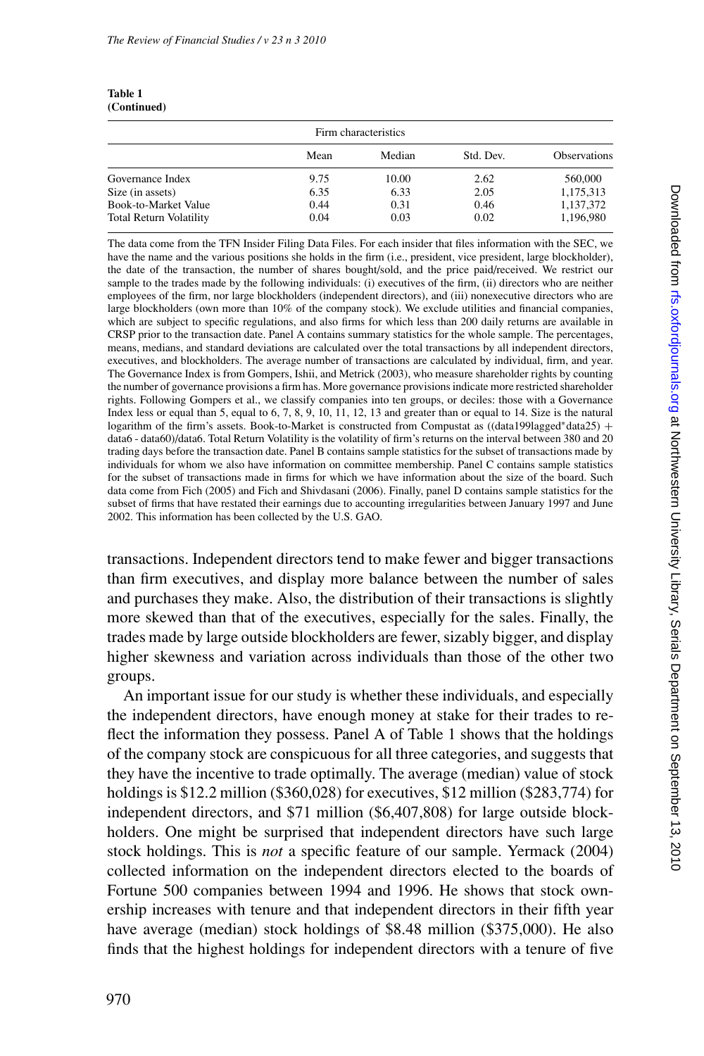**Table 1**
**(Continued)**

| Firm characteristics | | | | |
|---|---|---|---|---|
| | Mean | Median | Std. Dev. | Observations |
| Governance Index | 9.75 | 10.00 | 2.62 | 560,000 |
| Size (in assets) | 6.35 | 6.33 | 2.05 | 1,175,313 |
| Book-to-Market Value | 0.44 | 0.31 | 0.46 | 1,137,372 |
| Total Return Volatility | 0.04 | 0.03 | 0.02 | 1,196,980 |

The data come from the TFN Insider Filing Data Files. For each insider that files information with the SEC, we have the name and the various positions she holds in the firm (i.e., president, vice president, large blockholder), the date of the transaction, the number of shares bought/sold, and the price paid/received. We restrict our sample to the trades made by the following individuals: (i) executives of the firm, (ii) directors who are neither employees of the firm, nor large blockholders (independent directors), and (iii) nonexecutive directors who are large blockholders (own more than 10% of the company stock). We exclude utilities and financial companies, which are subject to specific regulations, and also firms for which less than 200 daily returns are available in CRSP prior to the transaction date. Panel A contains summary statistics for the whole sample. The percentages, means, medians, and standard deviations are calculated over the total transactions by all independent directors, executives, and blockholders. The average number of transactions are calculated by individual, firm, and year. The Governance Index is from Gompers, Ishii, and Metrick (2003), who measure shareholder rights by counting the number of governance provisions a firm has. More governance provisions indicate more restricted shareholder rights. Following Gompers et al., we classify companies into ten groups, or deciles: those with a Governance Index less or equal than 5, equal to 6, 7, 8, 9, 10, 11, 12, 13 and greater than or equal to 14. Size is the natural logarithm of the firm's assets. Book-to-Market is constructed from Compustat as ((data199lagged*data25) + data6 - data60)/data6. Total Return Volatility is the volatility of firm's returns on the interval between 380 and 20 trading days before the transaction date. Panel B contains sample statistics for the subset of transactions made by individuals for whom we also have information on committee membership. Panel C contains sample statistics for the subset of transactions made in firms for which we have information about the size of the board. Such data come from Fich (2005) and Fich and Shivdasani (2006). Finally, panel D contains sample statistics for the subset of firms that have restated their earnings due to accounting irregularities between January 1997 and June 2002. This information has been collected by the U.S. GAO.

transactions. Independent directors tend to make fewer and bigger transactions than firm executives, and display more balance between the number of sales and purchases they make. Also, the distribution of their transactions is slightly more skewed than that of the executives, especially for the sales. Finally, the trades made by large outside blockholders are fewer, sizably bigger, and display higher skewness and variation across individuals than those of the other two groups.

An important issue for our study is whether these individuals, and especially the independent directors, have enough money at stake for their trades to reflect the information they possess. Panel A of Table 1 shows that the holdings of the company stock are conspicuous for all three categories, and suggests that they have the incentive to trade optimally. The average (median) value of stock holdings is \$12.2 million (\$360,028) for executives, \$12 million (\$283,774) for independent directors, and \$71 million (\$6,407,808) for large outside blockholders. One might be surprised that independent directors have such large stock holdings. This is *not* a specific feature of our sample. Yermack (2004) collected information on the independent directors elected to the boards of Fortune 500 companies between 1994 and 1996. He shows that stock ownership increases with tenure and that independent directors in their fifth year have average (median) stock holdings of \$8.48 million (\$375,000). He also finds that the highest holdings for independent directors with a tenure of five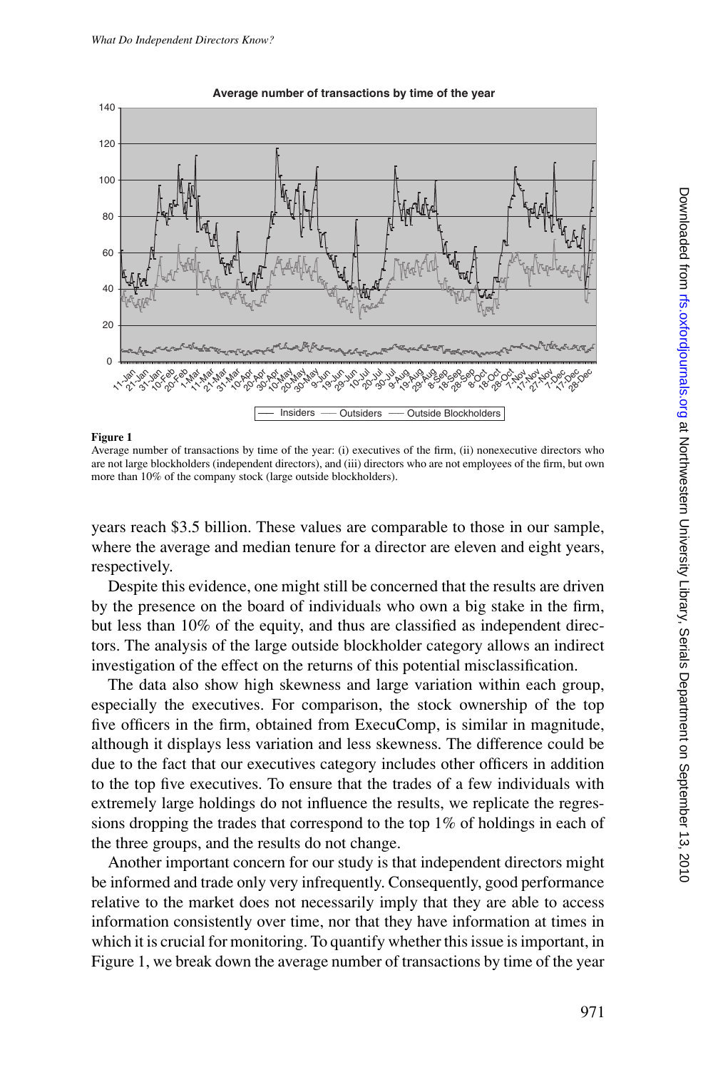**Figure 1**
Average number of transactions by time of the year: (i) executives of the firm, (ii) nonexecutive directors who are not large blockholders (independent directors), and (iii) directors who are not employees of the firm, but own more than 10% of the company stock (large outside blockholders).

years reach $3.5 billion. These values are comparable to those in our sample, where the average and median tenure for a director are eleven and eight years, respectively.

Despite this evidence, one might still be concerned that the results are driven by the presence on the board of individuals who own a big stake in the firm, but less than 10% of the equity, and thus are classified as independent directors. The analysis of the large outside blockholder category allows an indirect investigation of the effect on the returns of this potential misclassification.

The data also show high skewness and large variation within each group, especially the executives. For comparison, the stock ownership of the top five officers in the firm, obtained from ExecuComp, is similar in magnitude, although it displays less variation and less skewness. The difference could be due to the fact that our executives category includes other officers in addition to the top five executives. To ensure that the trades of a few individuals with extremely large holdings do not influence the results, we replicate the regressions dropping the trades that correspond to the top 1% of holdings in each of the three groups, and the results do not change.

Another important concern for our study is that independent directors might be informed and trade only very infrequently. Consequently, good performance relative to the market does not necessarily imply that they are able to access information consistently over time, nor that they have information at times in which it is crucial for monitoring. To quantify whether this issue is important, in Figure 1, we break down the average number of transactions by time of the year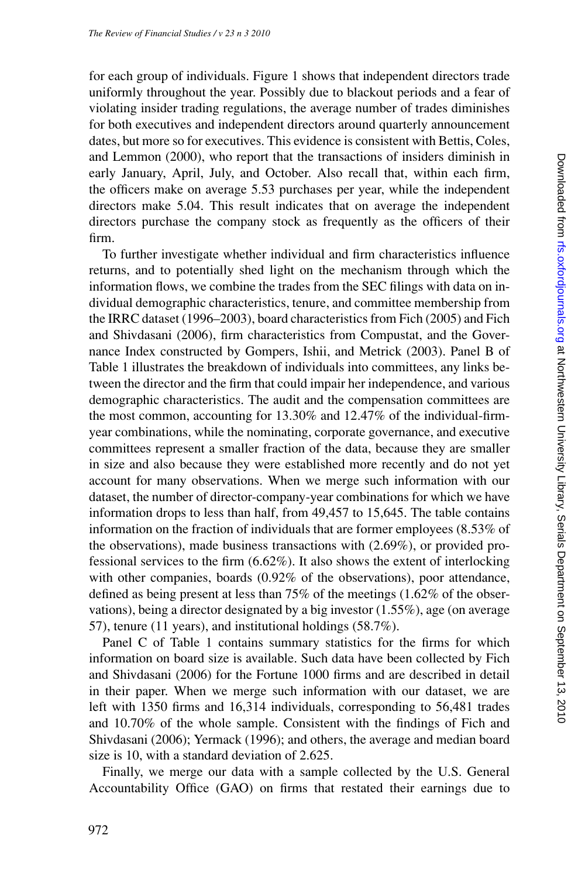for each group of individuals. Figure 1 shows that independent directors trade uniformly throughout the year. Possibly due to blackout periods and a fear of violating insider trading regulations, the average number of trades diminishes for both executives and independent directors around quarterly announcement dates, but more so for executives. This evidence is consistent with Bettis, Coles, and Lemmon (2000), who report that the transactions of insiders diminish in early January, April, July, and October. Also recall that, within each firm, the officers make on average 5.53 purchases per year, while the independent directors make 5.04. This result indicates that on average the independent directors purchase the company stock as frequently as the officers of their firm.

To further investigate whether individual and firm characteristics influence returns, and to potentially shed light on the mechanism through which the information flows, we combine the trades from the SEC filings with data on individual demographic characteristics, tenure, and committee membership from the IRRC dataset (1996–2003), board characteristics from Fich (2005) and Fich and Shivdasani (2006), firm characteristics from Compustat, and the Governance Index constructed by Gompers, Ishii, and Metrick (2003). Panel B of Table 1 illustrates the breakdown of individuals into committees, any links between the director and the firm that could impair her independence, and various demographic characteristics. The audit and the compensation committees are the most common, accounting for 13.30% and 12.47% of the individual-firm-year combinations, while the nominating, corporate governance, and executive committees represent a smaller fraction of the data, because they are smaller in size and also because they were established more recently and do not yet account for many observations. When we merge such information with our dataset, the number of director-company-year combinations for which we have information drops to less than half, from 49,457 to 15,645. The table contains information on the fraction of individuals that are former employees (8.53% of the observations), made business transactions with (2.69%), or provided professional services to the firm (6.62%). It also shows the extent of interlocking with other companies, boards (0.92% of the observations), poor attendance, defined as being present at less than 75% of the meetings (1.62% of the observations), being a director designated by a big investor (1.55%), age (on average 57), tenure (11 years), and institutional holdings (58.7%).

Panel C of Table 1 contains summary statistics for the firms for which information on board size is available. Such data have been collected by Fich and Shivdasani (2006) for the Fortune 1000 firms and are described in detail in their paper. When we merge such information with our dataset, we are left with 1350 firms and 16,314 individuals, corresponding to 56,481 trades and 10.70% of the whole sample. Consistent with the findings of Fich and Shivdasani (2006); Yermack (1996); and others, the average and median board size is 10, with a standard deviation of 2.625.

Finally, we merge our data with a sample collected by the U.S. General Accountability Office (GAO) on firms that restated their earnings due to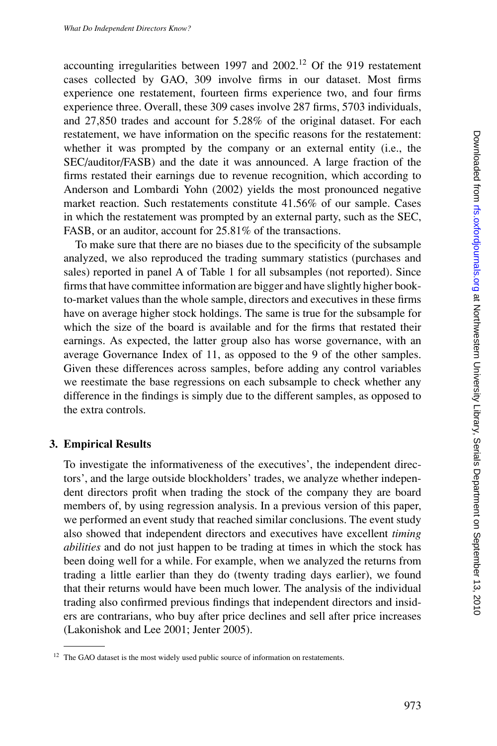accounting irregularities between 1997 and 2002.[12] Of the 919 restatement cases collected by GAO, 309 involve firms in our dataset. Most firms experience one restatement, fourteen firms experience two, and four firms experience three. Overall, these 309 cases involve 287 firms, 5703 individuals, and 27,850 trades and account for 5.28% of the original dataset. For each restatement, we have information on the specific reasons for the restatement: whether it was prompted by the company or an external entity (i.e., the SEC/auditor/FASB) and the date it was announced. A large fraction of the firms restated their earnings due to revenue recognition, which according to Anderson and Lombardi Yohn (2002) yields the most pronounced negative market reaction. Such restatements constitute 41.56% of our sample. Cases in which the restatement was prompted by an external party, such as the SEC, FASB, or an auditor, account for 25.81% of the transactions.

To make sure that there are no biases due to the specificity of the subsample analyzed, we also reproduced the trading summary statistics (purchases and sales) reported in panel A of Table 1 for all subsamples (not reported). Since firms that have committee information are bigger and have slightly higher book-to-market values than the whole sample, directors and executives in these firms have on average higher stock holdings. The same is true for the subsample for which the size of the board is available and for the firms that restated their earnings. As expected, the latter group also has worse governance, with an average Governance Index of 11, as opposed to the 9 of the other samples. Given these differences across samples, before adding any control variables we reestimate the base regressions on each subsample to check whether any difference in the findings is simply due to the different samples, as opposed to the extra controls.

## 3. Empirical Results

To investigate the informativeness of the executives', the independent directors', and the large outside blockholders' trades, we analyze whether independent directors profit when trading the stock of the company they are board members of, by using regression analysis. In a previous version of this paper, we performed an event study that reached similar conclusions. The event study also showed that independent directors and executives have excellent *timing abilities* and do not just happen to be trading at times in which the stock has been doing well for a while. For example, when we analyzed the returns from trading a little earlier than they do (twenty trading days earlier), we found that their returns would have been much lower. The analysis of the individual trading also confirmed previous findings that independent directors and insiders are contrarians, who buy after price declines and sell after price increases (Lakonishok and Lee 2001; Jenter 2005).

---

[12] The GAO dataset is the most widely used public source of information on restatements.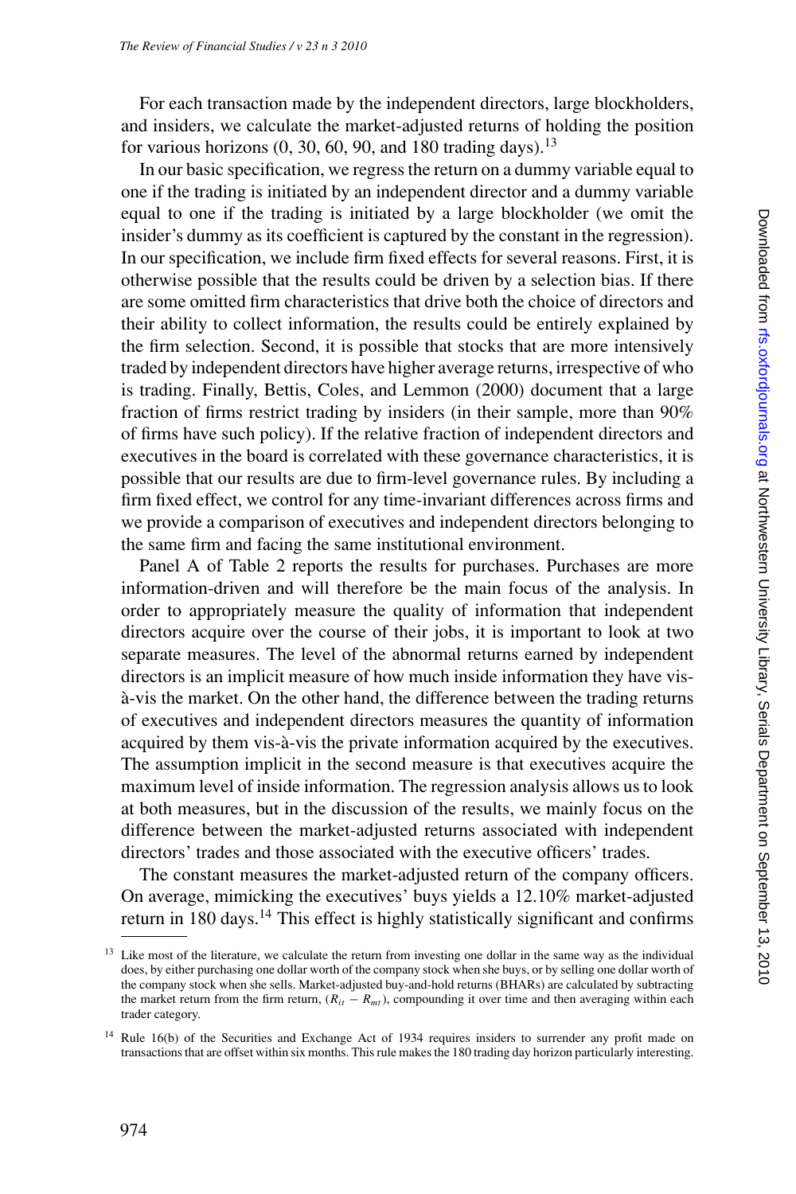For each transaction made by the independent directors, large blockholders, and insiders, we calculate the market-adjusted returns of holding the position for various horizons (0, 30, 60, 90, and 180 trading days).[13]

In our basic specification, we regress the return on a dummy variable equal to one if the trading is initiated by an independent director and a dummy variable equal to one if the trading is initiated by a large blockholder (we omit the insider's dummy as its coefficient is captured by the constant in the regression). In our specification, we include firm fixed effects for several reasons. First, it is otherwise possible that the results could be driven by a selection bias. If there are some omitted firm characteristics that drive both the choice of directors and their ability to collect information, the results could be entirely explained by the firm selection. Second, it is possible that stocks that are more intensively traded by independent directors have higher average returns, irrespective of who is trading. Finally, Bettis, Coles, and Lemmon (2000) document that a large fraction of firms restrict trading by insiders (in their sample, more than 90% of firms have such policy). If the relative fraction of independent directors and executives in the board is correlated with these governance characteristics, it is possible that our results are due to firm-level governance rules. By including a firm fixed effect, we control for any time-invariant differences across firms and we provide a comparison of executives and independent directors belonging to the same firm and facing the same institutional environment.

Panel A of Table 2 reports the results for purchases. Purchases are more information-driven and will therefore be the main focus of the analysis. In order to appropriately measure the quality of information that independent directors acquire over the course of their jobs, it is important to look at two separate measures. The level of the abnormal returns earned by independent directors is an implicit measure of how much inside information they have vis-à-vis the market. On the other hand, the difference between the trading returns of executives and independent directors measures the quantity of information acquired by them vis-à-vis the private information acquired by the executives. The assumption implicit in the second measure is that executives acquire the maximum level of inside information. The regression analysis allows us to look at both measures, but in the discussion of the results, we mainly focus on the difference between the market-adjusted returns associated with independent directors' trades and those associated with the executive officers' trades.

The constant measures the market-adjusted return of the company officers. On average, mimicking the executives' buys yields a 12.10% market-adjusted return in 180 days.[14] This effect is highly statistically significant and confirms

---

[13] Like most of the literature, we calculate the return from investing one dollar in the same way as the individual does, by either purchasing one dollar worth of the company stock when she buys, or by selling one dollar worth of the company stock when she sells. Market-adjusted buy-and-hold returns (BHARs) are calculated by subtracting the market return from the firm return, $(R_{it} - R_{mt})$, compounding it over time and then averaging within each trader category.

[14] Rule 16(b) of the Securities and Exchange Act of 1934 requires insiders to surrender any profit made on transactions that are offset within six months. This rule makes the 180 trading day horizon particularly interesting.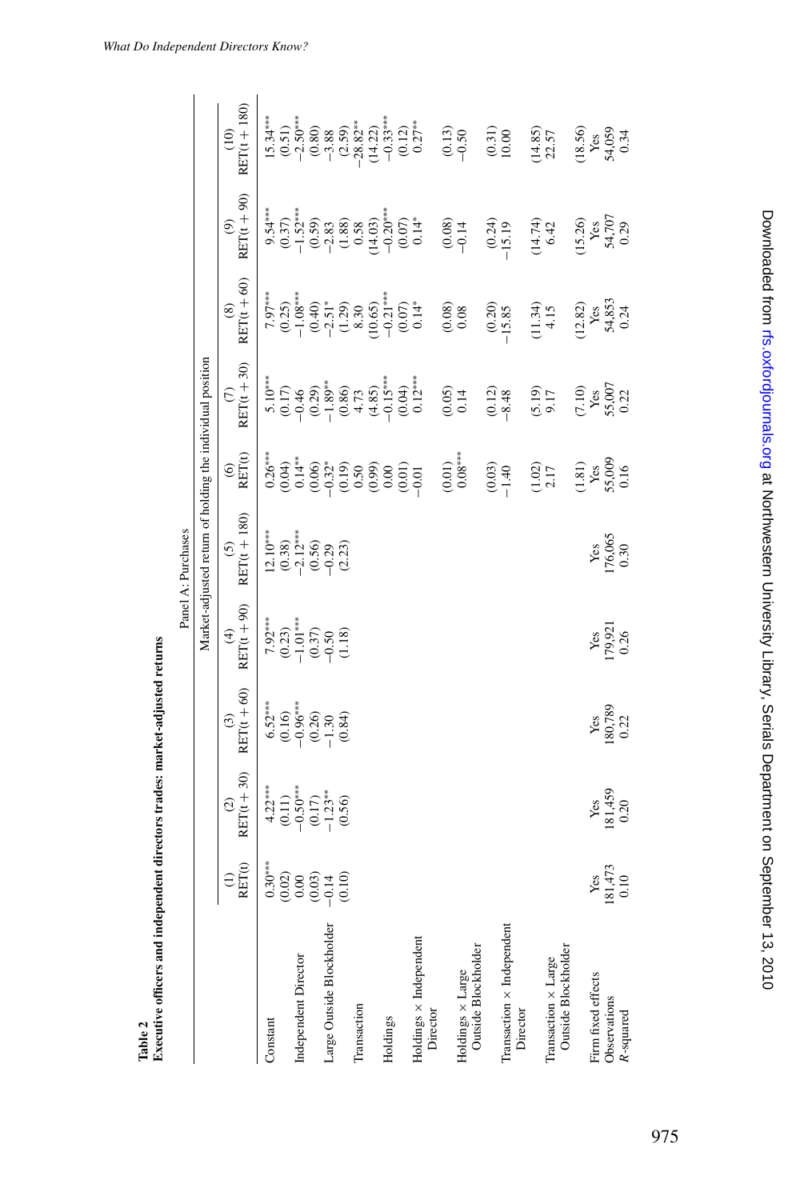**Table 2**
**Executive officers and independent directors trades: market-adjusted returns**

| | Panel A: Purchases | | | | | | | | | |
|---|---|---|---|---|---|---|---|---|---|---|
| | Market-adjusted return of holding the individual position | | | | | | | | | |
| | (1) RET(t) | (2) RET(t + 30) | (3) RET(t + 60) | (4) RET(t + 90) | (5) RET(t + 180) | (6) RET(t) | (7) RET(t + 30) | (8) RET(t + 60) | (9) RET(t + 90) | (10) RET(t + 180) |
| Constant | 0.30*** | 4.22*** | 6.52*** | 7.92*** | 12.10*** | 0.26*** | 5.10*** | 7.97*** | 9.54*** | 15.34*** |
| | (0.02) | (0.11) | (0.16) | (0.23) | (0.38) | (0.04) | (0.17) | (0.25) | (0.37) | (0.51) |
| Independent Director | 0.00 | −0.50*** | −0.96*** | −1.01*** | −2.12*** | 0.14** | −0.46 | −1.08*** | −1.52*** | −2.50*** |
| | (0.03) | (0.17) | (0.26) | (0.37) | (0.56) | (0.06) | (0.29) | (0.40) | (0.59) | (0.80) |
| Large Outside Blockholder | −0.14 | −1.23** | −1.30 | −0.50 | −0.29 | −0.32* | −1.89** | −2.51* | −2.83 | −3.88 |
| | (0.10) | (0.56) | (0.84) | (1.18) | (2.23) | (0.19) | (0.86) | (1.29) | (1.88) | (2.59) |
| Transaction | | | | | | 0.50 | 4.73 | 8.30 | 0.58 | −28.82** |
| | | | | | | (0.99) | (4.85) | (10.65) | (14.03) | (14.22) |
| Holdings | | | | | | 0.00 | −0.15*** | −0.21*** | −0.20*** | −0.33*** |
| | | | | | | (0.01) | (0.04) | (0.07) | (0.07) | (0.12) |
| Holdings × Independent Director | | | | | | −0.01 | 0.12*** | 0.14* | 0.14* | 0.27** |
| | | | | | | (0.01) | (0.05) | (0.08) | (0.08) | (0.13) |
| Holdings × Large Outside Blockholder | | | | | | 0.08*** | 0.14 | 0.08 | −0.14 | −0.50 |
| | | | | | | (0.03) | (0.12) | (0.20) | (0.24) | (0.31) |
| Transaction × Independent Director | | | | | | −1.40 | −8.48 | −15.85 | −15.19 | 10.00 |
| | | | | | | (1.02) | (5.19) | (11.34) | (14.74) | (14.85) |
| Transaction × Large Outside Blockholder | | | | | | 2.17 | 9.17 | 4.15 | 6.42 | 22.57 |
| | | | | | | (1.81) | (7.10) | (12.82) | (15.26) | (18.56) |
| Firm fixed effects | Yes | Yes | Yes | Yes | Yes | Yes | Yes | Yes | Yes | Yes |
| Observations | 181,473 | 181,459 | 180,789 | 179,921 | 176,065 | 55,009 | 55,007 | 54,853 | 54,707 | 54,059 |
| $R$-squared | 0.10 | 0.20 | 0.22 | 0.26 | 0.30 | 0.16 | 0.22 | 0.24 | 0.29 | 0.34 |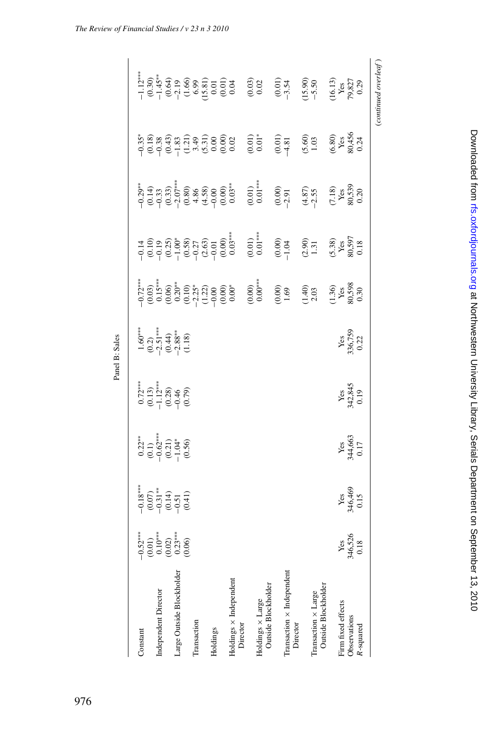Panel B: Sales

| | | | | | | | | | | |
|---|---|---|---|---|---|---|---|---|---|---|
| Constant | −0.52*** | −0.18*** | 0.22** | 0.72*** | 1.60*** | −0.72*** | −0.14 | −0.29** | −0.35* | −1.12*** |
| | (0.01) | (0.07) | (0.1) | (0.13) | (0.2) | (0.03) | (0.10) | (0.14) | (0.18) | (0.30) |
| Independent Director | 0.10*** | −0.31** | −0.62*** | −1.12*** | −2.51*** | 0.15*** | −0.19 | −0.33 | −0.38 | −1.45** |
| | (0.02) | (0.14) | (0.21) | (0.28) | (0.44) | (0.06) | (0.25) | (0.33) | (0.43) | (0.64) |
| Large Outside Blockholder | 0.23*** | −0.51 | −1.04* | −0.46 | −2.88** | 0.20** | −1.00* | −2.07*** | −1.83 | −2.19 |
| | (0.06) | (0.41) | (0.56) | (0.79) | (1.18) | (0.10) | (0.58) | (0.80) | (1.21) | (1.66) |
| Transaction | | | | | | −2.25* | −0.27 | 4.86 | 3.49 | 6.99 |
| | | | | | | (1.22) | (2.63) | (4.58) | (5.31) | (15.81) |
| Holdings | | | | | | −0.00 | −0.01 | −0.00 | 0.00 | 0.01 |
| | | | | | | (0.00) | (0.00) | (0.00) | (0.00) | (0.01) |
| Holdings × Independent Director | | | | | | 0.00* | 0.03*** | 0.03** | 0.02 | 0.04 |
| | | | | | | (0.00) | (0.01) | (0.01) | (0.01) | (0.03) |
| Holdings × Large Outside Blockholder | | | | | | 0.00*** | 0.01*** | 0.01*** | 0.01* | 0.02 |
| | | | | | | (0.00) | (0.00) | (0.00) | (0.01) | (0.01) |
| Transaction × Independent Director | | | | | | 1.69 | −1.04 | −2.91 | −4.81 | −3.54 |
| | | | | | | (1.40) | (2.90) | (4.87) | (5.60) | (15.90) |
| Transaction × Large Outside Blockholder | | | | | | 2.03 | 1.31 | −2.55 | 1.03 | −5.50 |
| | | | | | | (1.36) | (5.38) | (7.18) | (6.80) | (16.13) |
| Firm fixed effects | Yes | Yes | Yes | Yes | Yes | Yes | Yes | Yes | Yes | Yes |
| Observations | 346,526 | 346,469 | 344,663 | 342,845 | 336,759 | 80,598 | 80,597 | 80,539 | 80,456 | 79,827 |
| $R$-squared | 0.18 | 0.15 | 0.17 | 0.19 | 0.22 | 0.30 | 0.18 | 0.20 | 0.24 | 0.29 |

(*continued overleaf*)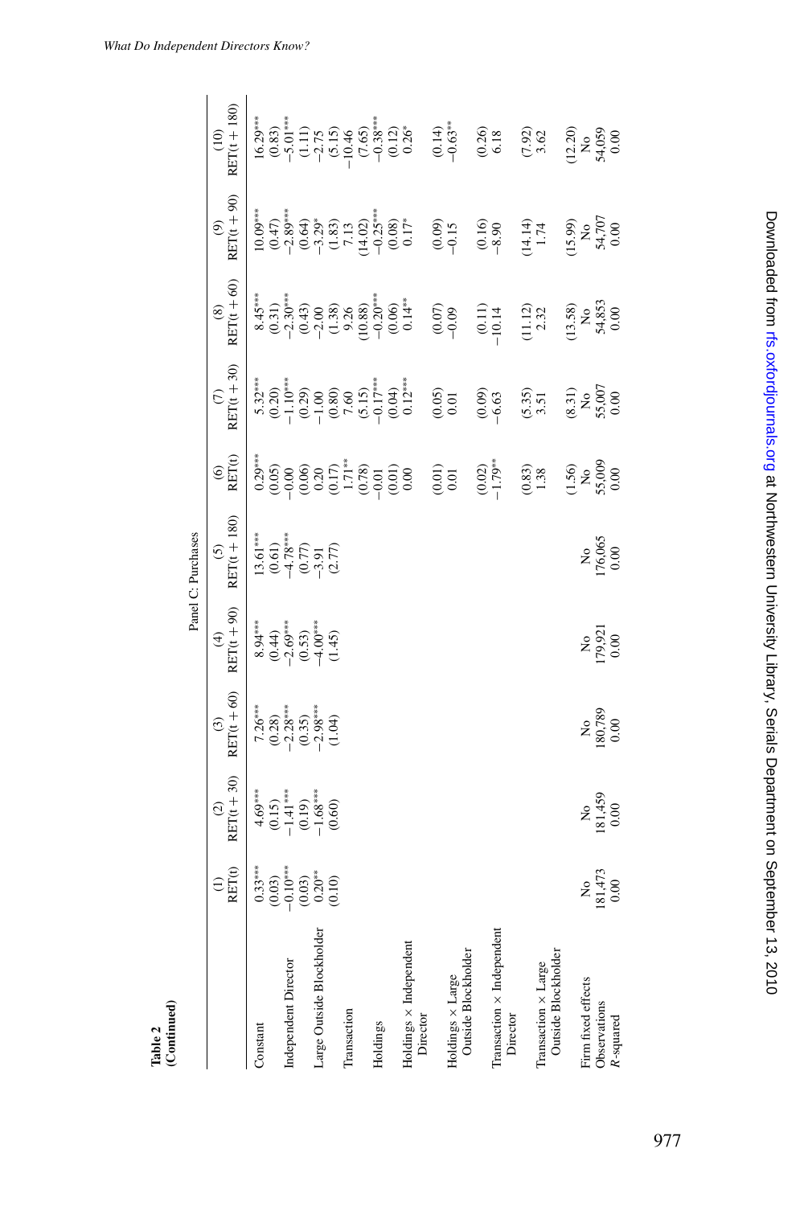**Table 2**
**(Continued)**

| | Panel C: Purchases | | | | | | | | | |
|---|---|---|---|---|---|---|---|---|---|---|
| | (1) RET(t) | (2) RET(t + 30) | (3) RET(t + 60) | (4) RET(t + 90) | (5) RET(t + 180) | (6) RET(t) | (7) RET(t + 30) | (8) RET(t + 60) | (9) RET(t + 90) | (10) RET(t + 180) |
| Constant | 0.33*** | 4.69*** | 7.26*** | 8.94*** | 13.61*** | 0.29*** | 5.32*** | 8.45*** | 10.09*** | 16.29*** |
| | (0.03) | (0.15) | (0.28) | (0.44) | (0.61) | (0.05) | (0.20) | (0.31) | (0.47) | (0.83) |
| Independent Director | −0.10*** | −1.41*** | −2.28*** | −2.69*** | −4.78*** | −0.00 | −1.10*** | −2.30*** | −2.89*** | −5.01*** |
| | (0.03) | (0.19) | (0.35) | (0.53) | (0.77) | (0.06) | (0.29) | (0.43) | (0.64) | (1.11) |
| Large Outside Blockholder | 0.20** | −1.68*** | −2.98*** | −4.00*** | −3.91 | 0.20 | −1.00 | −2.00 | −3.29* | −2.75 |
| | (0.10) | (0.60) | (1.04) | (1.45) | (2.77) | (0.17) | (0.80) | (1.38) | (1.83) | (5.15) |
| Transaction | | | | | | 1.71** | 7.60 | 9.26 | 7.13 | −10.46 |
| | | | | | | (0.78) | (5.15) | (10.88) | (14.02) | (7.65) |
| Holdings | | | | | | −0.01 | −0.17*** | −0.20*** | −0.25*** | −0.38*** |
| | | | | | | (0.01) | (0.04) | (0.06) | (0.08) | (0.12) |
| Holdings × Independent Director | | | | | | 0.00 | 0.12*** | 0.14** | 0.17* | 0.26* |
| | | | | | | (0.01) | (0.05) | (0.07) | (0.09) | (0.14) |
| Holdings × Large Outside Blockholder | | | | | | 0.01 | 0.01 | −0.09 | −0.15 | −0.63** |
| | | | | | | (0.02) | (0.09) | (0.11) | (0.16) | (0.26) |
| Transaction × Independent Director | | | | | | −1.79** | −6.63 | −10.14 | −8.90 | 6.18 |
| | | | | | | (0.83) | (5.35) | (11.12) | (14.14) | (7.92) |
| Transaction × Large Outside Blockholder | | | | | | 1.38 | 3.51 | 2.32 | 1.74 | 3.62 |
| | | | | | | (1.56) | (8.31) | (13.58) | (15.99) | (12.20) |
| Firm fixed effects | No | No | No | No | No | No | No | No | No | No |
| Observations | 181,473 | 181,459 | 180,789 | 179,921 | 176,065 | 55,009 | 55,007 | 54,853 | 54,707 | 54,059 |
| $R$-squared | 0.00 | 0.00 | 0.00 | 0.00 | 0.00 | 0.00 | 0.00 | 0.00 | 0.00 | 0.00 |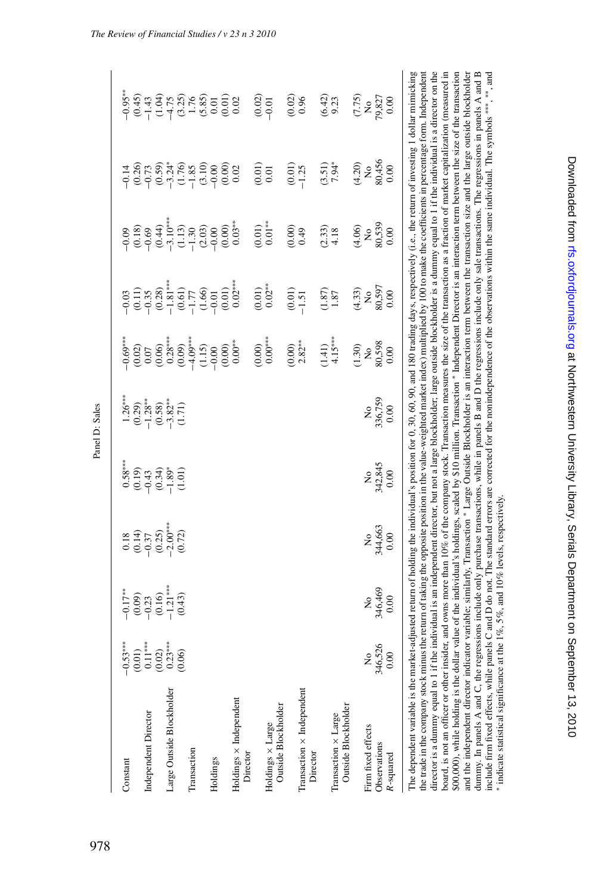Panel D: Sales

| | | | | | | | | | |
|---|---|---|---|---|---|---|---|---|---|
| Constant | −0.53*** | −0.17** | 0.18 | 0.58*** | 1.26*** | −0.69*** | −0.03 | −0.09 | −0.14 | −0.95** |
| | (0.01) | (0.09) | (0.14) | (0.19) | (0.29) | (0.02) | (0.11) | (0.18) | (0.26) | (0.45) |
| Independent Director | 0.11*** | −0.23 | −0.37 | −0.43 | −1.28** | 0.07 | −0.35 | −0.69 | −0.73 | −1.43 |
| | (0.02) | (0.16) | (0.25) | (0.34) | (0.58) | (0.06) | (0.28) | (0.44) | (0.59) | (1.04) |
| Large Outside Blockholder | 0.23*** | −1.21*** | −2.00*** | −1.89* | −3.82** | 0.28*** | −1.81*** | −3.10*** | −3.24* | −4.75 |
| | (0.06) | (0.43) | (0.72) | (1.01) | (1.71) | (0.09) | (0.61) | (1.13) | (1.76) | (3.25) |
| Transaction | | | | | | −4.09*** | −1.77 | −1.30 | −1.85 | 1.76 |
| | | | | | | (1.15) | (1.66) | (2.03) | (3.10) | (5.85) |
| Holdings | | | | | | −0.00 | −0.01 | −0.00 | −0.00 | 0.01 |
| | | | | | | (0.00) | (0.01) | (0.00) | (0.00) | (0.01) |
| Holdings × Independent Director | | | | | | 0.00** | 0.02*** | 0.03** | 0.02 | 0.02 |
| | | | | | | (0.00) | (0.01) | (0.01) | (0.01) | (0.02) |
| Holdings × Large Outside Blockholder | | | | | | 0.00*** | 0.02** | 0.01** | 0.01 | −0.01 |
| | | | | | | (0.00) | (0.01) | (0.00) | (0.01) | (0.02) |
| Transaction × Independent Director | | | | | | 2.82** | −1.51 | 0.49 | −1.25 | 0.96 |
| | | | | | | (1.41) | (1.87) | (2.33) | (3.51) | (6.42) |
| Transaction × Large Outside Blockholder | | | | | | 4.15*** | 1.87 | 4.18 | 7.94* | 9.23 |
| | | | | | | (1.30) | (4.33) | (4.06) | (4.20) | (7.75) |
| Firm fixed effects | No | No | No | No | No | No | No | No | No | No |
| Observations | 346,526 | 346,469 | 344,663 | 342,845 | 336,759 | 80,598 | 80,597 | 80,539 | 80,456 | 79,827 |
| $R$-squared | 0.00 | 0.00 | 0.00 | 0.00 | 0.00 | 0.00 | 0.00 | 0.00 | 0.00 | 0.00 |

The dependent variable is the market-adjusted return of holding the individual's position for 0, 30, 60, 90, and 180 trading days, respectively (i.e., the return of investing 1 dollar mimicking the trade in the company stock minus the return of taking the opposite position in the value-weighted market index) multiplied by 100 to make the coefficients in percentage form. Independent director is a dummy equal to 1 if the individual is an independent director, but not a large blockholder; large outside blockholder is a dummy equal to 1 if the individual is a director on the board, is not an officer or other insider, and owns more than 10% of the company stock. Transaction measures the size of the transaction as a fraction of market capitalization (measured in $00,000), while holding is the dollar value of the individual's holdings, scaled by $10 million. Transaction * Independent Director is an interaction term between the size of the transaction and the independent director indicator variable; similarly, Transaction * Large Outside Blockholder is an interaction term between the transaction size and the large outside blockholder dummy. In panels A and C, the regressions include only purchase transactions, while in panels B and D the regressions include only sale transactions. The regressions in panels A and B include firm fixed effects, while panels C and D do not. The standard errors are corrected for the nonindependence of the observations within the same individual. The symbols ***, **, and * indicate statistical significance at the 1%, 5%, and 10% levels, respectively.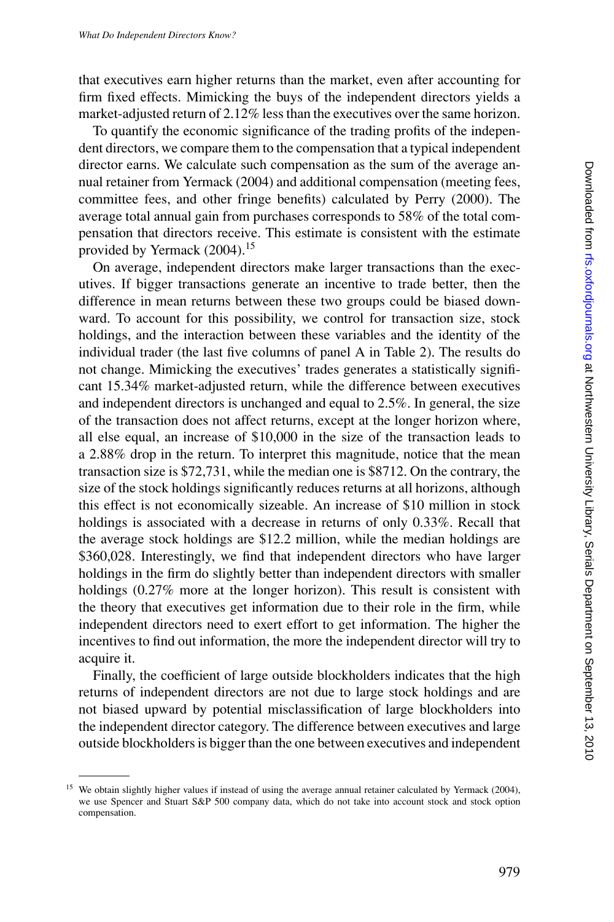that executives earn higher returns than the market, even after accounting for firm fixed effects. Mimicking the buys of the independent directors yields a market-adjusted return of 2.12% less than the executives over the same horizon.

To quantify the economic significance of the trading profits of the independent directors, we compare them to the compensation that a typical independent director earns. We calculate such compensation as the sum of the average annual retainer from Yermack (2004) and additional compensation (meeting fees, committee fees, and other fringe benefits) calculated by Perry (2000). The average total annual gain from purchases corresponds to 58% of the total compensation that directors receive. This estimate is consistent with the estimate provided by Yermack (2004).[15]

On average, independent directors make larger transactions than the executives. If bigger transactions generate an incentive to trade better, then the difference in mean returns between these two groups could be biased downward. To account for this possibility, we control for transaction size, stock holdings, and the interaction between these variables and the identity of the individual trader (the last five columns of panel A in Table 2). The results do not change. Mimicking the executives' trades generates a statistically significant 15.34% market-adjusted return, while the difference between executives and independent directors is unchanged and equal to 2.5%. In general, the size of the transaction does not affect returns, except at the longer horizon where, all else equal, an increase of \$10,000 in the size of the transaction leads to a 2.88% drop in the return. To interpret this magnitude, notice that the mean transaction size is \$72,731, while the median one is \$8712. On the contrary, the size of the stock holdings significantly reduces returns at all horizons, although this effect is not economically sizeable. An increase of \$10 million in stock holdings is associated with a decrease in returns of only 0.33%. Recall that the average stock holdings are \$12.2 million, while the median holdings are \$360,028. Interestingly, we find that independent directors who have larger holdings in the firm do slightly better than independent directors with smaller holdings (0.27% more at the longer horizon). This result is consistent with the theory that executives get information due to their role in the firm, while independent directors need to exert effort to get information. The higher the incentives to find out information, the more the independent director will try to acquire it.

Finally, the coefficient of large outside blockholders indicates that the high returns of independent directors are not due to large stock holdings and are not biased upward by potential misclassification of large blockholders into the independent director category. The difference between executives and large outside blockholders is bigger than the one between executives and independent

---

[15] We obtain slightly higher values if instead of using the average annual retainer calculated by Yermack (2004), we use Spencer and Stuart S&P 500 company data, which do not take into account stock and stock option compensation.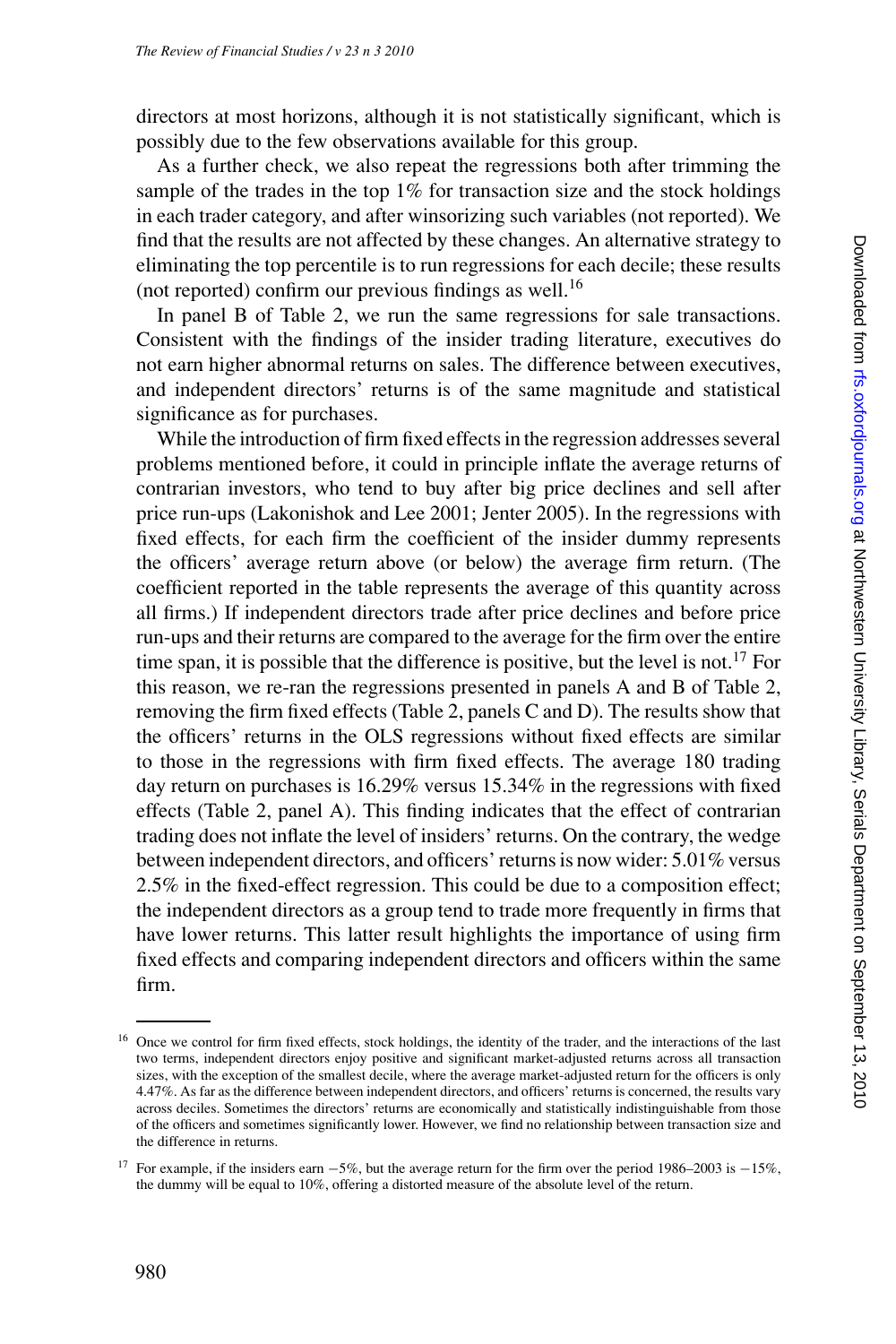directors at most horizons, although it is not statistically significant, which is possibly due to the few observations available for this group.

As a further check, we also repeat the regressions both after trimming the sample of the trades in the top 1% for transaction size and the stock holdings in each trader category, and after winsorizing such variables (not reported). We find that the results are not affected by these changes. An alternative strategy to eliminating the top percentile is to run regressions for each decile; these results (not reported) confirm our previous findings as well.[16]

In panel B of Table 2, we run the same regressions for sale transactions. Consistent with the findings of the insider trading literature, executives do not earn higher abnormal returns on sales. The difference between executives, and independent directors' returns is of the same magnitude and statistical significance as for purchases.

While the introduction of firm fixed effects in the regression addresses several problems mentioned before, it could in principle inflate the average returns of contrarian investors, who tend to buy after big price declines and sell after price run-ups (Lakonishok and Lee 2001; Jenter 2005). In the regressions with fixed effects, for each firm the coefficient of the insider dummy represents the officers' average return above (or below) the average firm return. (The coefficient reported in the table represents the average of this quantity across all firms.) If independent directors trade after price declines and before price run-ups and their returns are compared to the average for the firm over the entire time span, it is possible that the difference is positive, but the level is not.[17] For this reason, we re-ran the regressions presented in panels A and B of Table 2, removing the firm fixed effects (Table 2, panels C and D). The results show that the officers' returns in the OLS regressions without fixed effects are similar to those in the regressions with firm fixed effects. The average 180 trading day return on purchases is 16.29% versus 15.34% in the regressions with fixed effects (Table 2, panel A). This finding indicates that the effect of contrarian trading does not inflate the level of insiders' returns. On the contrary, the wedge between independent directors, and officers' returns is now wider: 5.01% versus 2.5% in the fixed-effect regression. This could be due to a composition effect; the independent directors as a group tend to trade more frequently in firms that have lower returns. This latter result highlights the importance of using firm fixed effects and comparing independent directors and officers within the same firm.

---

[16] Once we control for firm fixed effects, stock holdings, the identity of the trader, and the interactions of the last two terms, independent directors enjoy positive and significant market-adjusted returns across all transaction sizes, with the exception of the smallest decile, where the average market-adjusted return for the officers is only 4.47%. As far as the difference between independent directors, and officers' returns is concerned, the results vary across deciles. Sometimes the directors' returns are economically and statistically indistinguishable from those of the officers and sometimes significantly lower. However, we find no relationship between transaction size and the difference in returns.

[17] For example, if the insiders earn −5%, but the average return for the firm over the period 1986–2003 is −15%, the dummy will be equal to 10%, offering a distorted measure of the absolute level of the return.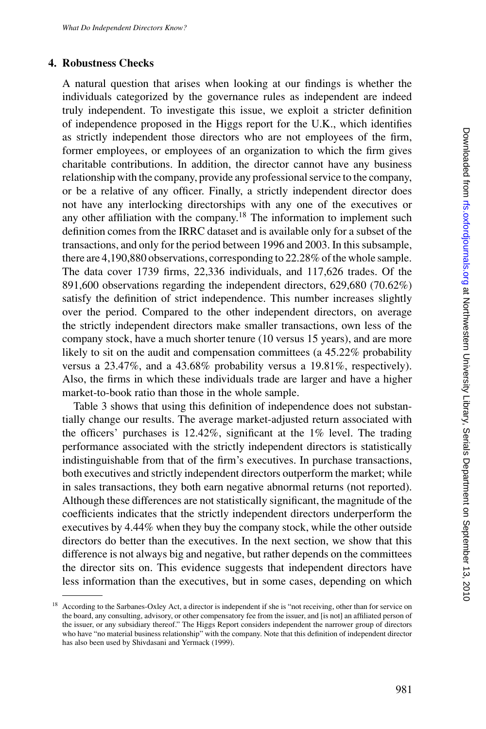## 4. Robustness Checks

A natural question that arises when looking at our findings is whether the individuals categorized by the governance rules as independent are indeed truly independent. To investigate this issue, we exploit a stricter definition of independence proposed in the Higgs report for the U.K., which identifies as strictly independent those directors who are not employees of the firm, former employees, or employees of an organization to which the firm gives charitable contributions. In addition, the director cannot have any business relationship with the company, provide any professional service to the company, or be a relative of any officer. Finally, a strictly independent director does not have any interlocking directorships with any one of the executives or any other affiliation with the company.[18] The information to implement such definition comes from the IRRC dataset and is available only for a subset of the transactions, and only for the period between 1996 and 2003. In this subsample, there are 4,190,880 observations, corresponding to 22.28% of the whole sample. The data cover 1739 firms, 22,336 individuals, and 117,626 trades. Of the 891,600 observations regarding the independent directors, 629,680 (70.62%) satisfy the definition of strict independence. This number increases slightly over the period. Compared to the other independent directors, on average the strictly independent directors make smaller transactions, own less of the company stock, have a much shorter tenure (10 versus 15 years), and are more likely to sit on the audit and compensation committees (a 45.22% probability versus a 23.47%, and a 43.68% probability versus a 19.81%, respectively). Also, the firms in which these individuals trade are larger and have a higher market-to-book ratio than those in the whole sample.

Table 3 shows that using this definition of independence does not substantially change our results. The average market-adjusted return associated with the officers' purchases is 12.42%, significant at the 1% level. The trading performance associated with the strictly independent directors is statistically indistinguishable from that of the firm's executives. In purchase transactions, both executives and strictly independent directors outperform the market; while in sales transactions, they both earn negative abnormal returns (not reported). Although these differences are not statistically significant, the magnitude of the coefficients indicates that the strictly independent directors underperform the executives by 4.44% when they buy the company stock, while the other outside directors do better than the executives. In the next section, we show that this difference is not always big and negative, but rather depends on the committees the director sits on. This evidence suggests that independent directors have less information than the executives, but in some cases, depending on which

[18] According to the Sarbanes-Oxley Act, a director is independent if she is "not receiving, other than for service on the board, any consulting, advisory, or other compensatory fee from the issuer, and [is not] an affiliated person of the issuer, or any subsidiary thereof." The Higgs Report considers independent the narrower group of directors who have "no material business relationship" with the company. Note that this definition of independent director has also been used by Shivdasani and Yermack (1999).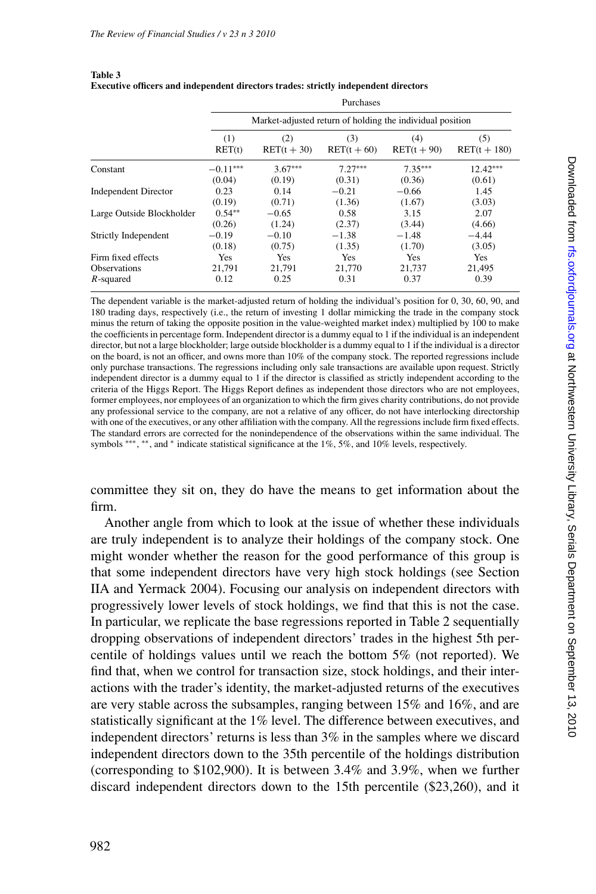**Table 3**
**Executive officers and independent directors trades: strictly independent directors**

| | Purchases | | | | |
|---|---|---|---|---|---|
| | Market-adjusted return of holding the individual position | | | | |
| | (1) RET(t) | (2) RET(t + 30) | (3) RET(t + 60) | (4) RET(t + 90) | (5) RET(t + 180) |
| Constant | −0.11*** | 3.67*** | 7.27*** | 7.35*** | 12.42*** |
| | (0.04) | (0.19) | (0.31) | (0.36) | (0.61) |
| Independent Director | 0.23 | 0.14 | −0.21 | −0.66 | 1.45 |
| | (0.19) | (0.71) | (1.36) | (1.67) | (3.03) |
| Large Outside Blockholder | 0.54** | −0.65 | 0.58 | 3.15 | 2.07 |
| | (0.26) | (1.24) | (2.37) | (3.44) | (4.66) |
| Strictly Independent | −0.19 | −0.10 | −1.38 | −1.48 | −4.44 |
| | (0.18) | (0.75) | (1.35) | (1.70) | (3.05) |
| Firm fixed effects | Yes | Yes | Yes | Yes | Yes |
| Observations | 21,791 | 21,791 | 21,770 | 21,737 | 21,495 |
| $R$-squared | 0.12 | 0.25 | 0.31 | 0.37 | 0.39 |

The dependent variable is the market-adjusted return of holding the individual's position for 0, 30, 60, 90, and 180 trading days, respectively (i.e., the return of investing 1 dollar mimicking the trade in the company stock minus the return of taking the opposite position in the value-weighted market index) multiplied by 100 to make the coefficients in percentage form. Independent director is a dummy equal to 1 if the individual is an independent director, but not a large blockholder; large outside blockholder is a dummy equal to 1 if the individual is a director on the board, is not an officer, and owns more than 10% of the company stock. The reported regressions include only purchase transactions. The regressions including only sale transactions are available upon request. Strictly independent director is a dummy equal to 1 if the director is classified as strictly independent according to the criteria of the Higgs Report. The Higgs Report defines as independent those directors who are not employees, former employees, nor employees of an organization to which the firm gives charity contributions, do not provide any professional service to the company, are not a relative of any officer, do not have interlocking directorship with one of the executives, or any other affiliation with the company. All the regressions include firm fixed effects. The standard errors are corrected for the nonindependence of the observations within the same individual. The symbols ***, **, and * indicate statistical significance at the 1%, 5%, and 10% levels, respectively.

committee they sit on, they do have the means to get information about the firm.

Another angle from which to look at the issue of whether these individuals are truly independent is to analyze their holdings of the company stock. One might wonder whether the reason for the good performance of this group is that some independent directors have very high stock holdings (see Section IIA and Yermack 2004). Focusing our analysis on independent directors with progressively lower levels of stock holdings, we find that this is not the case. In particular, we replicate the base regressions reported in Table 2 sequentially dropping observations of independent directors' trades in the highest 5th percentile of holdings values until we reach the bottom 5% (not reported). We find that, when we control for transaction size, stock holdings, and their interactions with the trader's identity, the market-adjusted returns of the executives are very stable across the subsamples, ranging between 15% and 16%, and are statistically significant at the 1% level. The difference between executives, and independent directors' returns is less than 3% in the samples where we discard independent directors down to the 35th percentile of the holdings distribution (corresponding to \$102,900). It is between 3.4% and 3.9%, when we further discard independent directors down to the 15th percentile (\$23,260), and it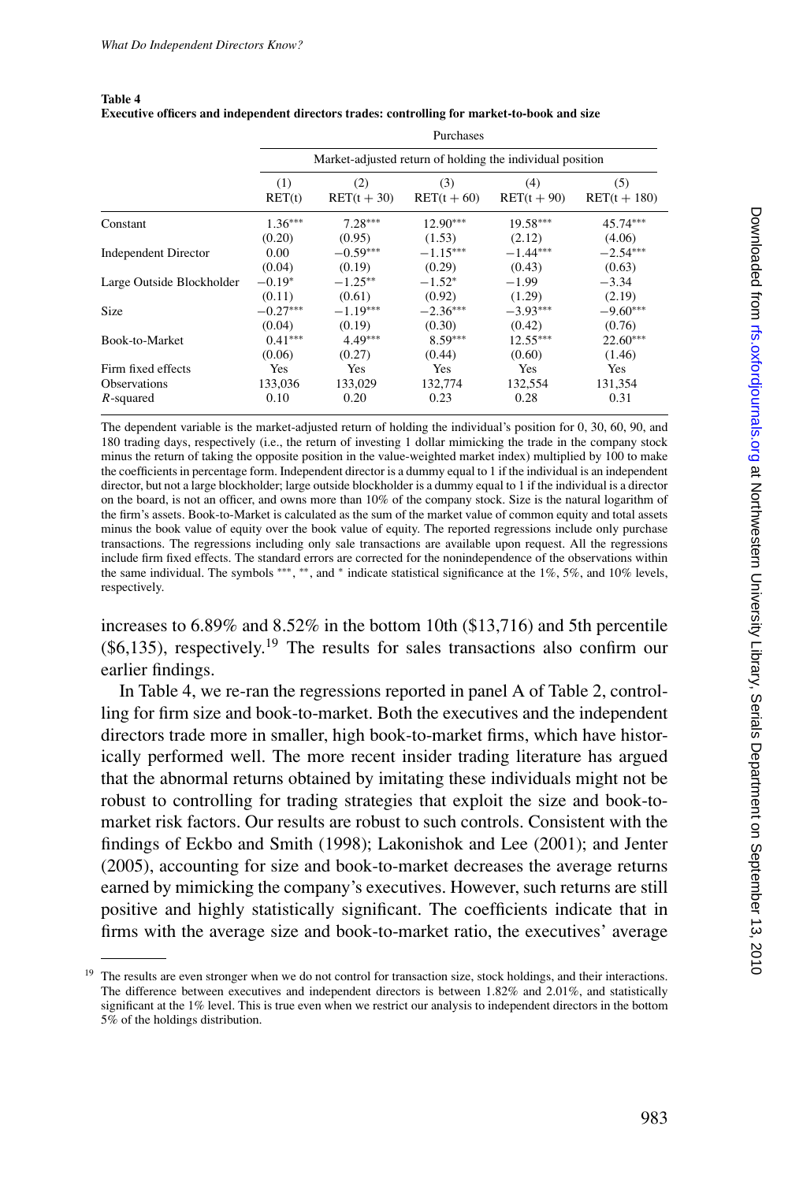**Table 4**
**Executive officers and independent directors trades: controlling for market-to-book and size**

| | Purchases | | | | |
|---|---|---|---|---|---|
| | Market-adjusted return of holding the individual position | | | | |
| | (1) RET(t) | (2) RET(t + 30) | (3) RET(t + 60) | (4) RET(t + 90) | (5) RET(t + 180) |
| Constant | 1.36*** | 7.28*** | 12.90*** | 19.58*** | 45.74*** |
| | (0.20) | (0.95) | (1.53) | (2.12) | (4.06) |
| Independent Director | 0.00 | −0.59*** | −1.15*** | −1.44*** | −2.54*** |
| | (0.04) | (0.19) | (0.29) | (0.43) | (0.63) |
| Large Outside Blockholder | −0.19* | −1.25** | −1.52* | −1.99 | −3.34 |
| | (0.11) | (0.61) | (0.92) | (1.29) | (2.19) |
| Size | −0.27*** | −1.19*** | −2.36*** | −3.93*** | −9.60*** |
| | (0.04) | (0.19) | (0.30) | (0.42) | (0.76) |
| Book-to-Market | 0.41*** | 4.49*** | 8.59*** | 12.55*** | 22.60*** |
| | (0.06) | (0.27) | (0.44) | (0.60) | (1.46) |
| Firm fixed effects | Yes | Yes | Yes | Yes | Yes |
| Observations | 133,036 | 133,029 | 132,774 | 132,554 | 131,354 |
| *R*-squared | 0.10 | 0.20 | 0.23 | 0.28 | 0.31 |

The dependent variable is the market-adjusted return of holding the individual's position for 0, 30, 60, 90, and 180 trading days, respectively (i.e., the return of investing 1 dollar mimicking the trade in the company stock minus the return of taking the opposite position in the value-weighted market index) multiplied by 100 to make the coefficients in percentage form. Independent director is a dummy equal to 1 if the individual is an independent director, but not a large blockholder; large outside blockholder is a dummy equal to 1 if the individual is a director on the board, is not an officer, and owns more than 10% of the company stock. Size is the natural logarithm of the firm's assets. Book-to-Market is calculated as the sum of the market value of common equity and total assets minus the book value of equity over the book value of equity. The reported regressions include only purchase transactions. The regressions including only sale transactions are available upon request. All the regressions include firm fixed effects. The standard errors are corrected for the nonindependence of the observations within the same individual. The symbols ***, **, and * indicate statistical significance at the 1%, 5%, and 10% levels, respectively.

increases to 6.89% and 8.52% in the bottom 10th ($13,716) and 5th percentile ($6,135), respectively.[19] The results for sales transactions also confirm our earlier findings.

In Table 4, we re-ran the regressions reported in panel A of Table 2, controlling for firm size and book-to-market. Both the executives and the independent directors trade more in smaller, high book-to-market firms, which have historically performed well. The more recent insider trading literature has argued that the abnormal returns obtained by imitating these individuals might not be robust to controlling for trading strategies that exploit the size and book-to-market risk factors. Our results are robust to such controls. Consistent with the findings of Eckbo and Smith (1998); Lakonishok and Lee (2001); and Jenter (2005), accounting for size and book-to-market decreases the average returns earned by mimicking the company's executives. However, such returns are still positive and highly statistically significant. The coefficients indicate that in firms with the average size and book-to-market ratio, the executives' average

[19] The results are even stronger when we do not control for transaction size, stock holdings, and their interactions. The difference between executives and independent directors is between 1.82% and 2.01%, and statistically significant at the 1% level. This is true even when we restrict our analysis to independent directors in the bottom 5% of the holdings distribution.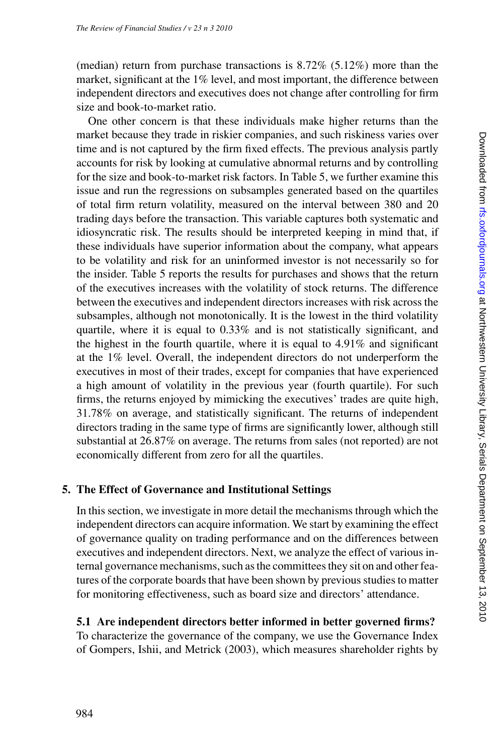(median) return from purchase transactions is 8.72% (5.12%) more than the market, significant at the 1% level, and most important, the difference between independent directors and executives does not change after controlling for firm size and book-to-market ratio.

One other concern is that these individuals make higher returns than the market because they trade in riskier companies, and such riskiness varies over time and is not captured by the firm fixed effects. The previous analysis partly accounts for risk by looking at cumulative abnormal returns and by controlling for the size and book-to-market risk factors. In Table 5, we further examine this issue and run the regressions on subsamples generated based on the quartiles of total firm return volatility, measured on the interval between 380 and 20 trading days before the transaction. This variable captures both systematic and idiosyncratic risk. The results should be interpreted keeping in mind that, if these individuals have superior information about the company, what appears to be volatility and risk for an uninformed investor is not necessarily so for the insider. Table 5 reports the results for purchases and shows that the return of the executives increases with the volatility of stock returns. The difference between the executives and independent directors increases with risk across the subsamples, although not monotonically. It is the lowest in the third volatility quartile, where it is equal to 0.33% and is not statistically significant, and the highest in the fourth quartile, where it is equal to 4.91% and significant at the 1% level. Overall, the independent directors do not underperform the executives in most of their trades, except for companies that have experienced a high amount of volatility in the previous year (fourth quartile). For such firms, the returns enjoyed by mimicking the executives' trades are quite high, 31.78% on average, and statistically significant. The returns of independent directors trading in the same type of firms are significantly lower, although still substantial at 26.87% on average. The returns from sales (not reported) are not economically different from zero for all the quartiles.

## 5. The Effect of Governance and Institutional Settings

In this section, we investigate in more detail the mechanisms through which the independent directors can acquire information. We start by examining the effect of governance quality on trading performance and on the differences between executives and independent directors. Next, we analyze the effect of various internal governance mechanisms, such as the committees they sit on and other features of the corporate boards that have been shown by previous studies to matter for monitoring effectiveness, such as board size and directors' attendance.

### 5.1 Are independent directors better informed in better governed firms?

To characterize the governance of the company, we use the Governance Index of Gompers, Ishii, and Metrick (2003), which measures shareholder rights by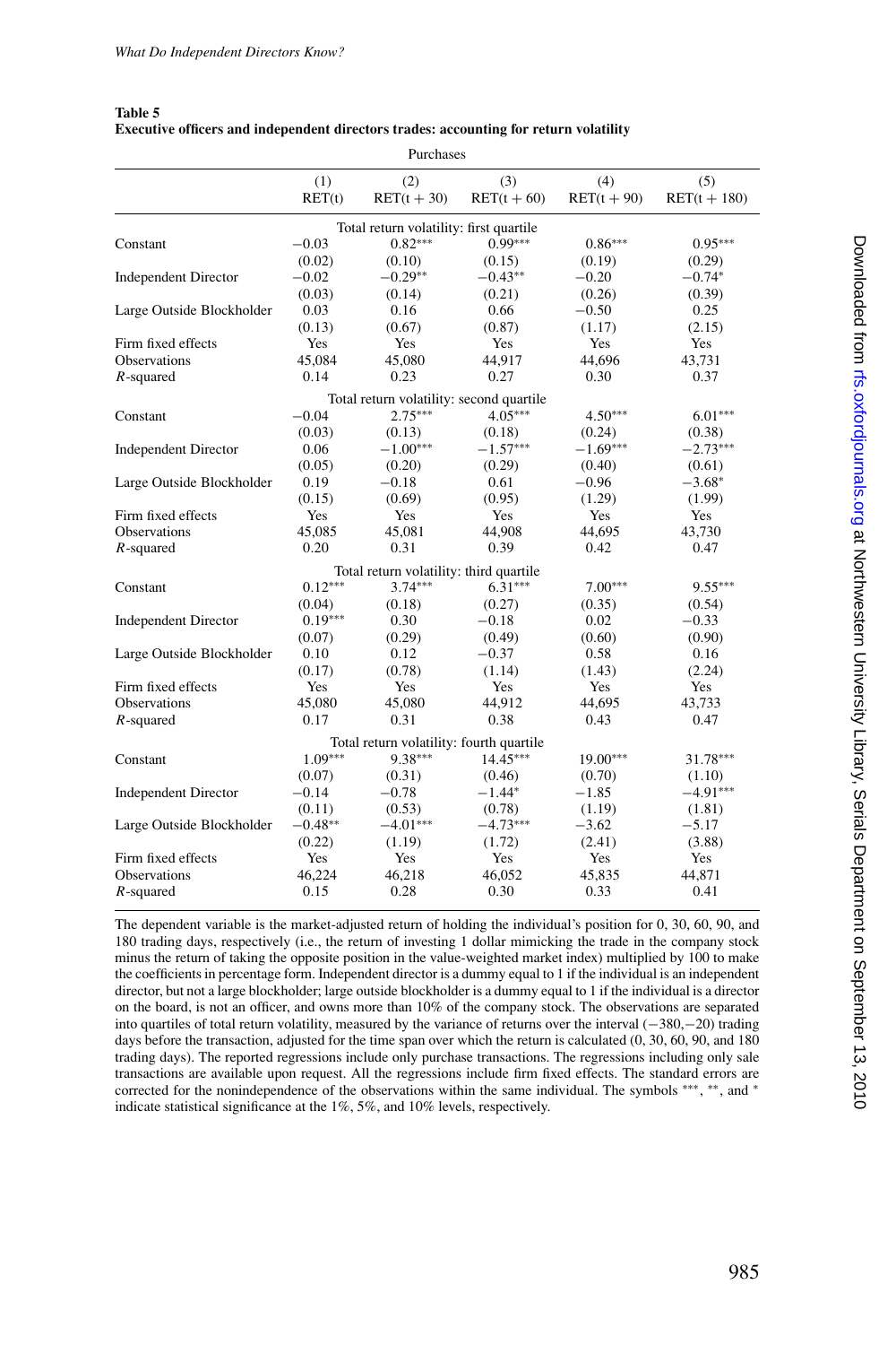**Table 5**
**Executive officers and independent directors trades: accounting for return volatility**

| Purchases | | | | | |
|---|---|---|---|---|---|
| | (1) RET(t) | (2) RET(t + 30) | (3) RET(t + 60) | (4) RET(t + 90) | (5) RET(t + 180) |
| *Total return volatility: first quartile* | | | | | |
| Constant | −0.03 | 0.82*** | 0.99*** | 0.86*** | 0.95*** |
| | (0.02) | (0.10) | (0.15) | (0.19) | (0.29) |
| Independent Director | −0.02 | −0.29** | −0.43** | −0.20 | −0.74* |
| | (0.03) | (0.14) | (0.21) | (0.26) | (0.39) |
| Large Outside Blockholder | 0.03 | 0.16 | 0.66 | −0.50 | 0.25 |
| | (0.13) | (0.67) | (0.87) | (1.17) | (2.15) |
| Firm fixed effects | Yes | Yes | Yes | Yes | Yes |
| Observations | 45,084 | 45,080 | 44,917 | 44,696 | 43,731 |
| $R$-squared | 0.14 | 0.23 | 0.27 | 0.30 | 0.37 |
| *Total return volatility: second quartile* | | | | | |
| Constant | −0.04 | 2.75*** | 4.05*** | 4.50*** | 6.01*** |
| | (0.03) | (0.13) | (0.18) | (0.24) | (0.38) |
| Independent Director | 0.06 | −1.00*** | −1.57*** | −1.69*** | −2.73*** |
| | (0.05) | (0.20) | (0.29) | (0.40) | (0.61) |
| Large Outside Blockholder | 0.19 | −0.18 | 0.61 | −0.96 | −3.68* |
| | (0.15) | (0.69) | (0.95) | (1.29) | (1.99) |
| Firm fixed effects | Yes | Yes | Yes | Yes | Yes |
| Observations | 45,085 | 45,081 | 44,908 | 44,695 | 43,730 |
| $R$-squared | 0.20 | 0.31 | 0.39 | 0.42 | 0.47 |
| *Total return volatility: third quartile* | | | | | |
| Constant | 0.12*** | 3.74*** | 6.31*** | 7.00*** | 9.55*** |
| | (0.04) | (0.18) | (0.27) | (0.35) | (0.54) |
| Independent Director | 0.19*** | 0.30 | −0.18 | 0.02 | −0.33 |
| | (0.07) | (0.29) | (0.49) | (0.60) | (0.90) |
| Large Outside Blockholder | 0.10 | 0.12 | −0.37 | 0.58 | 0.16 |
| | (0.17) | (0.78) | (1.14) | (1.43) | (2.24) |
| Firm fixed effects | Yes | Yes | Yes | Yes | Yes |
| Observations | 45,080 | 45,080 | 44,912 | 44,695 | 43,733 |
| $R$-squared | 0.17 | 0.31 | 0.38 | 0.43 | 0.47 |
| *Total return volatility: fourth quartile* | | | | | |
| Constant | 1.09*** | 9.38*** | 14.45*** | 19.00*** | 31.78*** |
| | (0.07) | (0.31) | (0.46) | (0.70) | (1.10) |
| Independent Director | −0.14 | −0.78 | −1.44* | −1.85 | −4.91*** |
| | (0.11) | (0.53) | (0.78) | (1.19) | (1.81) |
| Large Outside Blockholder | −0.48** | −4.01*** | −4.73*** | −3.62 | −5.17 |
| | (0.22) | (1.19) | (1.72) | (2.41) | (3.88) |
| Firm fixed effects | Yes | Yes | Yes | Yes | Yes |
| Observations | 46,224 | 46,218 | 46,052 | 45,835 | 44,871 |
| $R$-squared | 0.15 | 0.28 | 0.30 | 0.33 | 0.41 |

The dependent variable is the market-adjusted return of holding the individual's position for 0, 30, 60, 90, and 180 trading days, respectively (i.e., the return of investing 1 dollar mimicking the trade in the company stock minus the return of taking the opposite position in the value-weighted market index) multiplied by 100 to make the coefficients in percentage form. Independent director is a dummy equal to 1 if the individual is an independent director, but not a large blockholder; large outside blockholder is a dummy equal to 1 if the individual is a director on the board, is not an officer, and owns more than 10% of the company stock. The observations are separated into quartiles of total return volatility, measured by the variance of returns over the interval (−380,−20) trading days before the transaction, adjusted for the time span over which the return is calculated (0, 30, 60, 90, and 180 trading days). The reported regressions include only purchase transactions. The regressions including only sale transactions are available upon request. All the regressions include firm fixed effects. The standard errors are corrected for the nonindependence of the observations within the same individual. The symbols ***, **, and * indicate statistical significance at the 1%, 5%, and 10% levels, respectively.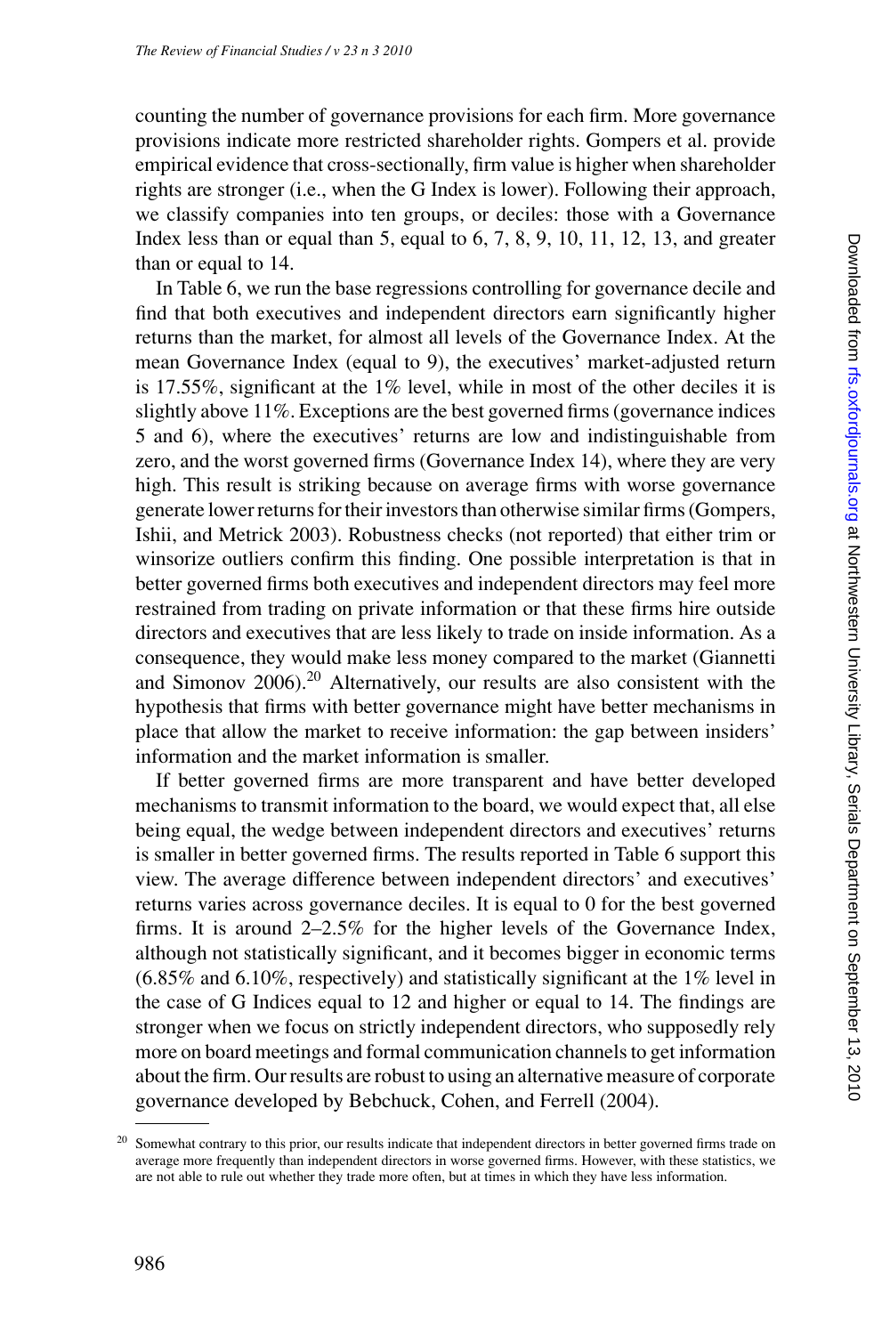counting the number of governance provisions for each firm. More governance provisions indicate more restricted shareholder rights. Gompers et al. provide empirical evidence that cross-sectionally, firm value is higher when shareholder rights are stronger (i.e., when the G Index is lower). Following their approach, we classify companies into ten groups, or deciles: those with a Governance Index less than or equal than 5, equal to 6, 7, 8, 9, 10, 11, 12, 13, and greater than or equal to 14.

In Table 6, we run the base regressions controlling for governance decile and find that both executives and independent directors earn significantly higher returns than the market, for almost all levels of the Governance Index. At the mean Governance Index (equal to 9), the executives' market-adjusted return is 17.55%, significant at the 1% level, while in most of the other deciles it is slightly above 11%. Exceptions are the best governed firms (governance indices 5 and 6), where the executives' returns are low and indistinguishable from zero, and the worst governed firms (Governance Index 14), where they are very high. This result is striking because on average firms with worse governance generate lower returns for their investors than otherwise similar firms (Gompers, Ishii, and Metrick 2003). Robustness checks (not reported) that either trim or winsorize outliers confirm this finding. One possible interpretation is that in better governed firms both executives and independent directors may feel more restrained from trading on private information or that these firms hire outside directors and executives that are less likely to trade on inside information. As a consequence, they would make less money compared to the market (Giannetti and Simonov 2006).[20] Alternatively, our results are also consistent with the hypothesis that firms with better governance might have better mechanisms in place that allow the market to receive information: the gap between insiders' information and the market information is smaller.

If better governed firms are more transparent and have better developed mechanisms to transmit information to the board, we would expect that, all else being equal, the wedge between independent directors and executives' returns is smaller in better governed firms. The results reported in Table 6 support this view. The average difference between independent directors' and executives' returns varies across governance deciles. It is equal to 0 for the best governed firms. It is around 2–2.5% for the higher levels of the Governance Index, although not statistically significant, and it becomes bigger in economic terms (6.85% and 6.10%, respectively) and statistically significant at the 1% level in the case of G Indices equal to 12 and higher or equal to 14. The findings are stronger when we focus on strictly independent directors, who supposedly rely more on board meetings and formal communication channels to get information about the firm. Our results are robust to using an alternative measure of corporate governance developed by Bebchuck, Cohen, and Ferrell (2004).

[20] Somewhat contrary to this prior, our results indicate that independent directors in better governed firms trade on average more frequently than independent directors in worse governed firms. However, with these statistics, we are not able to rule out whether they trade more often, but at times in which they have less information.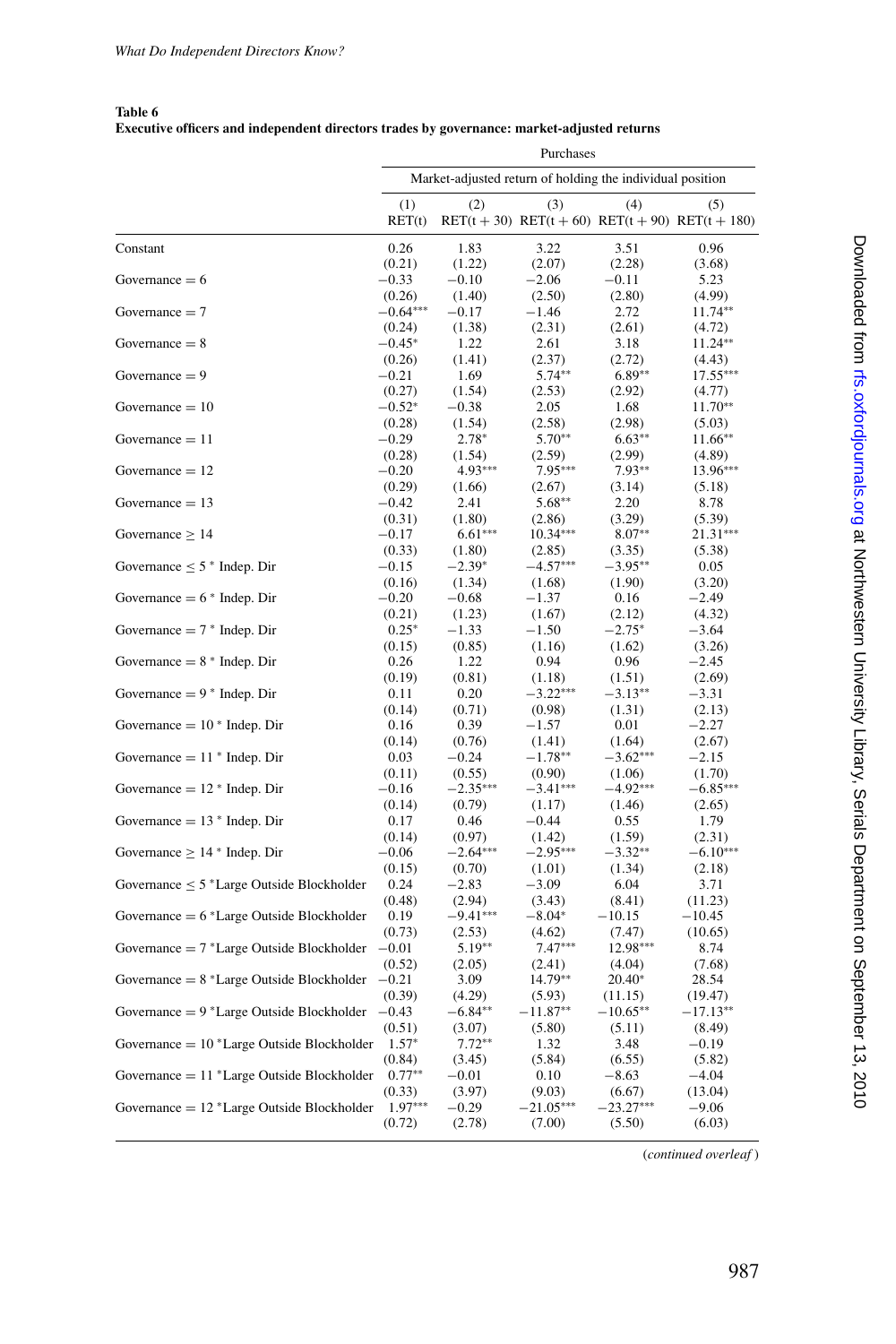**Table 6**
**Executive officers and independent directors trades by governance: market-adjusted returns**

| | Purchases | | | | |
|---|---|---|---|---|---|
| | Market-adjusted return of holding the individual position | | | | |
| | (1) RET(t) | (2) RET(t + 30) | (3) RET(t + 60) | (4) RET(t + 90) | (5) RET(t + 180) |
| Constant | 0.26 | 1.83 | 3.22 | 3.51 | 0.96 |
| | (0.21) | (1.22) | (2.07) | (2.28) | (3.68) |
| Governance = 6 | −0.33 | −0.10 | −2.06 | −0.11 | 5.23 |
| | (0.26) | (1.40) | (2.50) | (2.80) | (4.99) |
| Governance = 7 | −0.64*** | −0.17 | −1.46 | 2.72 | 11.74** |
| | (0.24) | (1.38) | (2.31) | (2.61) | (4.72) |
| Governance = 8 | −0.45* | 1.22 | 2.61 | 3.18 | 11.24** |
| | (0.26) | (1.41) | (2.37) | (2.72) | (4.43) |
| Governance = 9 | −0.21 | 1.69 | 5.74** | 6.89** | 17.55*** |
| | (0.27) | (1.54) | (2.53) | (2.92) | (4.77) |
| Governance = 10 | −0.52* | −0.38 | 2.05 | 1.68 | 11.70** |
| | (0.28) | (1.54) | (2.58) | (2.98) | (5.03) |
| Governance = 11 | −0.29 | 2.78* | 5.70** | 6.63** | 11.66** |
| | (0.28) | (1.54) | (2.59) | (2.99) | (4.89) |
| Governance = 12 | −0.20 | 4.93*** | 7.95*** | 7.93** | 13.96*** |
| | (0.29) | (1.66) | (2.67) | (3.14) | (5.18) |
| Governance = 13 | −0.42 | 2.41 | 5.68** | 2.20 | 8.78 |
| | (0.31) | (1.80) | (2.86) | (3.29) | (5.39) |
| Governance ≥ 14 | −0.17 | 6.61*** | 10.34*** | 8.07** | 21.31*** |
| | (0.33) | (1.80) | (2.85) | (3.35) | (5.38) |
| Governance ≤ 5 * Indep. Dir | −0.15 | −2.39* | −4.57*** | −3.95** | 0.05 |
| | (0.16) | (1.34) | (1.68) | (1.90) | (3.20) |
| Governance = 6 * Indep. Dir | −0.20 | −0.68 | −1.37 | 0.16 | −2.49 |
| | (0.21) | (1.23) | (1.67) | (2.12) | (4.32) |
| Governance = 7 * Indep. Dir | 0.25* | −1.33 | −1.50 | −2.75* | −3.64 |
| | (0.15) | (0.85) | (1.16) | (1.62) | (3.26) |
| Governance = 8 * Indep. Dir | 0.26 | 1.22 | 0.94 | 0.96 | −2.45 |
| | (0.19) | (0.81) | (1.18) | (1.51) | (2.69) |
| Governance = 9 * Indep. Dir | 0.11 | 0.20 | −3.22*** | −3.13** | −3.31 |
| | (0.14) | (0.71) | (0.98) | (1.31) | (2.13) |
| Governance = 10 * Indep. Dir | 0.16 | 0.39 | −1.57 | 0.01 | −2.27 |
| | (0.14) | (0.76) | (1.41) | (1.64) | (2.67) |
| Governance = 11 * Indep. Dir | 0.03 | −0.24 | −1.78** | −3.62*** | −2.15 |
| | (0.11) | (0.55) | (0.90) | (1.06) | (1.70) |
| Governance = 12 * Indep. Dir | −0.16 | −2.35*** | −3.41*** | −4.92*** | −6.85*** |
| | (0.14) | (0.79) | (1.17) | (1.46) | (2.65) |
| Governance = 13 * Indep. Dir | 0.17 | 0.46 | −0.44 | 0.55 | 1.79 |
| | (0.14) | (0.97) | (1.42) | (1.59) | (2.31) |
| Governance ≥ 14 * Indep. Dir | −0.06 | −2.64*** | −2.95*** | −3.32** | −6.10*** |
| | (0.15) | (0.70) | (1.01) | (1.34) | (2.18) |
| Governance ≤ 5 *Large Outside Blockholder | 0.24 | −2.83 | −3.09 | 6.04 | 3.71 |
| | (0.48) | (2.94) | (3.43) | (8.41) | (11.23) |
| Governance = 6 *Large Outside Blockholder | 0.19 | −9.41*** | −8.04* | −10.15 | −10.45 |
| | (0.73) | (2.53) | (4.62) | (7.47) | (10.65) |
| Governance = 7 *Large Outside Blockholder | −0.01 | 5.19** | 7.47*** | 12.98*** | 8.74 |
| | (0.52) | (2.05) | (2.41) | (4.04) | (7.68) |
| Governance = 8 *Large Outside Blockholder | −0.21 | 3.09 | 14.79** | 20.40* | 28.54 |
| | (0.39) | (4.29) | (5.93) | (11.15) | (19.47) |
| Governance = 9 *Large Outside Blockholder | −0.43 | −6.84** | −11.87** | −10.65** | −17.13** |
| | (0.51) | (3.07) | (5.80) | (5.11) | (8.49) |
| Governance = 10 *Large Outside Blockholder | 1.57* | 7.72** | 1.32 | 3.48 | −0.19 |
| | (0.84) | (3.45) | (5.84) | (6.55) | (5.82) |
| Governance = 11 *Large Outside Blockholder | 0.77** | −0.01 | 0.10 | −8.63 | −4.04 |
| | (0.33) | (3.97) | (9.03) | (6.67) | (13.04) |
| Governance = 12 *Large Outside Blockholder | 1.97*** | −0.29 | −21.05*** | −23.27*** | −9.06 |
| | (0.72) | (2.78) | (7.00) | (5.50) | (6.03) |

(*continued overleaf*)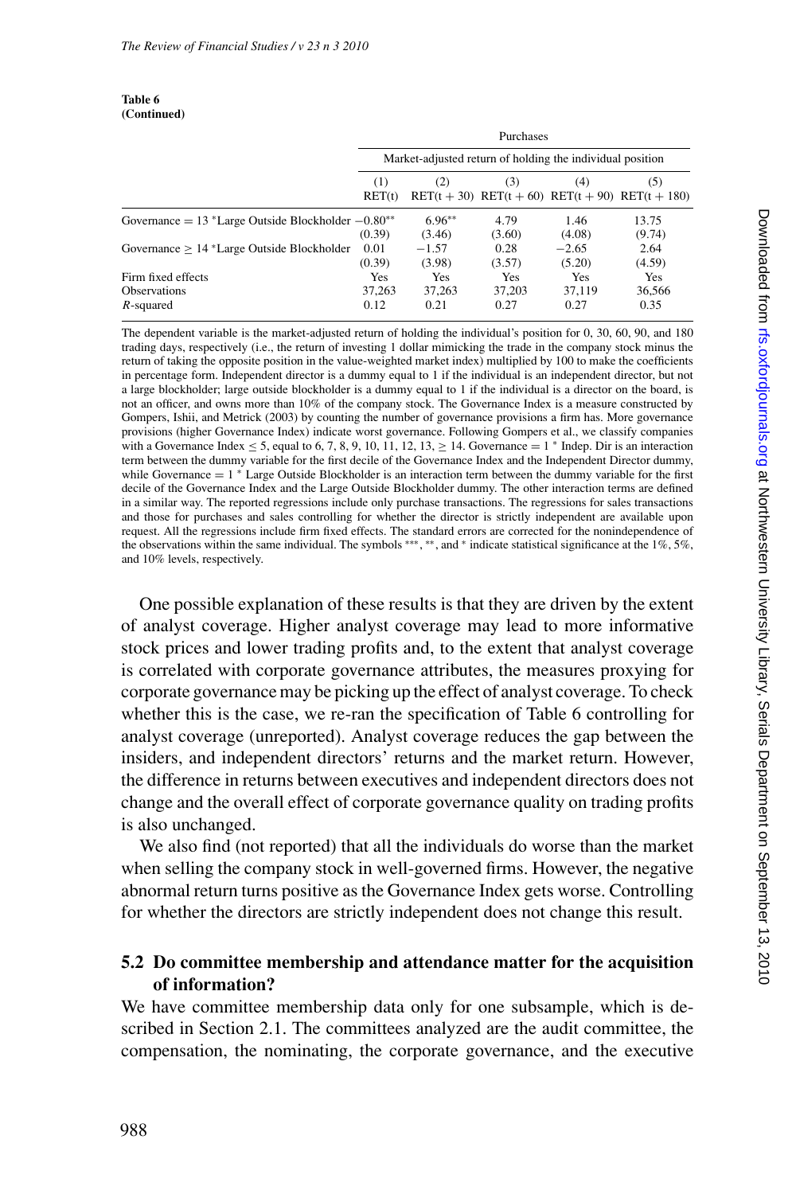**Table 6**
**(Continued)**

| | Purchases | | | | |
|---|---|---|---|---|---|
| | Market-adjusted return of holding the individual position | | | | |
| | (1) RET(t) | (2) RET(t + 30) | (3) RET(t + 60) | (4) RET(t + 90) | (5) RET(t + 180) |
| Governance = 13 *Large Outside Blockholder | −0.80** | 6.96** | 4.79 | 1.46 | 13.75 |
| | (0.39) | (3.46) | (3.60) | (4.08) | (9.74) |
| Governance ≥ 14 *Large Outside Blockholder | 0.01 | −1.57 | 0.28 | −2.65 | 2.64 |
| | (0.39) | (3.98) | (3.57) | (5.20) | (4.59) |
| Firm fixed effects | Yes | Yes | Yes | Yes | Yes |
| Observations | 37,263 | 37,263 | 37,203 | 37,119 | 36,566 |
| $R$-squared | 0.12 | 0.21 | 0.27 | 0.27 | 0.35 |

The dependent variable is the market-adjusted return of holding the individual's position for 0, 30, 60, 90, and 180 trading days, respectively (i.e., the return of investing 1 dollar mimicking the trade in the company stock minus the return of taking the opposite position in the value-weighted market index) multiplied by 100 to make the coefficients in percentage form. Independent director is a dummy equal to 1 if the individual is an independent director, but not a large blockholder; large outside blockholder is a dummy equal to 1 if the individual is a director on the board, is not an officer, and owns more than 10% of the company stock. The Governance Index is a measure constructed by Gompers, Ishii, and Metrick (2003) by counting the number of governance provisions a firm has. More governance provisions (higher Governance Index) indicate worst governance. Following Gompers et al., we classify companies with a Governance Index ≤ 5, equal to 6, 7, 8, 9, 10, 11, 12, 13, ≥ 14. Governance = 1 * Indep. Dir is an interaction term between the dummy variable for the first decile of the Governance Index and the Independent Director dummy, while Governance = 1 * Large Outside Blockholder is an interaction term between the dummy variable for the first decile of the Governance Index and the Large Outside Blockholder dummy. The other interaction terms are defined in a similar way. The reported regressions include only purchase transactions. The regressions for sales transactions and those for purchases and sales controlling for whether the director is strictly independent are available upon request. All the regressions include firm fixed effects. The standard errors are corrected for the nonindependence of the observations within the same individual. The symbols ***, **, and * indicate statistical significance at the 1%, 5%, and 10% levels, respectively.

One possible explanation of these results is that they are driven by the extent of analyst coverage. Higher analyst coverage may lead to more informative stock prices and lower trading profits and, to the extent that analyst coverage is correlated with corporate governance attributes, the measures proxying for corporate governance may be picking up the effect of analyst coverage. To check whether this is the case, we re-ran the specification of Table 6 controlling for analyst coverage (unreported). Analyst coverage reduces the gap between the insiders, and independent directors' returns and the market return. However, the difference in returns between executives and independent directors does not change and the overall effect of corporate governance quality on trading profits is also unchanged.

We also find (not reported) that all the individuals do worse than the market when selling the company stock in well-governed firms. However, the negative abnormal return turns positive as the Governance Index gets worse. Controlling for whether the directors are strictly independent does not change this result.

### 5.2 Do committee membership and attendance matter for the acquisition of information?

We have committee membership data only for one subsample, which is described in Section 2.1. The committees analyzed are the audit committee, the compensation, the nominating, the corporate governance, and the executive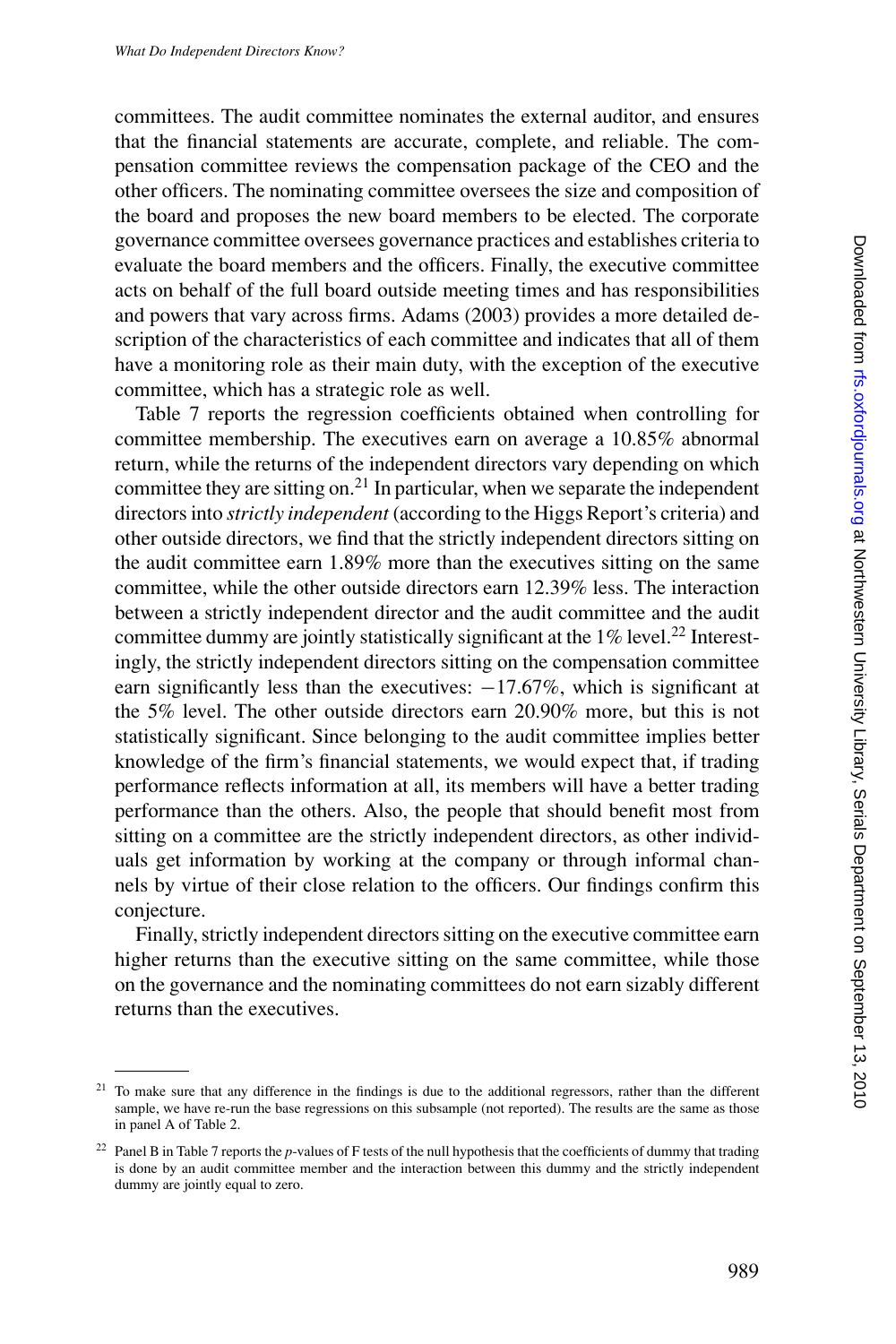committees. The audit committee nominates the external auditor, and ensures that the financial statements are accurate, complete, and reliable. The compensation committee reviews the compensation package of the CEO and the other officers. The nominating committee oversees the size and composition of the board and proposes the new board members to be elected. The corporate governance committee oversees governance practices and establishes criteria to evaluate the board members and the officers. Finally, the executive committee acts on behalf of the full board outside meeting times and has responsibilities and powers that vary across firms. Adams (2003) provides a more detailed description of the characteristics of each committee and indicates that all of them have a monitoring role as their main duty, with the exception of the executive committee, which has a strategic role as well.

Table 7 reports the regression coefficients obtained when controlling for committee membership. The executives earn on average a 10.85% abnormal return, while the returns of the independent directors vary depending on which committee they are sitting on.[21] In particular, when we separate the independent directors into *strictly independent* (according to the Higgs Report's criteria) and other outside directors, we find that the strictly independent directors sitting on the audit committee earn 1.89% more than the executives sitting on the same committee, while the other outside directors earn 12.39% less. The interaction between a strictly independent director and the audit committee and the audit committee dummy are jointly statistically significant at the 1% level.[22] Interestingly, the strictly independent directors sitting on the compensation committee earn significantly less than the executives: −17.67%, which is significant at the 5% level. The other outside directors earn 20.90% more, but this is not statistically significant. Since belonging to the audit committee implies better knowledge of the firm's financial statements, we would expect that, if trading performance reflects information at all, its members will have a better trading performance than the others. Also, the people that should benefit most from sitting on a committee are the strictly independent directors, as other individuals get information by working at the company or through informal channels by virtue of their close relation to the officers. Our findings confirm this conjecture.

Finally, strictly independent directors sitting on the executive committee earn higher returns than the executive sitting on the same committee, while those on the governance and the nominating committees do not earn sizably different returns than the executives.

---

[21] To make sure that any difference in the findings is due to the additional regressors, rather than the different sample, we have re-run the base regressions on this subsample (not reported). The results are the same as those in panel A of Table 2.

[22] Panel B in Table 7 reports the $p$-values of F tests of the null hypothesis that the coefficients of dummy that trading is done by an audit committee member and the interaction between this dummy and the strictly independent dummy are jointly equal to zero.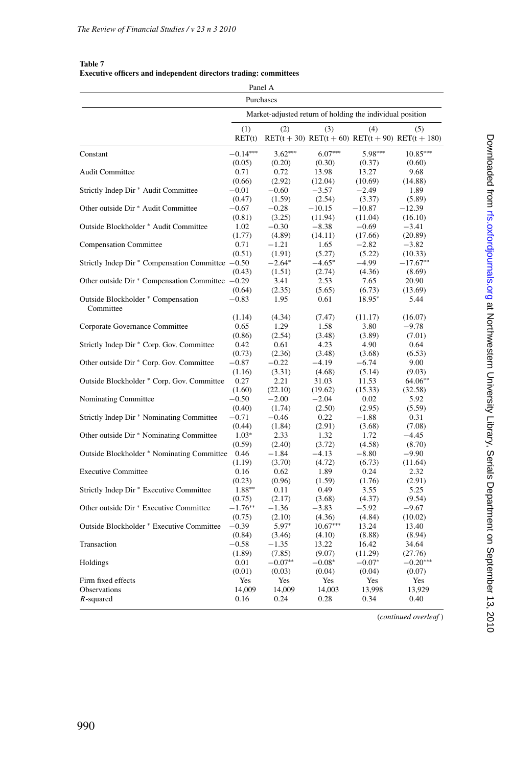**Table 7**
**Executive officers and independent directors trading: committees**

Panel A

| | Purchases | | | | |
|---|---|---|---|---|---|
| | Market-adjusted return of holding the individual position | | | | |
| | (1) RET(t) | (2) RET(t + 30) | (3) RET(t + 60) | (4) RET(t + 90) | (5) RET(t + 180) |
| Constant | −0.14*** | 3.62*** | 6.07*** | 5.98*** | 10.85*** |
| | (0.05) | (0.20) | (0.30) | (0.37) | (0.60) |
| Audit Committee | 0.71 | 0.72 | 13.98 | 13.27 | 9.68 |
| | (0.66) | (2.92) | (12.04) | (10.69) | (14.88) |
| Strictly Indep Dir * Audit Committee | −0.01 | −0.60 | −3.57 | −2.49 | 1.89 |
| | (0.47) | (1.59) | (2.54) | (3.37) | (5.89) |
| Other outside Dir * Audit Committee | −0.67 | −0.28 | −10.15 | −10.87 | −12.39 |
| | (0.81) | (3.25) | (11.94) | (11.04) | (16.10) |
| Outside Blockholder * Audit Committee | 1.02 | −0.30 | −8.38 | −0.69 | −3.41 |
| | (1.77) | (4.89) | (14.11) | (17.66) | (20.89) |
| Compensation Committee | 0.71 | −1.21 | 1.65 | −2.82 | −3.82 |
| | (0.51) | (1.91) | (5.27) | (5.22) | (10.33) |
| Strictly Indep Dir * Compensation Committee | −0.50 | −2.64* | −4.65* | −4.99 | −17.67** |
| | (0.43) | (1.51) | (2.74) | (4.36) | (8.69) |
| Other outside Dir * Compensation Committee | −0.29 | 3.41 | 2.53 | 7.65 | 20.90 |
| | (0.64) | (2.35) | (5.65) | (6.73) | (13.69) |
| Outside Blockholder * Compensation Committee | −0.83 | 1.95 | 0.61 | 18.95* | 5.44 |
| | (1.14) | (4.34) | (7.47) | (11.17) | (16.07) |
| Corporate Governance Committee | 0.65 | 1.29 | 1.58 | 3.80 | −9.78 |
| | (0.86) | (2.54) | (3.48) | (3.89) | (7.01) |
| Strictly Indep Dir * Corp. Gov. Committee | 0.42 | 0.61 | 4.23 | 4.90 | 0.64 |
| | (0.73) | (2.36) | (3.48) | (3.68) | (6.53) |
| Other outside Dir * Corp. Gov. Committee | −0.87 | −0.22 | −4.19 | −6.74 | 9.00 |
| | (1.16) | (3.31) | (4.68) | (5.14) | (9.03) |
| Outside Blockholder * Corp. Gov. Committee | 0.27 | 2.21 | 31.03 | 11.53 | 64.06** |
| | (1.60) | (22.10) | (19.62) | (15.33) | (32.58) |
| Nominating Committee | −0.50 | −2.00 | −2.04 | 0.02 | 5.92 |
| | (0.40) | (1.74) | (2.50) | (2.95) | (5.59) |
| Strictly Indep Dir * Nominating Committee | −0.71 | −0.46 | 0.22 | −1.88 | 0.31 |
| | (0.44) | (1.84) | (2.91) | (3.68) | (7.08) |
| Other outside Dir * Nominating Committee | 1.03* | 2.33 | 1.32 | 1.72 | −4.45 |
| | (0.59) | (2.40) | (3.72) | (4.58) | (8.70) |
| Outside Blockholder * Nominating Committee | 0.46 | −1.84 | −4.13 | −8.80 | −9.90 |
| | (1.19) | (3.70) | (4.72) | (6.73) | (11.64) |
| Executive Committee | 0.16 | 0.62 | 1.89 | 0.24 | 2.32 |
| | (0.23) | (0.96) | (1.59) | (1.76) | (2.91) |
| Strictly Indep Dir * Executive Committee | 1.88** | 0.11 | 0.49 | 3.55 | 5.25 |
| | (0.75) | (2.17) | (3.68) | (4.37) | (9.54) |
| Other outside Dir * Executive Committee | −1.76** | −1.36 | −3.83 | −5.92 | −9.67 |
| | (0.75) | (2.10) | (4.36) | (4.84) | (10.02) |
| Outside Blockholder * Executive Committee | −0.39 | 5.97* | 10.67*** | 13.24 | 13.40 |
| | (0.84) | (3.46) | (4.10) | (8.88) | (8.94) |
| Transaction | −0.58 | −1.35 | 13.22 | 16.42 | 34.64 |
| | (1.89) | (7.85) | (9.07) | (11.29) | (27.76) |
| Holdings | 0.01 | −0.07** | −0.08* | −0.07* | −0.20*** |
| | (0.01) | (0.03) | (0.04) | (0.04) | (0.07) |
| Firm fixed effects | Yes | Yes | Yes | Yes | Yes |
| Observations | 14,009 | 14,009 | 14,003 | 13,998 | 13,929 |
| $R$-squared | 0.16 | 0.24 | 0.28 | 0.34 | 0.40 |

(*continued overleaf*)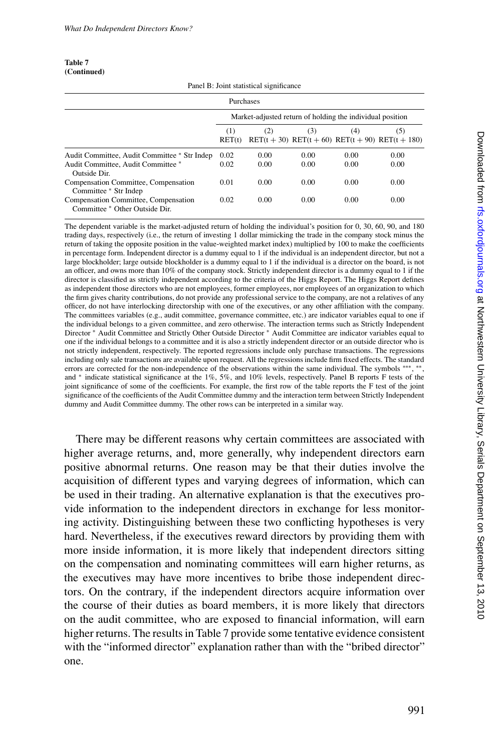**Table 7**
**(Continued)**

Panel B: Joint statistical significance

| | Purchases | | | | |
|---|---|---|---|---|---|
| | Market-adjusted return of holding the individual position | | | | |
| | (1) RET(t) | (2) RET(t + 30) | (3) RET(t + 60) | (4) RET(t + 90) | (5) RET(t + 180) |
| Audit Committee, Audit Committee * Str Indep | 0.02 | 0.00 | 0.00 | 0.00 | 0.00 |
| Audit Committee, Audit Committee * Outside Dir. | 0.02 | 0.00 | 0.00 | 0.00 | 0.00 |
| Compensation Committee, Compensation Committee * Str Indep | 0.01 | 0.00 | 0.00 | 0.00 | 0.00 |
| Compensation Committee, Compensation Committee * Other Outside Dir. | 0.02 | 0.00 | 0.00 | 0.00 | 0.00 |

The dependent variable is the market-adjusted return of holding the individual's position for 0, 30, 60, 90, and 180 trading days, respectively (i.e., the return of investing 1 dollar mimicking the trade in the company stock minus the return of taking the opposite position in the value-weighted market index) multiplied by 100 to make the coefficients in percentage form. Independent director is a dummy equal to 1 if the individual is an independent director, but not a large blockholder; large outside blockholder is a dummy equal to 1 if the individual is a director on the board, is not an officer, and owns more than 10% of the company stock. Strictly independent director is a dummy equal to 1 if the director is classified as strictly independent according to the criteria of the Higgs Report. The Higgs Report defines as independent those directors who are not employees, former employees, nor employees of an organization to which the firm gives charity contributions, do not provide any professional service to the company, are not a relatives of any officer, do not have interlocking directorship with one of the executives, or any other affiliation with the company. The committees variables (e.g., audit committee, governance committee, etc.) are indicator variables equal to one if the individual belongs to a given committee, and zero otherwise. The interaction terms such as Strictly Independent Director * Audit Committee and Strictly Other Outside Director * Audit Committee are indicator variables equal to one if the individual belongs to a committee and it is also a strictly independent director or an outside director who is not strictly independent, respectively. The reported regressions include only purchase transactions. The regressions including only sale transactions are available upon request. All the regressions include firm fixed effects. The standard errors are corrected for the non-independence of the observations within the same individual. The symbols ***, **, and * indicate statistical significance at the 1%, 5%, and 10% levels, respectively. Panel B reports F tests of the joint significance of some of the coefficients. For example, the first row of the table reports the F test of the joint significance of the coefficients of the Audit Committee dummy and the interaction term between Strictly Independent dummy and Audit Committee dummy. The other rows can be interpreted in a similar way.

There may be different reasons why certain committees are associated with higher average returns, and, more generally, why independent directors earn positive abnormal returns. One reason may be that their duties involve the acquisition of different types and varying degrees of information, which can be used in their trading. An alternative explanation is that the executives provide information to the independent directors in exchange for less monitoring activity. Distinguishing between these two conflicting hypotheses is very hard. Nevertheless, if the executives reward directors by providing them with more inside information, it is more likely that independent directors sitting on the compensation and nominating committees will earn higher returns, as the executives may have more incentives to bribe those independent directors. On the contrary, if the independent directors acquire information over the course of their duties as board members, it is more likely that directors on the audit committee, who are exposed to financial information, will earn higher returns. The results in Table 7 provide some tentative evidence consistent with the "informed director" explanation rather than with the "bribed director" one.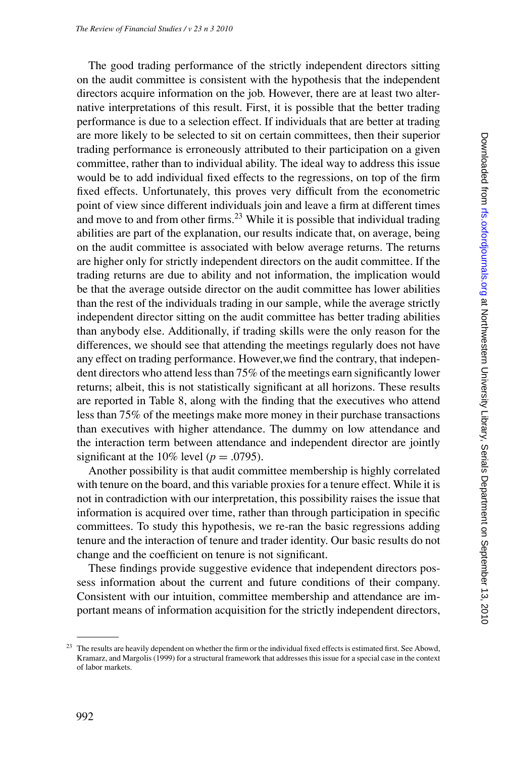The good trading performance of the strictly independent directors sitting on the audit committee is consistent with the hypothesis that the independent directors acquire information on the job. However, there are at least two alternative interpretations of this result. First, it is possible that the better trading performance is due to a selection effect. If individuals that are better at trading are more likely to be selected to sit on certain committees, then their superior trading performance is erroneously attributed to their participation on a given committee, rather than to individual ability. The ideal way to address this issue would be to add individual fixed effects to the regressions, on top of the firm fixed effects. Unfortunately, this proves very difficult from the econometric point of view since different individuals join and leave a firm at different times and move to and from other firms.[23] While it is possible that individual trading abilities are part of the explanation, our results indicate that, on average, being on the audit committee is associated with below average returns. The returns are higher only for strictly independent directors on the audit committee. If the trading returns are due to ability and not information, the implication would be that the average outside director on the audit committee has lower abilities than the rest of the individuals trading in our sample, while the average strictly independent director sitting on the audit committee has better trading abilities than anybody else. Additionally, if trading skills were the only reason for the differences, we should see that attending the meetings regularly does not have any effect on trading performance. However,we find the contrary, that independent directors who attend less than 75% of the meetings earn significantly lower returns; albeit, this is not statistically significant at all horizons. These results are reported in Table 8, along with the finding that the executives who attend less than 75% of the meetings make more money in their purchase transactions than executives with higher attendance. The dummy on low attendance and the interaction term between attendance and independent director are jointly significant at the 10% level ($p = .0795$).

Another possibility is that audit committee membership is highly correlated with tenure on the board, and this variable proxies for a tenure effect. While it is not in contradiction with our interpretation, this possibility raises the issue that information is acquired over time, rather than through participation in specific committees. To study this hypothesis, we re-ran the basic regressions adding tenure and the interaction of tenure and trader identity. Our basic results do not change and the coefficient on tenure is not significant.

These findings provide suggestive evidence that independent directors possess information about the current and future conditions of their company. Consistent with our intuition, committee membership and attendance are important means of information acquisition for the strictly independent directors,

---

[23] The results are heavily dependent on whether the firm or the individual fixed effects is estimated first. See Abowd, Kramarz, and Margolis (1999) for a structural framework that addresses this issue for a special case in the context of labor markets.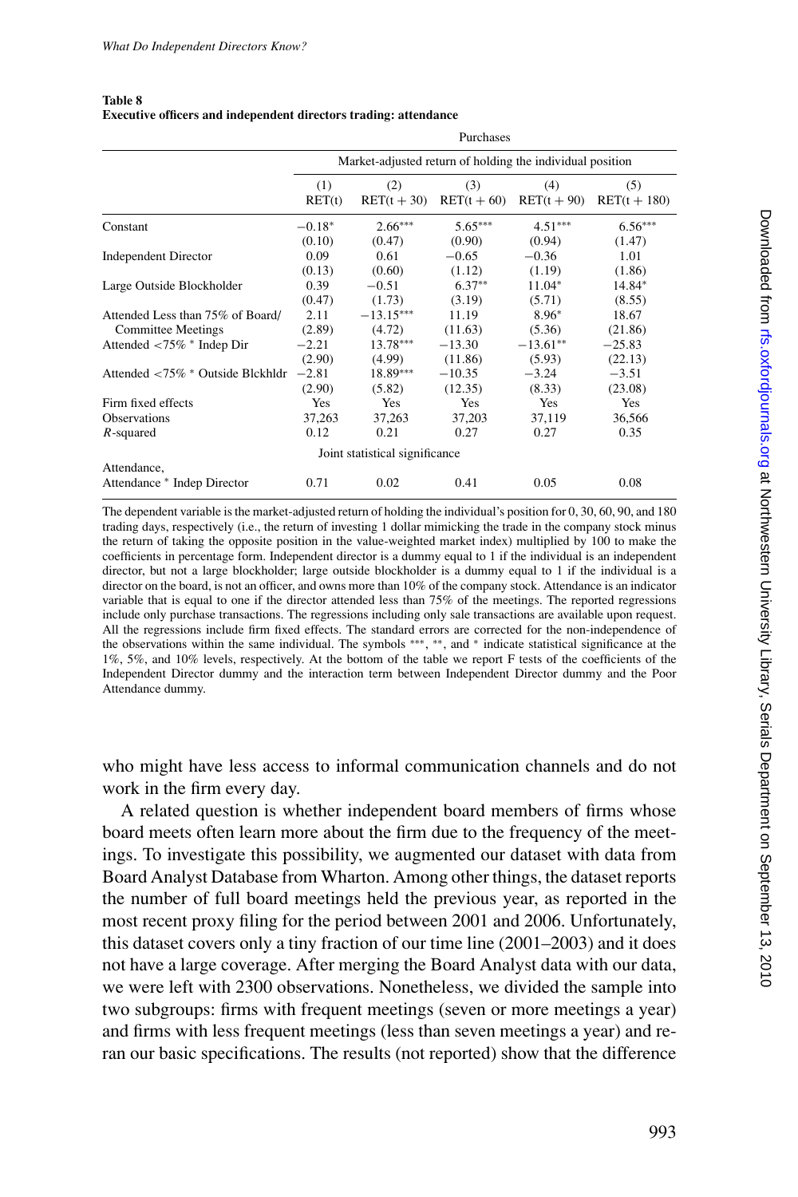**Table 8**
**Executive officers and independent directors trading: attendance**

| | Purchases | | | | |
|---|---|---|---|---|---|
| | Market-adjusted return of holding the individual position | | | | |
| | (1) RET(t) | (2) RET(t + 30) | (3) RET(t + 60) | (4) RET(t + 90) | (5) RET(t + 180) |
| Constant | −0.18* | 2.66*** | 5.65*** | 4.51*** | 6.56*** |
| | (0.10) | (0.47) | (0.90) | (0.94) | (1.47) |
| Independent Director | 0.09 | 0.61 | −0.65 | −0.36 | 1.01 |
| | (0.13) | (0.60) | (1.12) | (1.19) | (1.86) |
| Large Outside Blockholder | 0.39 | −0.51 | 6.37** | 11.04* | 14.84* |
| | (0.47) | (1.73) | (3.19) | (5.71) | (8.55) |
| Attended Less than 75% of Board/ Committee Meetings | 2.11 | −13.15*** | 11.19 | 8.96* | 18.67 |
| | (2.89) | (4.72) | (11.63) | (5.36) | (21.86) |
| Attended <75% * Indep Dir | −2.21 | 13.78*** | −13.30 | −13.61** | −25.83 |
| | (2.90) | (4.99) | (11.86) | (5.93) | (22.13) |
| Attended <75% * Outside Blckhldr | −2.81 | 18.89*** | −10.35 | −3.24 | −3.51 |
| | (2.90) | (5.82) | (12.35) | (8.33) | (23.08) |
| Firm fixed effects | Yes | Yes | Yes | Yes | Yes |
| Observations | 37,263 | 37,263 | 37,203 | 37,119 | 36,566 |
| $R$-squared | 0.12 | 0.21 | 0.27 | 0.27 | 0.35 |
| | Joint statistical significance | | | | |
| Attendance, Attendance * Indep Director | 0.71 | 0.02 | 0.41 | 0.05 | 0.08 |

The dependent variable is the market-adjusted return of holding the individual's position for 0, 30, 60, 90, and 180 trading days, respectively (i.e., the return of investing 1 dollar mimicking the trade in the company stock minus the return of taking the opposite position in the value-weighted market index) multiplied by 100 to make the coefficients in percentage form. Independent director is a dummy equal to 1 if the individual is an independent director, but not a large blockholder; large outside blockholder is a dummy equal to 1 if the individual is a director on the board, is not an officer, and owns more than 10% of the company stock. Attendance is an indicator variable that is equal to one if the director attended less than 75% of the meetings. The reported regressions include only purchase transactions. The regressions including only sale transactions are available upon request. All the regressions include firm fixed effects. The standard errors are corrected for the non-independence of the observations within the same individual. The symbols ***, **, and * indicate statistical significance at the 1%, 5%, and 10% levels, respectively. At the bottom of the table we report F tests of the coefficients of the Independent Director dummy and the interaction term between Independent Director dummy and the Poor Attendance dummy.

who might have less access to informal communication channels and do not work in the firm every day.

A related question is whether independent board members of firms whose board meets often learn more about the firm due to the frequency of the meetings. To investigate this possibility, we augmented our dataset with data from Board Analyst Database from Wharton. Among other things, the dataset reports the number of full board meetings held the previous year, as reported in the most recent proxy filing for the period between 2001 and 2006. Unfortunately, this dataset covers only a tiny fraction of our time line (2001–2003) and it does not have a large coverage. After merging the Board Analyst data with our data, we were left with 2300 observations. Nonetheless, we divided the sample into two subgroups: firms with frequent meetings (seven or more meetings a year) and firms with less frequent meetings (less than seven meetings a year) and reran our basic specifications. The results (not reported) show that the difference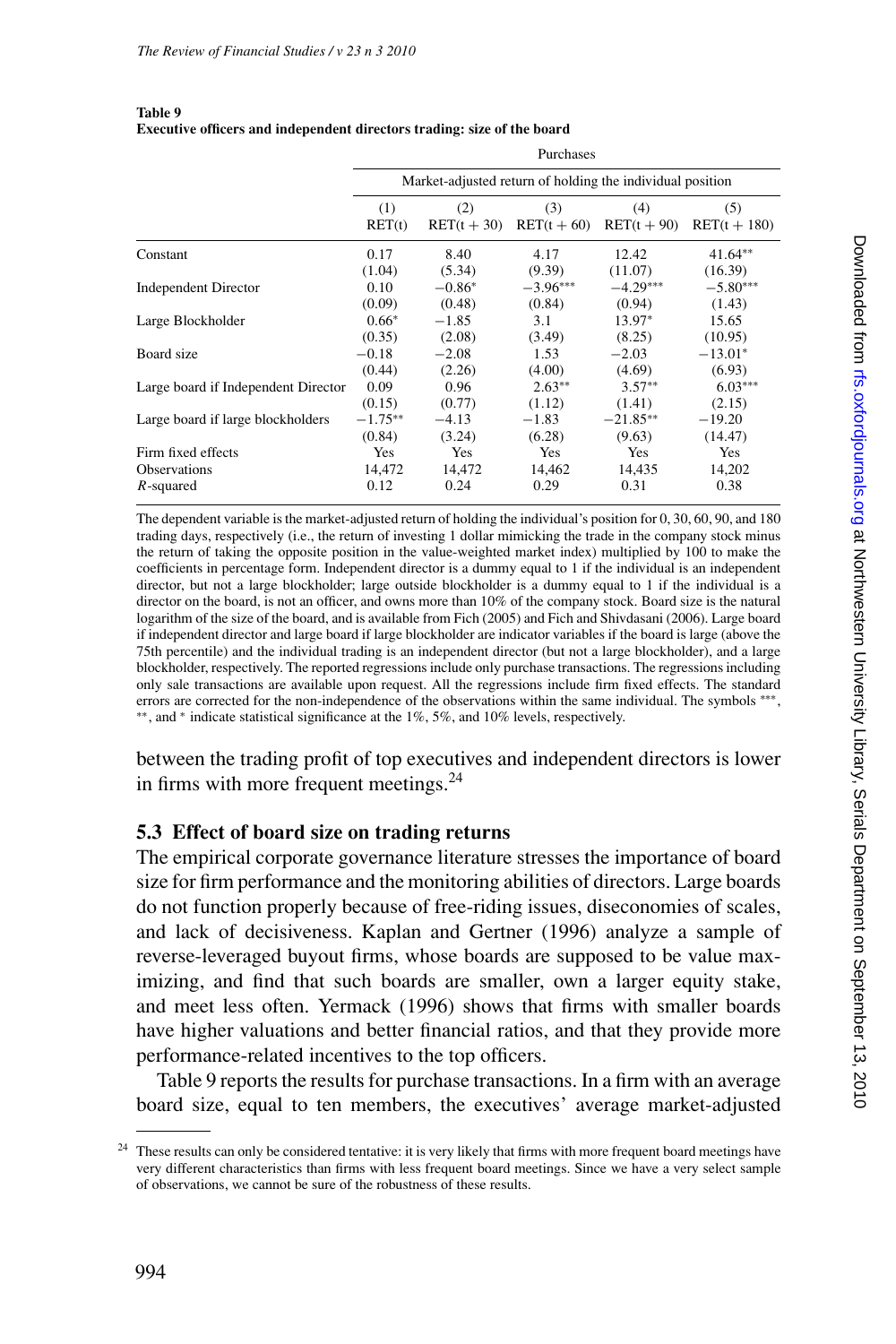**Table 9**
**Executive officers and independent directors trading: size of the board**

| | Purchases | | | | |
|---|---|---|---|---|---|
| | Market-adjusted return of holding the individual position | | | | |
| | (1) RET(t) | (2) RET(t + 30) | (3) RET(t + 60) | (4) RET(t + 90) | (5) RET(t + 180) |
| Constant | 0.17 | 8.40 | 4.17 | 12.42 | 41.64** |
| | (1.04) | (5.34) | (9.39) | (11.07) | (16.39) |
| Independent Director | 0.10 | −0.86* | −3.96*** | −4.29*** | −5.80*** |
| | (0.09) | (0.48) | (0.84) | (0.94) | (1.43) |
| Large Blockholder | 0.66* | −1.85 | 3.1 | 13.97* | 15.65 |
| | (0.35) | (2.08) | (3.49) | (8.25) | (10.95) |
| Board size | −0.18 | −2.08 | 1.53 | −2.03 | −13.01* |
| | (0.44) | (2.26) | (4.00) | (4.69) | (6.93) |
| Large board if Independent Director | 0.09 | 0.96 | 2.63** | 3.57** | 6.03*** |
| | (0.15) | (0.77) | (1.12) | (1.41) | (2.15) |
| Large board if large blockholders | −1.75** | −4.13 | −1.83 | −21.85** | −19.20 |
| | (0.84) | (3.24) | (6.28) | (9.63) | (14.47) |
| Firm fixed effects | Yes | Yes | Yes | Yes | Yes |
| Observations | 14,472 | 14,472 | 14,462 | 14,435 | 14,202 |
| $R$-squared | 0.12 | 0.24 | 0.29 | 0.31 | 0.38 |

The dependent variable is the market-adjusted return of holding the individual's position for 0, 30, 60, 90, and 180 trading days, respectively (i.e., the return of investing 1 dollar mimicking the trade in the company stock minus the return of taking the opposite position in the value-weighted market index) multiplied by 100 to make the coefficients in percentage form. Independent director is a dummy equal to 1 if the individual is an independent director, but not a large blockholder; large outside blockholder is a dummy equal to 1 if the individual is a director on the board, is not an officer, and owns more than 10% of the company stock. Board size is the natural logarithm of the size of the board, and is available from Fich (2005) and Fich and Shivdasani (2006). Large board if independent director and large board if large blockholder are indicator variables if the board is large (above the 75th percentile) and the individual trading is an independent director (but not a large blockholder), and a large blockholder, respectively. The reported regressions include only purchase transactions. The regressions including only sale transactions are available upon request. All the regressions include firm fixed effects. The standard errors are corrected for the non-independence of the observations within the same individual. The symbols ***, **, and * indicate statistical significance at the 1%, 5%, and 10% levels, respectively.

between the trading profit of top executives and independent directors is lower in firms with more frequent meetings.[24]

### 5.3 Effect of board size on trading returns

The empirical corporate governance literature stresses the importance of board size for firm performance and the monitoring abilities of directors. Large boards do not function properly because of free-riding issues, diseconomies of scales, and lack of decisiveness. Kaplan and Gertner (1996) analyze a sample of reverse-leveraged buyout firms, whose boards are supposed to be value maximizing, and find that such boards are smaller, own a larger equity stake, and meet less often. Yermack (1996) shows that firms with smaller boards have higher valuations and better financial ratios, and that they provide more performance-related incentives to the top officers.

Table 9 reports the results for purchase transactions. In a firm with an average board size, equal to ten members, the executives' average market-adjusted

[24] These results can only be considered tentative: it is very likely that firms with more frequent board meetings have very different characteristics than firms with less frequent board meetings. Since we have a very select sample of observations, we cannot be sure of the robustness of these results.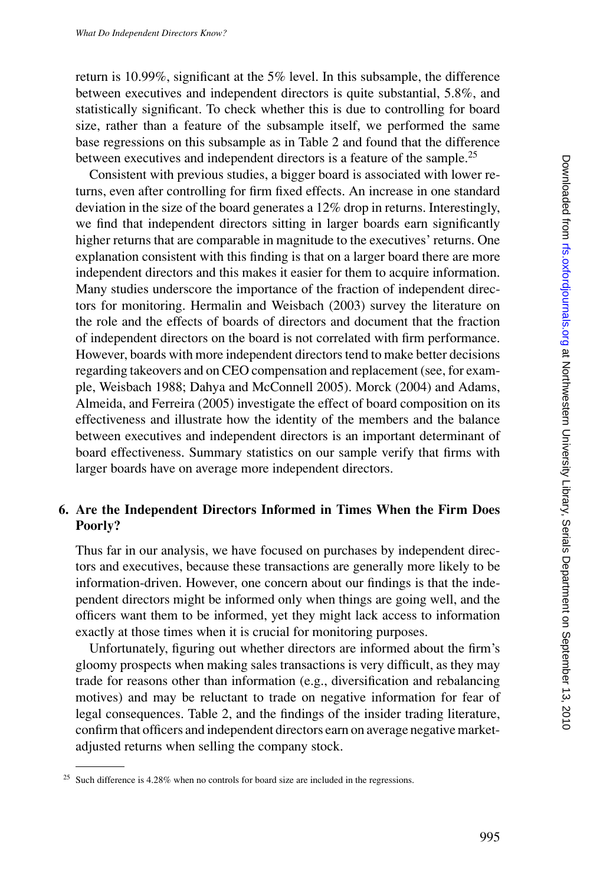return is 10.99%, significant at the 5% level. In this subsample, the difference between executives and independent directors is quite substantial, 5.8%, and statistically significant. To check whether this is due to controlling for board size, rather than a feature of the subsample itself, we performed the same base regressions on this subsample as in Table 2 and found that the difference between executives and independent directors is a feature of the sample.[25]

Consistent with previous studies, a bigger board is associated with lower returns, even after controlling for firm fixed effects. An increase in one standard deviation in the size of the board generates a 12% drop in returns. Interestingly, we find that independent directors sitting in larger boards earn significantly higher returns that are comparable in magnitude to the executives' returns. One explanation consistent with this finding is that on a larger board there are more independent directors and this makes it easier for them to acquire information. Many studies underscore the importance of the fraction of independent directors for monitoring. Hermalin and Weisbach (2003) survey the literature on the role and the effects of boards of directors and document that the fraction of independent directors on the board is not correlated with firm performance. However, boards with more independent directors tend to make better decisions regarding takeovers and on CEO compensation and replacement (see, for example, Weisbach 1988; Dahya and McConnell 2005). Morck (2004) and Adams, Almeida, and Ferreira (2005) investigate the effect of board composition on its effectiveness and illustrate how the identity of the members and the balance between executives and independent directors is an important determinant of board effectiveness. Summary statistics on our sample verify that firms with larger boards have on average more independent directors.

## 6. Are the Independent Directors Informed in Times When the Firm Does Poorly?

Thus far in our analysis, we have focused on purchases by independent directors and executives, because these transactions are generally more likely to be information-driven. However, one concern about our findings is that the independent directors might be informed only when things are going well, and the officers want them to be informed, yet they might lack access to information exactly at those times when it is crucial for monitoring purposes.

Unfortunately, figuring out whether directors are informed about the firm's gloomy prospects when making sales transactions is very difficult, as they may trade for reasons other than information (e.g., diversification and rebalancing motives) and may be reluctant to trade on negative information for fear of legal consequences. Table 2, and the findings of the insider trading literature, confirm that officers and independent directors earn on average negative market-adjusted returns when selling the company stock.

---

[25] Such difference is 4.28% when no controls for board size are included in the regressions.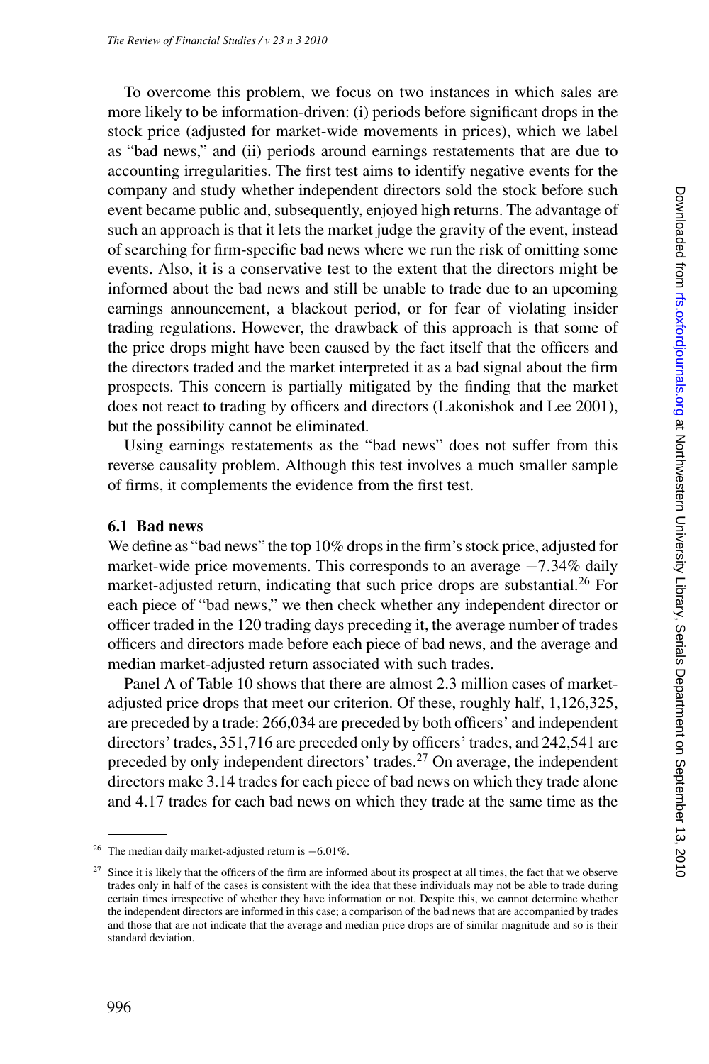To overcome this problem, we focus on two instances in which sales are more likely to be information-driven: (i) periods before significant drops in the stock price (adjusted for market-wide movements in prices), which we label as "bad news," and (ii) periods around earnings restatements that are due to accounting irregularities. The first test aims to identify negative events for the company and study whether independent directors sold the stock before such event became public and, subsequently, enjoyed high returns. The advantage of such an approach is that it lets the market judge the gravity of the event, instead of searching for firm-specific bad news where we run the risk of omitting some events. Also, it is a conservative test to the extent that the directors might be informed about the bad news and still be unable to trade due to an upcoming earnings announcement, a blackout period, or for fear of violating insider trading regulations. However, the drawback of this approach is that some of the price drops might have been caused by the fact itself that the officers and the directors traded and the market interpreted it as a bad signal about the firm prospects. This concern is partially mitigated by the finding that the market does not react to trading by officers and directors (Lakonishok and Lee 2001), but the possibility cannot be eliminated.

Using earnings restatements as the "bad news" does not suffer from this reverse causality problem. Although this test involves a much smaller sample of firms, it complements the evidence from the first test.

### 6.1 Bad news

We define as "bad news" the top 10% drops in the firm's stock price, adjusted for market-wide price movements. This corresponds to an average −7.34% daily market-adjusted return, indicating that such price drops are substantial.[26] For each piece of "bad news," we then check whether any independent director or officer traded in the 120 trading days preceding it, the average number of trades officers and directors made before each piece of bad news, and the average and median market-adjusted return associated with such trades.

Panel A of Table 10 shows that there are almost 2.3 million cases of market-adjusted price drops that meet our criterion. Of these, roughly half, 1,126,325, are preceded by a trade: 266,034 are preceded by both officers' and independent directors' trades, 351,716 are preceded only by officers' trades, and 242,541 are preceded by only independent directors' trades.[27] On average, the independent directors make 3.14 trades for each piece of bad news on which they trade alone and 4.17 trades for each bad news on which they trade at the same time as the

---

[26] The median daily market-adjusted return is −6.01%.

[27] Since it is likely that the officers of the firm are informed about its prospect at all times, the fact that we observe trades only in half of the cases is consistent with the idea that these individuals may not be able to trade during certain times irrespective of whether they have information or not. Despite this, we cannot determine whether the independent directors are informed in this case; a comparison of the bad news that are accompanied by trades and those that are not indicate that the average and median price drops are of similar magnitude and so is their standard deviation.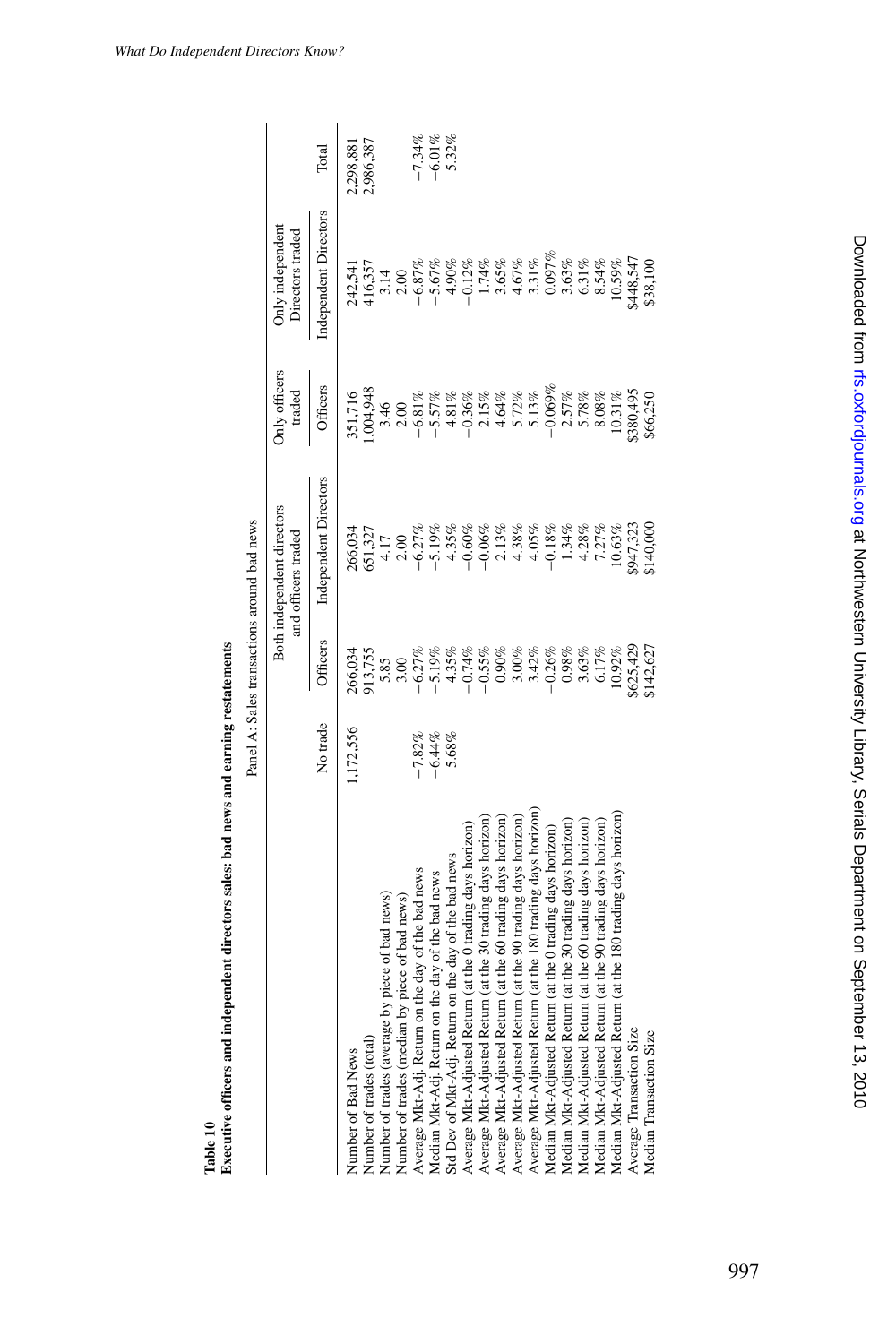**Table 10**

**Executive officers and independent directors sales: bad news and earning restatements**

Panel A: Sales transactions around bad news

| | No trade | Both independent directors and officers traded | | Only officers traded | Only independent Directors traded | Total |
|---|---|---|---|---|---|---|
| | | Officers | Independent Directors | Officers | Independent Directors | |
| Number of Bad News | 1,172,556 | 266,034 | 266,034 | 351,716 | 242,541 | 2,298,881 |
| Number of trades (total) | | 913,755 | 651,327 | 1,004,948 | 416,357 | 2,986,387 |
| Number of trades (average by piece of bad news) | | 5.85 | 4.17 | 3.46 | 3.14 | |
| Number of trades (median by piece of bad news) | | 3.00 | 2.00 | 2.00 | 2.00 | |
| Average Mkt-Adj. Return on the day of the bad news | −7.82% | −6.27% | −6.27% | −6.81% | −6.87% | −7.34% |
| Median Mkt-Adj. Return on the day of the bad news | −6.44% | −5.19% | −5.19% | −5.57% | −5.67% | −6.01% |
| Std Dev of Mkt-Adj. Return on the day of the bad news | 5.68% | 4.35% | 4.35% | 4.81% | 4.90% | 5.32% |
| Average Mkt-Adjusted Return (at the 0 trading days horizon) | | −0.74% | −0.60% | −0.36% | −0.12% | |
| Average Mkt-Adjusted Return (at the 30 trading days horizon) | | −0.55% | −0.06% | 2.15% | 1.74% | |
| Average Mkt-Adjusted Return (at the 60 trading days horizon) | | 0.90% | 2.13% | 4.64% | 3.65% | |
| Average Mkt-Adjusted Return (at the 90 trading days horizon) | | 3.00% | 4.38% | 5.72% | 4.67% | |
| Average Mkt-Adjusted Return (at the 180 trading days horizon) | | 3.42% | 4.05% | 5.13% | 3.31% | |
| Median Mkt-Adjusted Return (at the 0 trading days horizon) | | −0.26% | −0.18% | −0.069% | 0.097% | |
| Median Mkt-Adjusted Return (at the 30 trading days horizon) | | 0.98% | 1.34% | 2.57% | 3.63% | |
| Median Mkt-Adjusted Return (at the 60 trading days horizon) | | 3.63% | 4.28% | 5.78% | 6.31% | |
| Median Mkt-Adjusted Return (at the 90 trading days horizon) | | 6.17% | 7.27% | 8.08% | 8.54% | |
| Median Mkt-Adjusted Return (at the 180 trading days horizon) | | 10.92% | 10.63% | 10.31% | 10.59% | |
| Average Transaction Size | | $625,429 | $947,323 | $380,495 | $448,547 | |
| Median Transaction Size | | $142,627 | $140,000 | $66,250 | $38,100 | |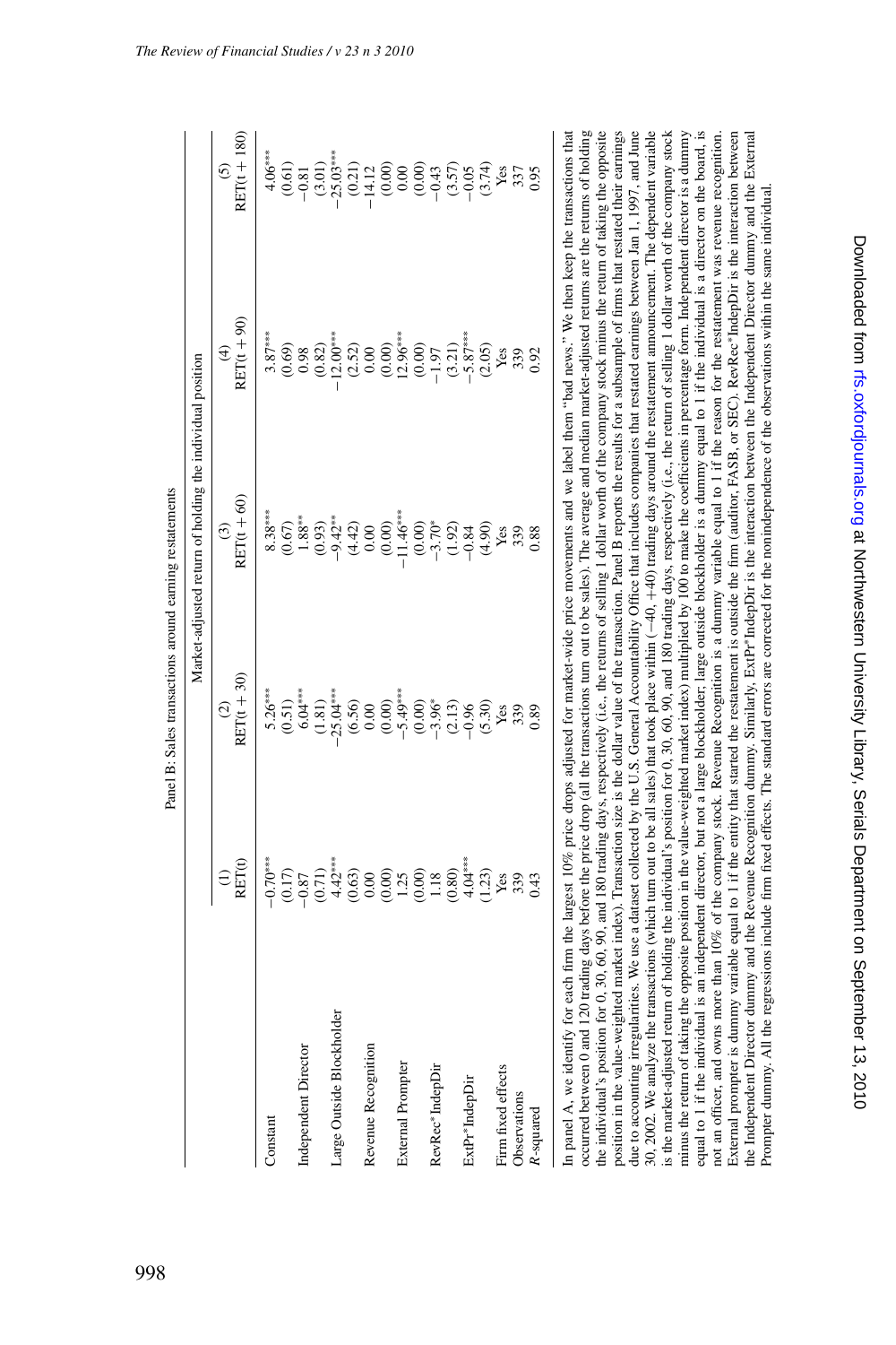Panel B: Sales transactions around earning restatements

| | Market-adjusted return of holding the individual position | | | | |
|---|---|---|---|---|---|
| | (1) RET(t) | (2) RET(t + 30) | (3) RET(t + 60) | (4) RET(t + 90) | (5) RET(t + 180) |
| Constant | −0.70*** | 5.26*** | 8.38*** | 3.87*** | 4.06*** |
| | (0.17) | (0.51) | (0.67) | (0.69) | (0.61) |
| Independent Director | −0.87 | 6.04*** | 1.88** | 0.98 | −0.81 |
| | (0.71) | (1.81) | (0.93) | (0.82) | (3.01) |
| Large Outside Blockholder | 4.42*** | −25.04*** | −9.42** | −12.00*** | −25.03*** |
| | (0.63) | (6.56) | (4.42) | (2.52) | (0.21) |
| Revenue Recognition | 0.00 | 0.00 | 0.00 | 0.00 | −14.12 |
| | (0.00) | (0.00) | (0.00) | (0.00) | (0.00) |
| External Prompter | 1.25 | −5.49*** | −11.46*** | 12.96*** | 0.00 |
| | (0.00) | (0.00) | (0.00) | (0.00) | (0.00) |
| RevRec*IndepDir | 1.18 | −3.96* | −3.70* | −1.97 | −0.43 |
| | (0.80) | (2.13) | (1.92) | (3.21) | (3.57) |
| ExtPr*IndepDir | 4.04*** | −0.96 | −0.84 | −5.87*** | −0.05 |
| | (1.23) | (5.30) | (4.90) | (2.05) | (3.74) |
| Firm fixed effects | Yes | Yes | Yes | Yes | Yes |
| Observations | 339 | 339 | 339 | 339 | 337 |
| $R$-squared | 0.43 | 0.89 | 0.88 | 0.92 | 0.95 |

In panel A, we identify for each firm the largest 10% price drops adjusted for market-wide price movements and we label them "bad news." We then keep the transactions that occurred between 0 and 120 trading days before the price drop (all the transactions turn out to be sales). The average and median market-adjusted returns are the returns of holding the individual's position for 0, 30, 60, 90, and 180 trading days, respectively (i.e., the returns of selling 1 dollar worth of the company stock minus the return of taking the opposite position in the value-weighted market index). Transaction size is the dollar value of the transaction. Panel B reports the results for a subsample of firms that restated their earnings due to accounting irregularities. We use a dataset collected by the U.S. General Accountability Office that includes companies that restated earnings between Jan 1, 1997, and June 30, 2002. We analyze the transactions (which turn out to be all sales) that took place within (−40, +40) trading days around the restatement announcement. The dependent variable is the market-adjusted return of holding the individual's position for 0, 30, 60, 90, and 180 trading days, respectively (i.e., the return of selling 1 dollar worth of the company stock minus the return of taking the opposite position in the value-weighted market index) multiplied by 100 to make the coefficients in percentage form. Independent director is a dummy equal to 1 if the individual is an independent director, but not a large blockholder; large outside blockholder is a dummy equal to 1 if the individual is a director on the board, is not an officer, and owns more than 10% of the company stock. Revenue Recognition is a dummy variable equal to 1 if the reason for the restatement was revenue recognition. External prompter is dummy variable equal to 1 if the entity that started the restatement is outside the firm (auditor, FASB, or SEC). RevRec*IndepDir is the interaction between the Independent Director dummy and the Revenue Recognition dummy. Similarly, ExtPr*IndepDir is the interaction between the Independent Director dummy and the External Prompter dummy. All the regressions include firm fixed effects. The standard errors are corrected for the nonindependence of the observations within the same individual.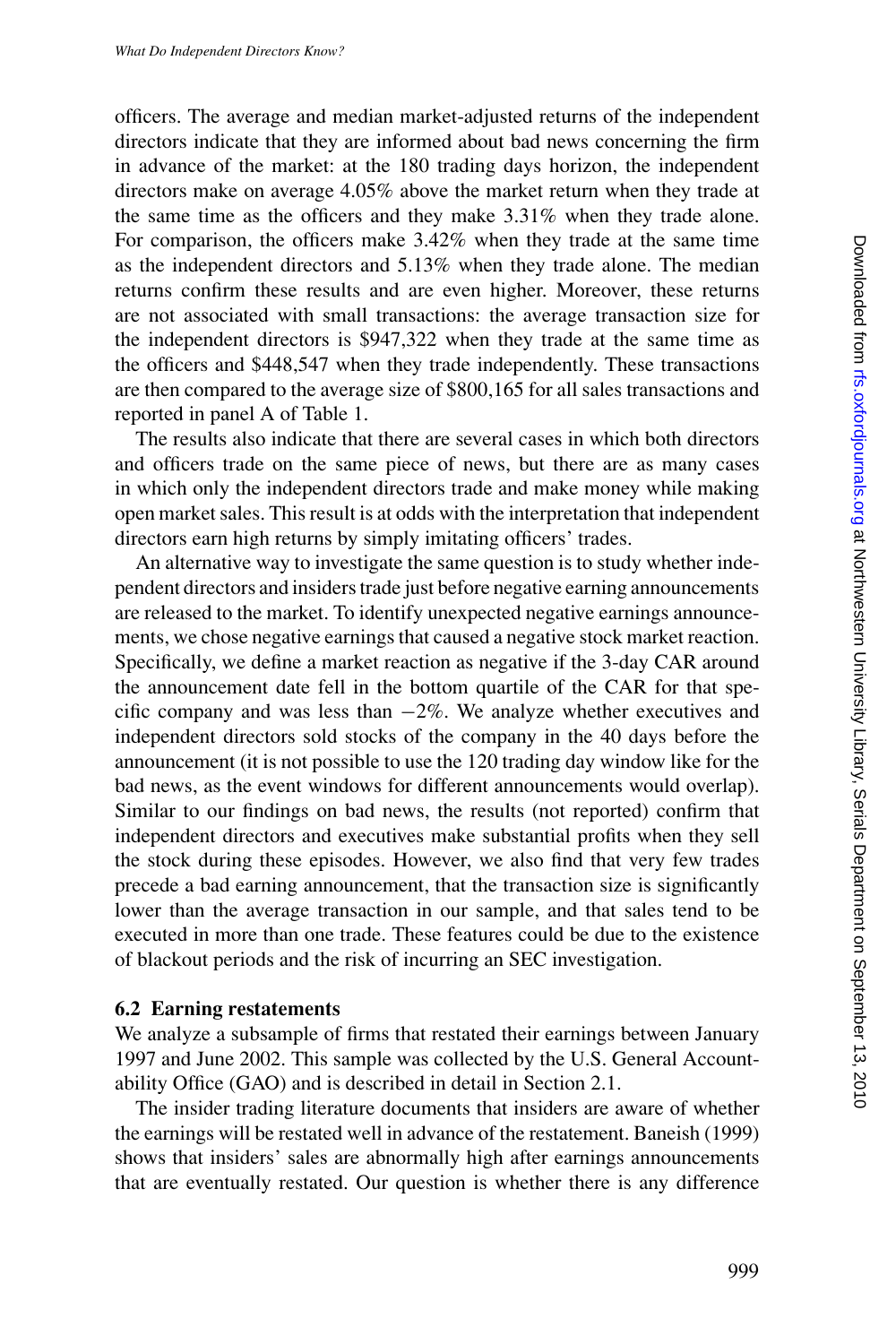officers. The average and median market-adjusted returns of the independent directors indicate that they are informed about bad news concerning the firm in advance of the market: at the 180 trading days horizon, the independent directors make on average 4.05% above the market return when they trade at the same time as the officers and they make 3.31% when they trade alone. For comparison, the officers make 3.42% when they trade at the same time as the independent directors and 5.13% when they trade alone. The median returns confirm these results and are even higher. Moreover, these returns are not associated with small transactions: the average transaction size for the independent directors is \$947,322 when they trade at the same time as the officers and \$448,547 when they trade independently. These transactions are then compared to the average size of \$800,165 for all sales transactions and reported in panel A of Table 1.

The results also indicate that there are several cases in which both directors and officers trade on the same piece of news, but there are as many cases in which only the independent directors trade and make money while making open market sales. This result is at odds with the interpretation that independent directors earn high returns by simply imitating officers' trades.

An alternative way to investigate the same question is to study whether independent directors and insiders trade just before negative earning announcements are released to the market. To identify unexpected negative earnings announcements, we chose negative earnings that caused a negative stock market reaction. Specifically, we define a market reaction as negative if the 3-day CAR around the announcement date fell in the bottom quartile of the CAR for that specific company and was less than $-2\%$. We analyze whether executives and independent directors sold stocks of the company in the 40 days before the announcement (it is not possible to use the 120 trading day window like for the bad news, as the event windows for different announcements would overlap). Similar to our findings on bad news, the results (not reported) confirm that independent directors and executives make substantial profits when they sell the stock during these episodes. However, we also find that very few trades precede a bad earning announcement, that the transaction size is significantly lower than the average transaction in our sample, and that sales tend to be executed in more than one trade. These features could be due to the existence of blackout periods and the risk of incurring an SEC investigation.

### 6.2 Earning restatements

We analyze a subsample of firms that restated their earnings between January 1997 and June 2002. This sample was collected by the U.S. General Accountability Office (GAO) and is described in detail in Section 2.1.

The insider trading literature documents that insiders are aware of whether the earnings will be restated well in advance of the restatement. Baneish (1999) shows that insiders' sales are abnormally high after earnings announcements that are eventually restated. Our question is whether there is any difference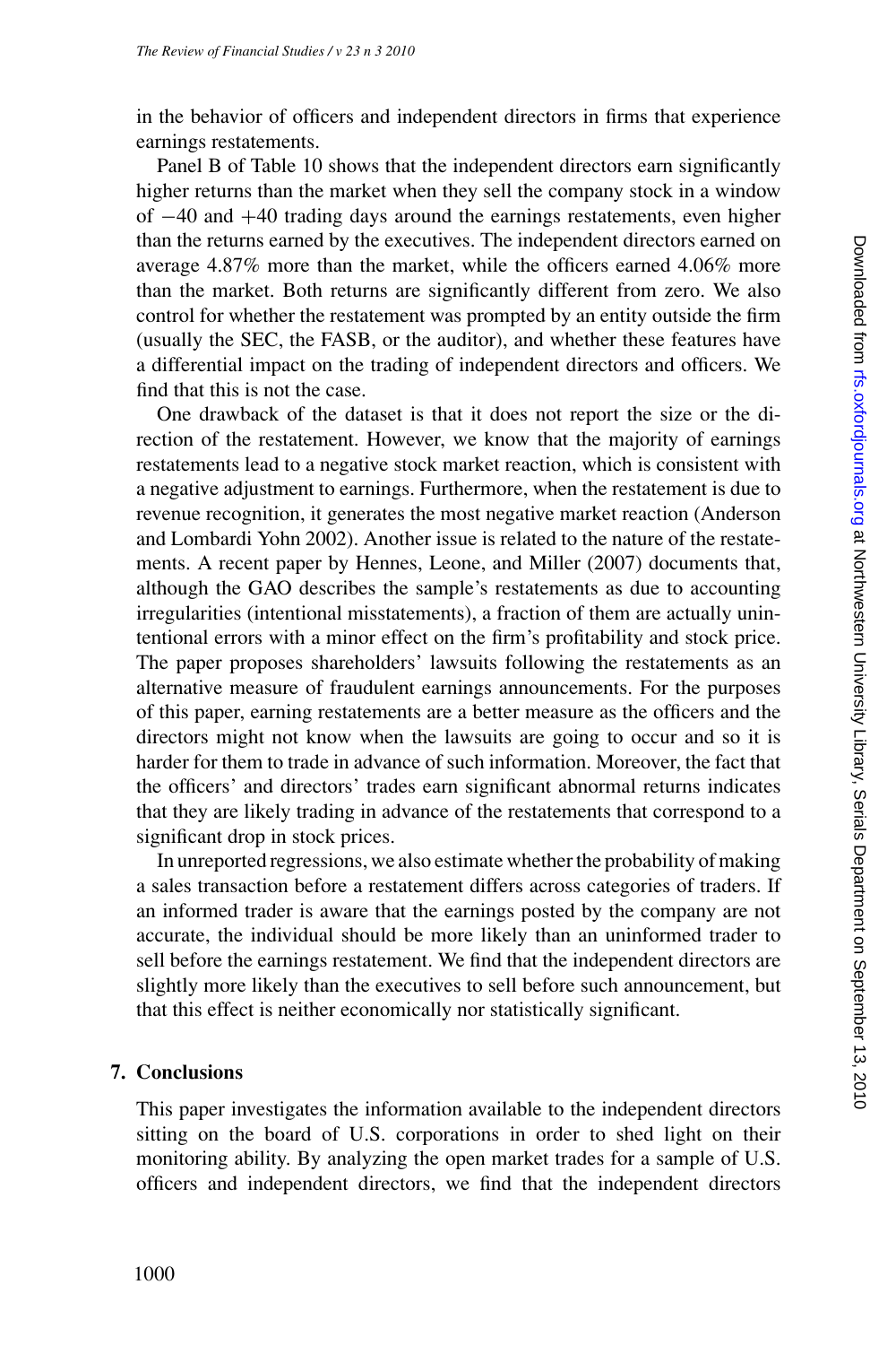in the behavior of officers and independent directors in firms that experience earnings restatements.

Panel B of Table 10 shows that the independent directors earn significantly higher returns than the market when they sell the company stock in a window of −40 and +40 trading days around the earnings restatements, even higher than the returns earned by the executives. The independent directors earned on average 4.87% more than the market, while the officers earned 4.06% more than the market. Both returns are significantly different from zero. We also control for whether the restatement was prompted by an entity outside the firm (usually the SEC, the FASB, or the auditor), and whether these features have a differential impact on the trading of independent directors and officers. We find that this is not the case.

One drawback of the dataset is that it does not report the size or the direction of the restatement. However, we know that the majority of earnings restatements lead to a negative stock market reaction, which is consistent with a negative adjustment to earnings. Furthermore, when the restatement is due to revenue recognition, it generates the most negative market reaction (Anderson and Lombardi Yohn 2002). Another issue is related to the nature of the restatements. A recent paper by Hennes, Leone, and Miller (2007) documents that, although the GAO describes the sample's restatements as due to accounting irregularities (intentional misstatements), a fraction of them are actually unintentional errors with a minor effect on the firm's profitability and stock price. The paper proposes shareholders' lawsuits following the restatements as an alternative measure of fraudulent earnings announcements. For the purposes of this paper, earning restatements are a better measure as the officers and the directors might not know when the lawsuits are going to occur and so it is harder for them to trade in advance of such information. Moreover, the fact that the officers' and directors' trades earn significant abnormal returns indicates that they are likely trading in advance of the restatements that correspond to a significant drop in stock prices.

In unreported regressions, we also estimate whether the probability of making a sales transaction before a restatement differs across categories of traders. If an informed trader is aware that the earnings posted by the company are not accurate, the individual should be more likely than an uninformed trader to sell before the earnings restatement. We find that the independent directors are slightly more likely than the executives to sell before such announcement, but that this effect is neither economically nor statistically significant.

## 7. Conclusions

This paper investigates the information available to the independent directors sitting on the board of U.S. corporations in order to shed light on their monitoring ability. By analyzing the open market trades for a sample of U.S. officers and independent directors, we find that the independent directors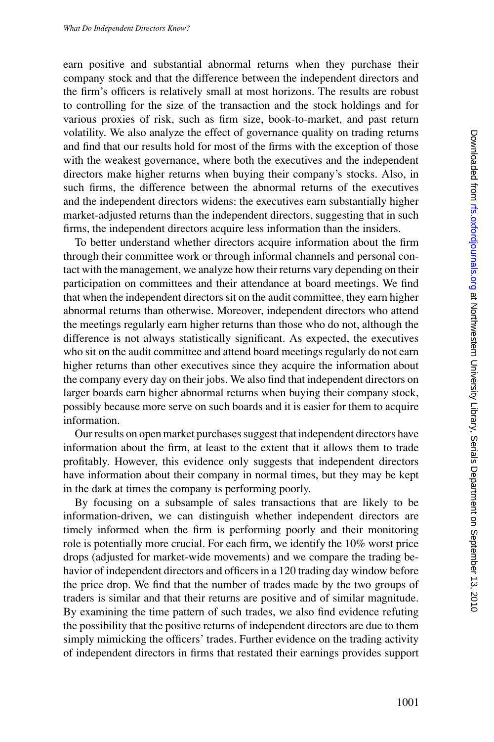earn positive and substantial abnormal returns when they purchase their company stock and that the difference between the independent directors and the firm's officers is relatively small at most horizons. The results are robust to controlling for the size of the transaction and the stock holdings and for various proxies of risk, such as firm size, book-to-market, and past return volatility. We also analyze the effect of governance quality on trading returns and find that our results hold for most of the firms with the exception of those with the weakest governance, where both the executives and the independent directors make higher returns when buying their company's stocks. Also, in such firms, the difference between the abnormal returns of the executives and the independent directors widens: the executives earn substantially higher market-adjusted returns than the independent directors, suggesting that in such firms, the independent directors acquire less information than the insiders.

To better understand whether directors acquire information about the firm through their committee work or through informal channels and personal contact with the management, we analyze how their returns vary depending on their participation on committees and their attendance at board meetings. We find that when the independent directors sit on the audit committee, they earn higher abnormal returns than otherwise. Moreover, independent directors who attend the meetings regularly earn higher returns than those who do not, although the difference is not always statistically significant. As expected, the executives who sit on the audit committee and attend board meetings regularly do not earn higher returns than other executives since they acquire the information about the company every day on their jobs. We also find that independent directors on larger boards earn higher abnormal returns when buying their company stock, possibly because more serve on such boards and it is easier for them to acquire information.

Our results on open market purchases suggest that independent directors have information about the firm, at least to the extent that it allows them to trade profitably. However, this evidence only suggests that independent directors have information about their company in normal times, but they may be kept in the dark at times the company is performing poorly.

By focusing on a subsample of sales transactions that are likely to be information-driven, we can distinguish whether independent directors are timely informed when the firm is performing poorly and their monitoring role is potentially more crucial. For each firm, we identify the 10% worst price drops (adjusted for market-wide movements) and we compare the trading behavior of independent directors and officers in a 120 trading day window before the price drop. We find that the number of trades made by the two groups of traders is similar and that their returns are positive and of similar magnitude. By examining the time pattern of such trades, we also find evidence refuting the possibility that the positive returns of independent directors are due to them simply mimicking the officers' trades. Further evidence on the trading activity of independent directors in firms that restated their earnings provides support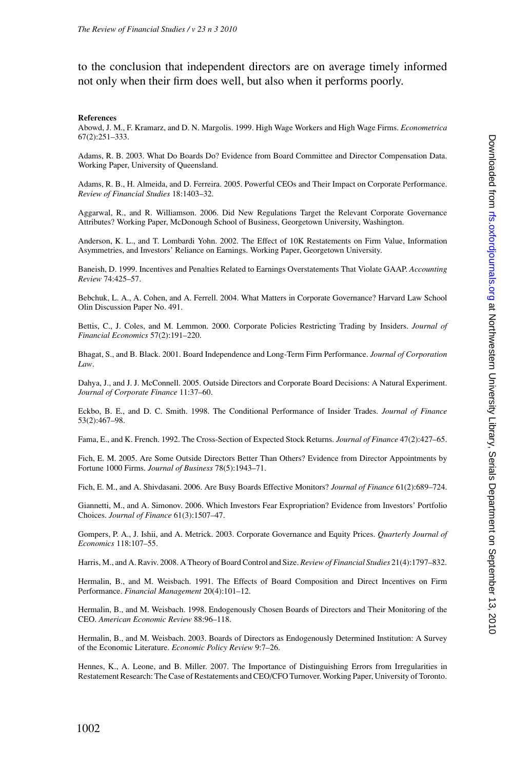to the conclusion that independent directors are on average timely informed not only when their firm does well, but also when it performs poorly.

**References**

Abowd, J. M., F. Kramarz, and D. N. Margolis. 1999. High Wage Workers and High Wage Firms. *Econometrica* 67(2):251–333.

Adams, R. B. 2003. What Do Boards Do? Evidence from Board Committee and Director Compensation Data. Working Paper, University of Queensland.

Adams, R. B., H. Almeida, and D. Ferreira. 2005. Powerful CEOs and Their Impact on Corporate Performance. *Review of Financial Studies* 18:1403–32.

Aggarwal, R., and R. Williamson. 2006. Did New Regulations Target the Relevant Corporate Governance Attributes? Working Paper, McDonough School of Business, Georgetown University, Washington.

Anderson, K. L., and T. Lombardi Yohn. 2002. The Effect of 10K Restatements on Firm Value, Information Asymmetries, and Investors' Reliance on Earnings. Working Paper, Georgetown University.

Baneish, D. 1999. Incentives and Penalties Related to Earnings Overstatements That Violate GAAP. *Accounting Review* 74:425–57.

Bebchuk, L. A., A. Cohen, and A. Ferrell. 2004. What Matters in Corporate Governance? Harvard Law School Olin Discussion Paper No. 491.

Bettis, C., J. Coles, and M. Lemmon. 2000. Corporate Policies Restricting Trading by Insiders. *Journal of Financial Economics* 57(2):191–220.

Bhagat, S., and B. Black. 2001. Board Independence and Long-Term Firm Performance. *Journal of Corporation Law*.

Dahya, J., and J. J. McConnell. 2005. Outside Directors and Corporate Board Decisions: A Natural Experiment. *Journal of Corporate Finance* 11:37–60.

Eckbo, B. E., and D. C. Smith. 1998. The Conditional Performance of Insider Trades. *Journal of Finance* 53(2):467–98.

Fama, E., and K. French. 1992. The Cross-Section of Expected Stock Returns. *Journal of Finance* 47(2):427–65.

Fich, E. M. 2005. Are Some Outside Directors Better Than Others? Evidence from Director Appointments by Fortune 1000 Firms. *Journal of Business* 78(5):1943–71.

Fich, E. M., and A. Shivdasani. 2006. Are Busy Boards Effective Monitors? *Journal of Finance* 61(2):689–724.

Giannetti, M., and A. Simonov. 2006. Which Investors Fear Expropriation? Evidence from Investors' Portfolio Choices. *Journal of Finance* 61(3):1507–47.

Gompers, P. A., J. Ishii, and A. Metrick. 2003. Corporate Governance and Equity Prices. *Quarterly Journal of Economics* 118:107–55.

Harris, M., and A. Raviv. 2008. A Theory of Board Control and Size. *Review of Financial Studies* 21(4):1797–832.

Hermalin, B., and M. Weisbach. 1991. The Effects of Board Composition and Direct Incentives on Firm Performance. *Financial Management* 20(4):101–12.

Hermalin, B., and M. Weisbach. 1998. Endogenously Chosen Boards of Directors and Their Monitoring of the CEO. *American Economic Review* 88:96–118.

Hermalin, B., and M. Weisbach. 2003. Boards of Directors as Endogenously Determined Institution: A Survey of the Economic Literature. *Economic Policy Review* 9:7–26.

Hennes, K., A. Leone, and B. Miller. 2007. The Importance of Distinguishing Errors from Irregularities in Restatement Research: The Case of Restatements and CEO/CFO Turnover. Working Paper, University of Toronto.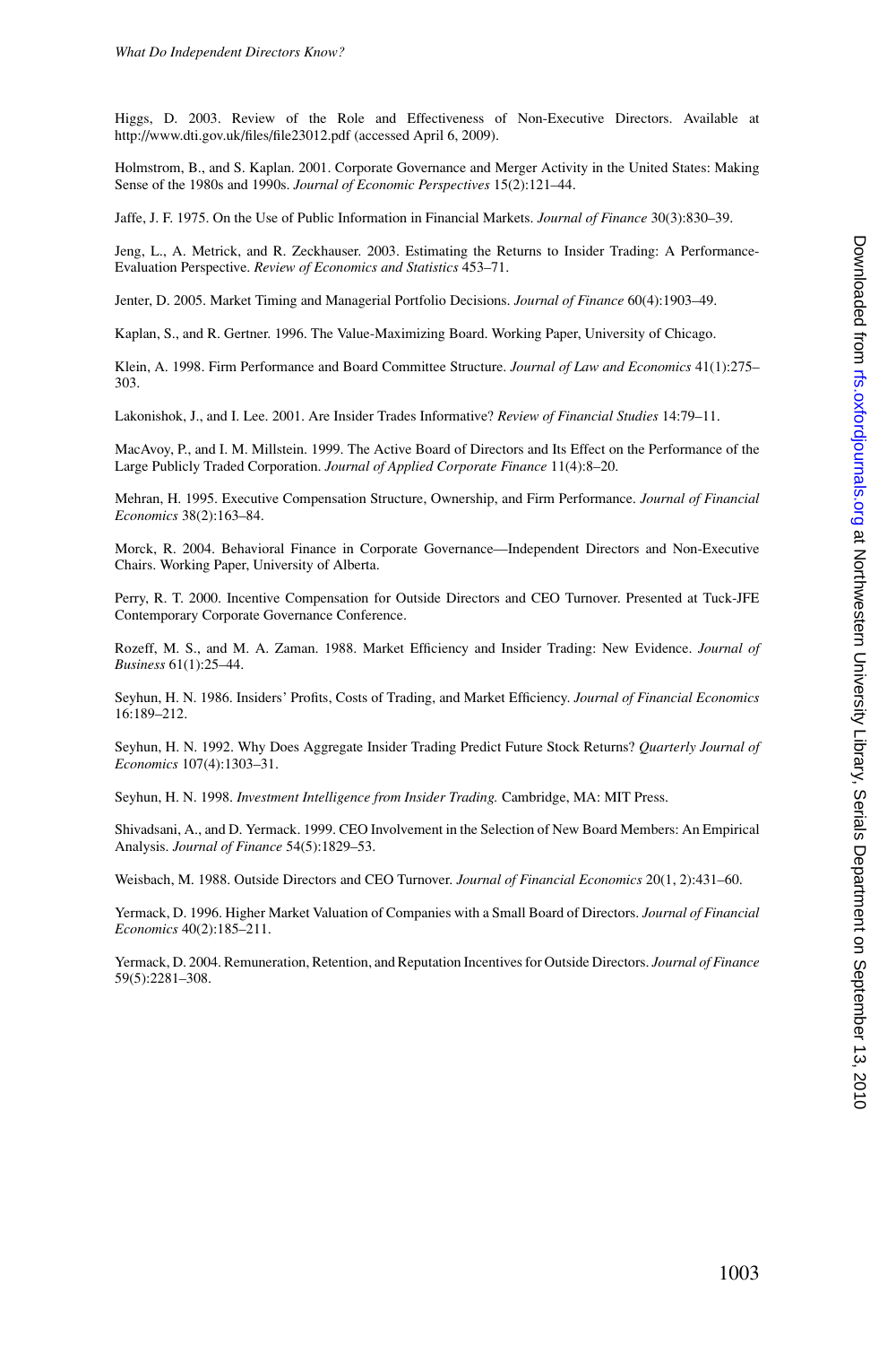Higgs, D. 2003. Review of the Role and Effectiveness of Non-Executive Directors. Available at http://www.dti.gov.uk/files/file23012.pdf (accessed April 6, 2009).

Holmstrom, B., and S. Kaplan. 2001. Corporate Governance and Merger Activity in the United States: Making Sense of the 1980s and 1990s. *Journal of Economic Perspectives* 15(2):121–44.

Jaffe, J. F. 1975. On the Use of Public Information in Financial Markets. *Journal of Finance* 30(3):830–39.

Jeng, L., A. Metrick, and R. Zeckhauser. 2003. Estimating the Returns to Insider Trading: A Performance-Evaluation Perspective. *Review of Economics and Statistics* 453–71.

Jenter, D. 2005. Market Timing and Managerial Portfolio Decisions. *Journal of Finance* 60(4):1903–49.

Kaplan, S., and R. Gertner. 1996. The Value-Maximizing Board. Working Paper, University of Chicago.

Klein, A. 1998. Firm Performance and Board Committee Structure. *Journal of Law and Economics* 41(1):275–303.

Lakonishok, J., and I. Lee. 2001. Are Insider Trades Informative? *Review of Financial Studies* 14:79–11.

MacAvoy, P., and I. M. Millstein. 1999. The Active Board of Directors and Its Effect on the Performance of the Large Publicly Traded Corporation. *Journal of Applied Corporate Finance* 11(4):8–20.

Mehran, H. 1995. Executive Compensation Structure, Ownership, and Firm Performance. *Journal of Financial Economics* 38(2):163–84.

Morck, R. 2004. Behavioral Finance in Corporate Governance—Independent Directors and Non-Executive Chairs. Working Paper, University of Alberta.

Perry, R. T. 2000. Incentive Compensation for Outside Directors and CEO Turnover. Presented at Tuck-JFE Contemporary Corporate Governance Conference.

Rozeff, M. S., and M. A. Zaman. 1988. Market Efficiency and Insider Trading: New Evidence. *Journal of Business* 61(1):25–44.

Seyhun, H. N. 1986. Insiders' Profits, Costs of Trading, and Market Efficiency. *Journal of Financial Economics* 16:189–212.

Seyhun, H. N. 1992. Why Does Aggregate Insider Trading Predict Future Stock Returns? *Quarterly Journal of Economics* 107(4):1303–31.

Seyhun, H. N. 1998. *Investment Intelligence from Insider Trading.* Cambridge, MA: MIT Press.

Shivadsani, A., and D. Yermack. 1999. CEO Involvement in the Selection of New Board Members: An Empirical Analysis. *Journal of Finance* 54(5):1829–53.

Weisbach, M. 1988. Outside Directors and CEO Turnover. *Journal of Financial Economics* 20(1, 2):431–60.

Yermack, D. 1996. Higher Market Valuation of Companies with a Small Board of Directors. *Journal of Financial Economics* 40(2):185–211.

Yermack, D. 2004. Remuneration, Retention, and Reputation Incentives for Outside Directors. *Journal of Finance* 59(5):2281–308.